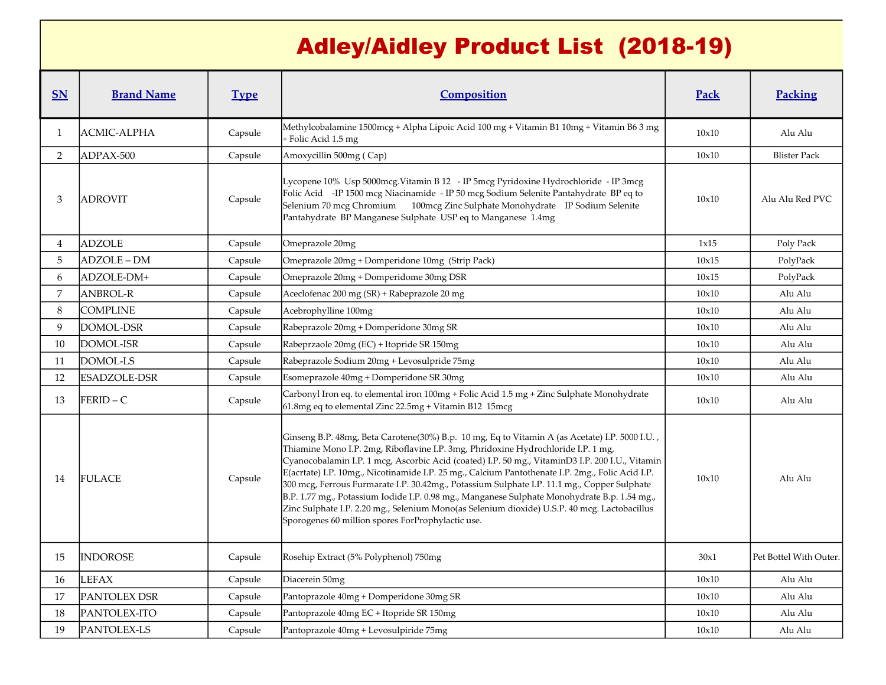# Adley/Aidley Product List (2018-19)

| SN | Brand Name | Type | Composition | Pack | Packing |
|---|---|---|---|---|---|
| 1 | ACMIC-ALPHA | Capsule | Methylcobalamine 1500mcg + Alpha Lipoic Acid 100 mg + Vitamin B1 10mg + Vitamin B6 3 mg + Folic Acid 1.5 mg | 10x10 | Alu Alu |
| 2 | ADPAX-500 | Capsule | Amoxycillin 500mg ( Cap) | 10x10 | Blister Pack |
| 3 | ADROVIT | Capsule | Lycopene 10% Usp 5000mcg.Vitamin B 12 - IP 5mcg Pyridoxine Hydrochloride - IP 3mcg Folic Acid -IP 1500 mcg Niacinamide - IP 50 mcg Sodium Selenite Pantahydrate BP eq to Selenium 70 mcg Chromium 100mcg Zinc Sulphate Monohydrate IP Sodium Selenite Pantahydrate BP Manganese Sulphate USP eq to Manganese 1.4mg | 10x10 | Alu Alu Red PVC |
| 4 | ADZOLE | Capsule | Omeprazole 20mg | 1x15 | Poly Pack |
| 5 | ADZOLE – DM | Capsule | Omeprazole 20mg + Domperidone 10mg (Strip Pack) | 10x15 | PolyPack |
| 6 | ADZOLE-DM+ | Capsule | Omeprazole 20mg + Domperidome 30mg DSR | 10x15 | PolyPack |
| 7 | ANBROL-R | Capsule | Aceclofenac 200 mg (SR) + Rabeprazole 20 mg | 10x10 | Alu Alu |
| 8 | COMPLINE | Capsule | Acebrophylline 100mg | 10x10 | Alu Alu |
| 9 | DOMOL-DSR | Capsule | Rabeprazole 20mg + Domperidone 30mg SR | 10x10 | Alu Alu |
| 10 | DOMOL-ISR | Capsule | Rabeprzaole 20mg (EC) + Itopride SR 150mg | 10x10 | Alu Alu |
| 11 | DOMOL-LS | Capsule | Rabeprazole Sodium 20mg + Levosulpride 75mg | 10x10 | Alu Alu |
| 12 | ESADZOLE-DSR | Capsule | Esomeprazole 40mg + Domperidone SR 30mg | 10x10 | Alu Alu |
| 13 | FERID – C | Capsule | Carbonyl Iron eq. to elemental iron 100mg + Folic Acid 1.5 mg + Zinc Sulphate Monohydrate 61.8mg eq to elemental Zinc 22.5mg + Vitamin B12 15mcg | 10x10 | Alu Alu |
| 14 | FULACE | Capsule | Ginseng B.P. 48mg, Beta Carotene(30%) B.p. 10 mg, Eq to Vitamin A (as Acetate) I.P. 5000 I.U. , Thiamine Mono I.P. 2mg, Riboflavine I.P. 3mg, Phridoxine Hydrochloride I.P. 1 mg, Cyanocobalamin I.P. 1 mcg, Ascorbic Acid (coated) I.P. 50 mg., VitaminD3 I.P. 200 I.U., Vitamin E(acrtate) I.P. 10mg., Nicotinamide I.P. 25 mg., Calcium Pantothenate I.P. 2mg., Folic Acid I.P. 300 mcg, Ferrous Furmarate I.P. 30.42mg., Potassium Sulphate I.P. 11.1 mg., Copper Sulphate B.P. 1.77 mg., Potassium Iodide I.P. 0.98 mg., Manganese Sulphate Monohydrate B.p. 1.54 mg., Zinc Sulphate I.P. 2.20 mg., Selenium Mono(as Selenium dioxide) U.S.P. 40 mcg. Lactobacillus Sporogenes 60 million spores ForProphylactic use. | 10x10 | Alu Alu |
| 15 | INDOROSE | Capsule | Rosehip Extract (5% Polyphenol) 750mg | 30x1 | Pet Bottel With Outer. |
| 16 | LEFAX | Capsule | Diacerein 50mg | 10x10 | Alu Alu |
| 17 | PANTOLEX DSR | Capsule | Pantoprazole 40mg + Domperidone 30mg SR | 10x10 | Alu Alu |
| 18 | PANTOLEX-ITO | Capsule | Pantoprazole 40mg EC + Itopride SR 150mg | 10x10 | Alu Alu |
| 19 | PANTOLEX-LS | Capsule | Pantoprazole 40mg + Levosulpiride 75mg | 10x10 | Alu Alu |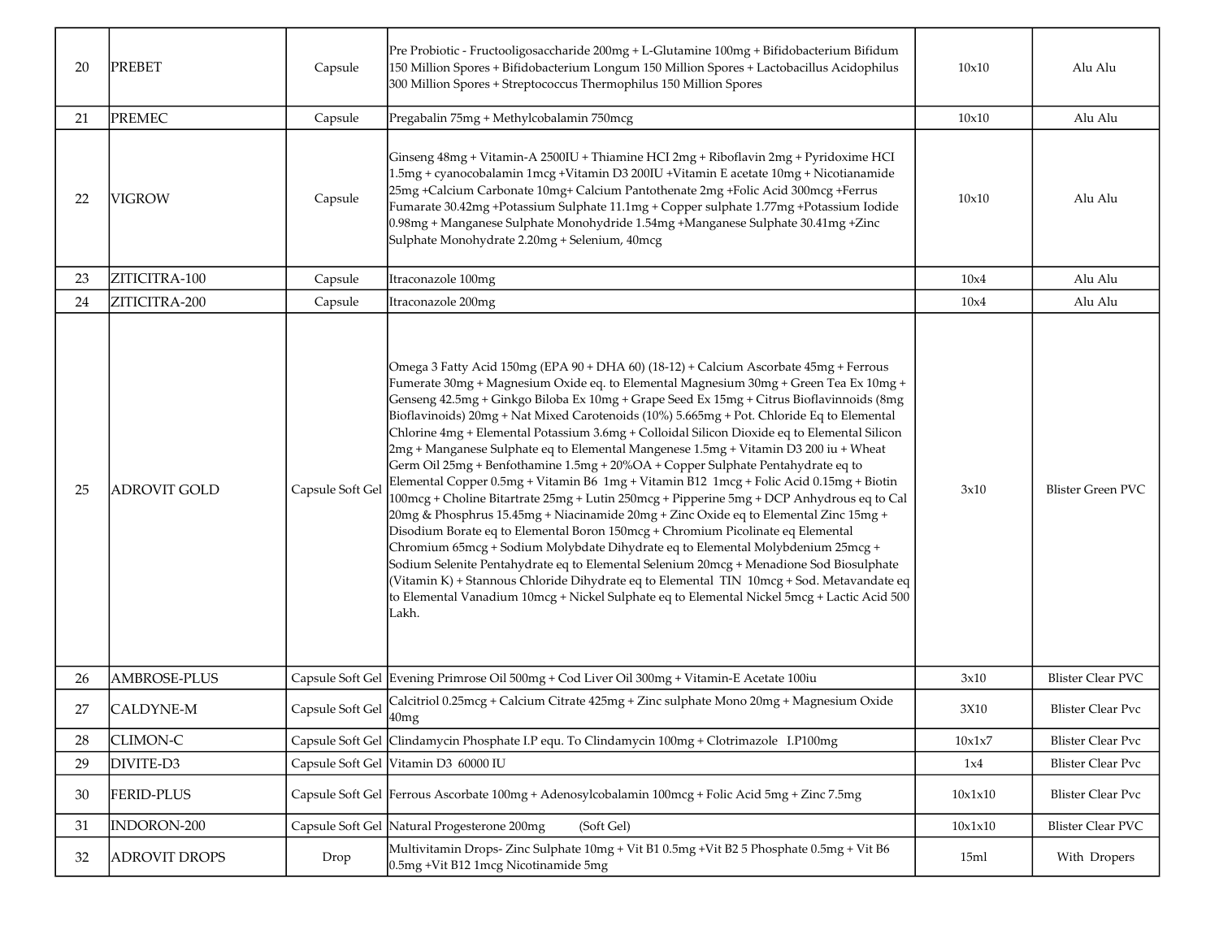| 20 | PREBET | Capsule | Pre Probiotic - Fructooligosaccharide 200mg + L-Glutamine 100mg + Bifidobacterium Bifidum 150 Million Spores + Bifidobacterium Longum 150 Million Spores + Lactobacillus Acidophilus 300 Million Spores + Streptococcus Thermophilus 150 Million Spores | 10x10 | Alu Alu |
|---|---|---|---|---|---|
| 21 | PREMEC | Capsule | Pregabalin 75mg + Methylcobalamin 750mcg | 10x10 | Alu Alu |
| 22 | VIGROW | Capsule | Ginseng 48mg + Vitamin-A 2500IU + Thiamine HCI 2mg + Riboflavin 2mg + Pyridoxime HCI 1.5mg + cyanocobalamin 1mcg +Vitamin D3 200IU +Vitamin E acetate 10mg + Nicotianamide 25mg +Calcium Carbonate 10mg+ Calcium Pantothenate 2mg +Folic Acid 300mcg +Ferrus Fumarate 30.42mg +Potassium Sulphate 11.1mg + Copper sulphate 1.77mg +Potassium Iodide 0.98mg + Manganese Sulphate Monohydride 1.54mg +Manganese Sulphate 30.41mg +Zinc Sulphate Monohydrate 2.20mg + Selenium, 40mcg | 10x10 | Alu Alu |
| 23 | ZITICITRA-100 | Capsule | Itraconazole 100mg | 10x4 | Alu Alu |
| 24 | ZITICITRA-200 | Capsule | Itraconazole 200mg | 10x4 | Alu Alu |
| 25 | ADROVIT GOLD | Capsule Soft Gel | Omega 3 Fatty Acid 150mg (EPA 90 + DHA 60) (18-12) + Calcium Ascorbate 45mg + Ferrous Fumerate 30mg + Magnesium Oxide eq. to Elemental Magnesium 30mg + Green Tea Ex 10mg + Genseng 42.5mg + Ginkgo Biloba Ex 10mg + Grape Seed Ex 15mg + Citrus Bioflavinnoids (8mg Bioflavinoids) 20mg + Nat Mixed Carotenoids (10%) 5.665mg + Pot. Chloride Eq to Elemental Chlorine 4mg + Elemental Potassium 3.6mg + Colloidal Silicon Dioxide eq to Elemental Silicon 2mg + Manganese Sulphate eq to Elemental Mangenese 1.5mg + Vitamin D3 200 iu + Wheat Germ Oil 25mg + Benfothamine 1.5mg + 20%OA + Copper Sulphate Pentahydrate eq to Elemental Copper 0.5mg + Vitamin B6 1mg + Vitamin B12 1mcg + Folic Acid 0.15mg + Biotin 100mcg + Choline Bitartrate 25mg + Lutin 250mcg + Pipperine 5mg + DCP Anhydrous eq to Cal 20mg & Phosphrus 15.45mg + Niacinamide 20mg + Zinc Oxide eq to Elemental Zinc 15mg + Disodium Borate eq to Elemental Boron 150mcg + Chromium Picolinate eq Elemental Chromium 65mcg + Sodium Molybdate Dihydrate eq to Elemental Molybdenium 25mcg + Sodium Selenite Pentahydrate eq to Elemental Selenium 20mcg + Menadione Sod Biosulphate (Vitamin K) + Stannous Chloride Dihydrate eq to Elemental TIN 10mcg + Sod. Metavandate eq to Elemental Vanadium 10mcg + Nickel Sulphate eq to Elemental Nickel 5mcg + Lactic Acid 500 Lakh. | 3x10 | Blister Green PVC |
| 26 | AMBROSE-PLUS | Capsule Soft Gel | Evening Primrose Oil 500mg + Cod Liver Oil 300mg + Vitamin-E Acetate 100iu | 3x10 | Blister Clear PVC |
| 27 | CALDYNE-M | Capsule Soft Gel | Calcitriol 0.25mcg + Calcium Citrate 425mg + Zinc sulphate Mono 20mg + Magnesium Oxide 40mg | 3X10 | Blister Clear Pvc |
| 28 | CLIMON-C | Capsule Soft Gel | Clindamycin Phosphate I.P equ. To Clindamycin 100mg + Clotrimazole I.P100mg | 10x1x7 | Blister Clear Pvc |
| 29 | DIVITE-D3 | Capsule Soft Gel | Vitamin D3 60000 IU | 1x4 | Blister Clear Pvc |
| 30 | FERID-PLUS | Capsule Soft Gel | Ferrous Ascorbate 100mg + Adenosylcobalamin 100mcg + Folic Acid 5mg + Zinc 7.5mg | 10x1x10 | Blister Clear Pvc |
| 31 | INDORON-200 | Capsule Soft Gel | Natural Progesterone 200mg (Soft Gel) | 10x1x10 | Blister Clear PVC |
| 32 | ADROVIT DROPS | Drop | Multivitamin Drops- Zinc Sulphate 10mg + Vit B1 0.5mg +Vit B2 5 Phosphate 0.5mg + Vit B6 0.5mg +Vit B12 1mcg Nicotinamide 5mg | 15ml | With Dropers |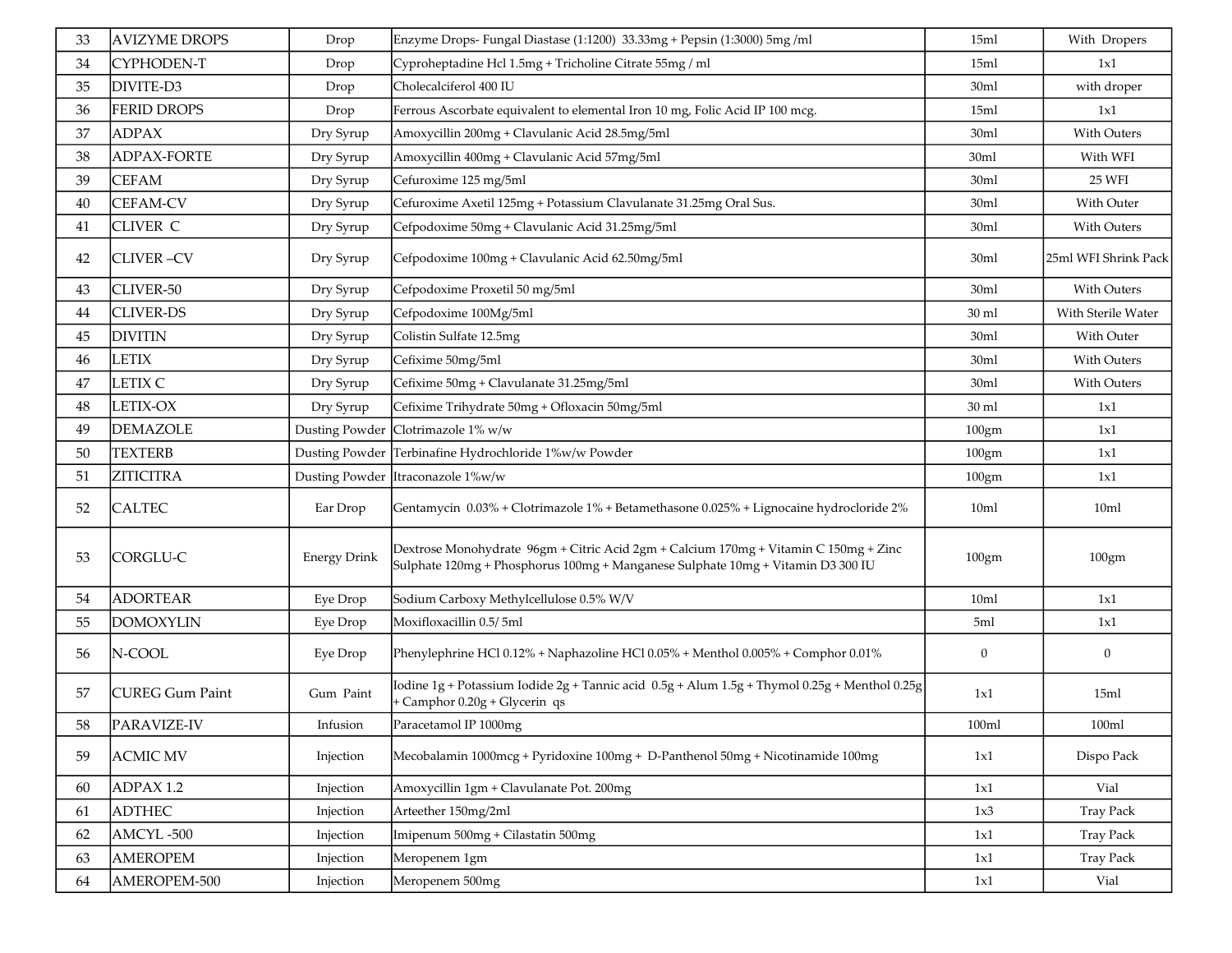| 33 | AVIZYME DROPS | Drop | Enzyme Drops- Fungal Diastase (1:1200) 33.33mg + Pepsin (1:3000) 5mg /ml | 15ml | With Dropers |
|---|---|---|---|---|---|
| 34 | CYPHODEN-T | Drop | Cyproheptadine Hcl 1.5mg + Tricholine Citrate 55mg / ml | 15ml | 1x1 |
| 35 | DIVITE-D3 | Drop | Cholecalciferol 400 IU | 30ml | with droper |
| 36 | FERID DROPS | Drop | Ferrous Ascorbate equivalent to elemental Iron 10 mg, Folic Acid IP 100 mcg. | 15ml | 1x1 |
| 37 | ADPAX | Dry Syrup | Amoxycillin 200mg + Clavulanic Acid 28.5mg/5ml | 30ml | With Outers |
| 38 | ADPAX-FORTE | Dry Syrup | Amoxycillin 400mg + Clavulanic Acid 57mg/5ml | 30ml | With WFI |
| 39 | CEFAM | Dry Syrup | Cefuroxime 125 mg/5ml | 30ml | 25 WFI |
| 40 | CEFAM-CV | Dry Syrup | Cefuroxime Axetil 125mg + Potassium Clavulanate 31.25mg Oral Sus. | 30ml | With Outer |
| 41 | CLIVER C | Dry Syrup | Cefpodoxime 50mg + Clavulanic Acid 31.25mg/5ml | 30ml | With Outers |
| 42 | CLIVER –CV | Dry Syrup | Cefpodoxime 100mg + Clavulanic Acid 62.50mg/5ml | 30ml | 25ml WFI Shrink Pack |
| 43 | CLIVER-50 | Dry Syrup | Cefpodoxime Proxetil 50 mg/5ml | 30ml | With Outers |
| 44 | CLIVER-DS | Dry Syrup | Cefpodoxime 100Mg/5ml | 30 ml | With Sterile Water |
| 45 | DIVITIN | Dry Syrup | Colistin Sulfate 12.5mg | 30ml | With Outer |
| 46 | LETIX | Dry Syrup | Cefixime 50mg/5ml | 30ml | With Outers |
| 47 | LETIX C | Dry Syrup | Cefixime 50mg + Clavulanate 31.25mg/5ml | 30ml | With Outers |
| 48 | LETIX-OX | Dry Syrup | Cefixime Trihydrate 50mg + Ofloxacin 50mg/5ml | 30 ml | 1x1 |
| 49 | DEMAZOLE | Dusting Powder | Clotrimazole 1% w/w | 100gm | 1x1 |
| 50 | TEXTERB | Dusting Powder | Terbinafine Hydrochloride 1%w/w Powder | 100gm | 1x1 |
| 51 | ZITICITRA | Dusting Powder | Itraconazole 1%w/w | 100gm | 1x1 |
| 52 | CALTEC | Ear Drop | Gentamycin 0.03% + Clotrimazole 1% + Betamethasone 0.025% + Lignocaine hydrocloride 2% | 10ml | 10ml |
| 53 | CORGLU-C | Energy Drink | Dextrose Monohydrate 96gm + Citric Acid 2gm + Calcium 170mg + Vitamin C 150mg + Zinc Sulphate 120mg + Phosphorus 100mg + Manganese Sulphate 10mg + Vitamin D3 300 IU | 100gm | 100gm |
| 54 | ADORTEAR | Eye Drop | Sodium Carboxy Methylcellulose 0.5% W/V | 10ml | 1x1 |
| 55 | DOMOXYLIN | Eye Drop | Moxifloxacillin 0.5/ 5ml | 5ml | 1x1 |
| 56 | N-COOL | Eye Drop | Phenylephrine HCl 0.12% + Naphazoline HCl 0.05% + Menthol 0.005% + Comphor 0.01% | 0 | 0 |
| 57 | CUREG Gum Paint | Gum Paint | Iodine 1g + Potassium Iodide 2g + Tannic acid 0.5g + Alum 1.5g + Thymol 0.25g + Menthol 0.25g + Camphor 0.20g + Glycerin qs | 1x1 | 15ml |
| 58 | PARAVIZE-IV | Infusion | Paracetamol IP 1000mg | 100ml | 100ml |
| 59 | ACMIC MV | Injection | Mecobalamin 1000mcg + Pyridoxine 100mg + D-Panthenol 50mg + Nicotinamide 100mg | 1x1 | Dispo Pack |
| 60 | ADPAX 1.2 | Injection | Amoxycillin 1gm + Clavulanate Pot. 200mg | 1x1 | Vial |
| 61 | ADTHEC | Injection | Arteether 150mg/2ml | 1x3 | Tray Pack |
| 62 | AMCYL -500 | Injection | Imipenum 500mg + Cilastatin 500mg | 1x1 | Tray Pack |
| 63 | AMEROPEM | Injection | Meropenem 1gm | 1x1 | Tray Pack |
| 64 | AMEROPEM-500 | Injection | Meropenem 500mg | 1x1 | Vial |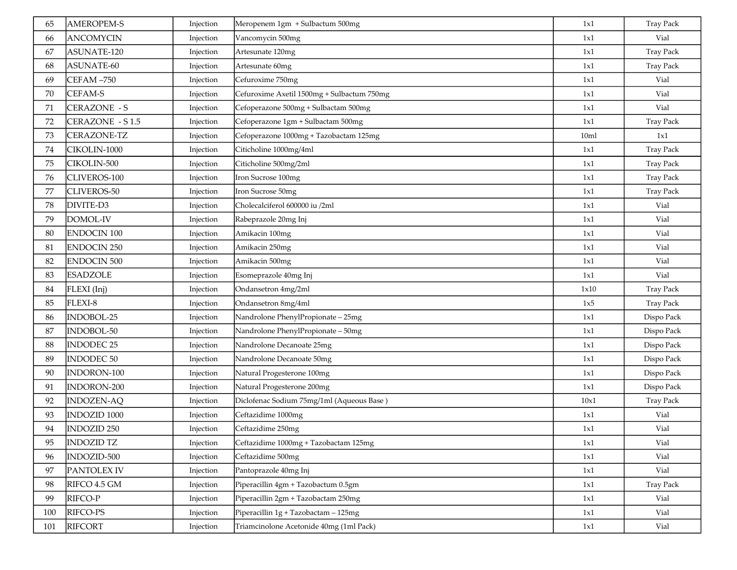| 65 | AMEROPEM-S | Injection | Meropenem 1gm + Sulbactum 500mg | 1x1 | Tray Pack |
|---|---|---|---|---|---|
| 66 | ANCOMYCIN | Injection | Vancomycin 500mg | 1x1 | Vial |
| 67 | ASUNATE-120 | Injection | Artesunate 120mg | 1x1 | Tray Pack |
| 68 | ASUNATE-60 | Injection | Artesunate 60mg | 1x1 | Tray Pack |
| 69 | CEFAM –750 | Injection | Cefuroxime 750mg | 1x1 | Vial |
| 70 | CEFAM-S | Injection | Cefuroxime Axetil 1500mg + Sulbactum 750mg | 1x1 | Vial |
| 71 | CERAZONE - S | Injection | Cefoperazone 500mg + Sulbactam 500mg | 1x1 | Vial |
| 72 | CERAZONE - S 1.5 | Injection | Cefoperazone 1gm + Sulbactam 500mg | 1x1 | Tray Pack |
| 73 | CERAZONE-TZ | Injection | Cefoperazone 1000mg + Tazobactam 125mg | 10ml | 1x1 |
| 74 | CIKOLIN-1000 | Injection | Citicholine 1000mg/4ml | 1x1 | Tray Pack |
| 75 | CIKOLIN-500 | Injection | Citicholine 500mg/2ml | 1x1 | Tray Pack |
| 76 | CLIVEROS-100 | Injection | Iron Sucrose 100mg | 1x1 | Tray Pack |
| 77 | CLIVEROS-50 | Injection | Iron Sucrose 50mg | 1x1 | Tray Pack |
| 78 | DIVITE-D3 | Injection | Cholecalciferol 600000 iu /2ml | 1x1 | Vial |
| 79 | DOMOL-IV | Injection | Rabeprazole 20mg Inj | 1x1 | Vial |
| 80 | ENDOCIN 100 | Injection | Amikacin 100mg | 1x1 | Vial |
| 81 | ENDOCIN 250 | Injection | Amikacin 250mg | 1x1 | Vial |
| 82 | ENDOCIN 500 | Injection | Amikacin 500mg | 1x1 | Vial |
| 83 | ESADZOLE | Injection | Esomeprazole 40mg Inj | 1x1 | Vial |
| 84 | FLEXI (Inj) | Injection | Ondansetron 4mg/2ml | 1x10 | Tray Pack |
| 85 | FLEXI-8 | Injection | Ondansetron 8mg/4ml | 1x5 | Tray Pack |
| 86 | INDOBOL-25 | Injection | Nandrolone PhenylPropionate – 25mg | 1x1 | Dispo Pack |
| 87 | INDOBOL-50 | Injection | Nandrolone PhenylPropionate – 50mg | 1x1 | Dispo Pack |
| 88 | INDODEC 25 | Injection | Nandrolone Decanoate 25mg | 1x1 | Dispo Pack |
| 89 | INDODEC 50 | Injection | Nandrolone Decanoate 50mg | 1x1 | Dispo Pack |
| 90 | INDORON-100 | Injection | Natural Progesterone 100mg | 1x1 | Dispo Pack |
| 91 | INDORON-200 | Injection | Natural Progesterone 200mg | 1x1 | Dispo Pack |
| 92 | INDOZEN-AQ | Injection | Diclofenac Sodium 75mg/1ml (Aqueous Base ) | 10x1 | Tray Pack |
| 93 | INDOZID 1000 | Injection | Ceftazidime 1000mg | 1x1 | Vial |
| 94 | INDOZID 250 | Injection | Ceftazidime 250mg | 1x1 | Vial |
| 95 | INDOZID TZ | Injection | Ceftazidime 1000mg + Tazobactam 125mg | 1x1 | Vial |
| 96 | INDOZID-500 | Injection | Ceftazidime 500mg | 1x1 | Vial |
| 97 | PANTOLEX IV | Injection | Pantoprazole 40mg Inj | 1x1 | Vial |
| 98 | RIFCO 4.5 GM | Injection | Piperacillin 4gm + Tazobactum 0.5gm | 1x1 | Tray Pack |
| 99 | RIFCO-P | Injection | Piperacillin 2gm + Tazobactam 250mg | 1x1 | Vial |
| 100 | RIFCO-PS | Injection | Piperacillin 1g + Tazobactam – 125mg | 1x1 | Vial |
| 101 | RIFCORT | Injection | Triamcinolone Acetonide 40mg (1ml Pack) | 1x1 | Vial |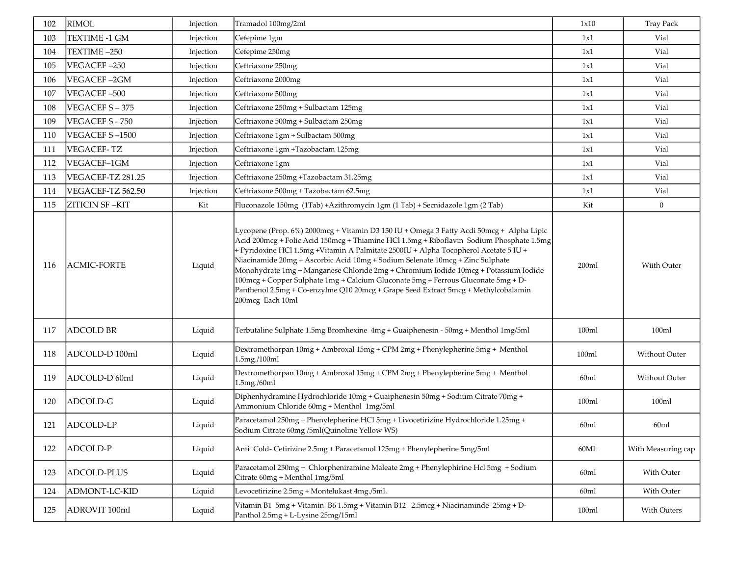| 102 | RIMOL | Injection | Tramadol 100mg/2ml | 1x10 | Tray Pack |
|---|---|---|---|---|---|
| 103 | TEXTIME -1 GM | Injection | Cefepime 1gm | 1x1 | Vial |
| 104 | TEXTIME –250 | Injection | Cefepime 250mg | 1x1 | Vial |
| 105 | VEGACEF –250 | Injection | Ceftriaxone 250mg | 1x1 | Vial |
| 106 | VEGACEF –2GM | Injection | Ceftriaxone 2000mg | 1x1 | Vial |
| 107 | VEGACEF –500 | Injection | Ceftriaxone 500mg | 1x1 | Vial |
| 108 | VEGACEF S – 375 | Injection | Ceftriaxone 250mg + Sulbactam 125mg | 1x1 | Vial |
| 109 | VEGACEF S - 750 | Injection | Ceftriaxone 500mg + Sulbactam 250mg | 1x1 | Vial |
| 110 | VEGACEF S –1500 | Injection | Ceftriaxone 1gm + Sulbactam 500mg | 1x1 | Vial |
| 111 | VEGACEF- TZ | Injection | Ceftriaxone 1gm +Tazobactam 125mg | 1x1 | Vial |
| 112 | VEGACEF–1GM | Injection | Ceftriaxone 1gm | 1x1 | Vial |
| 113 | VEGACEF-TZ 281.25 | Injection | Ceftriaxone 250mg +Tazobactam 31.25mg | 1x1 | Vial |
| 114 | VEGACEF-TZ 562.50 | Injection | Ceftriaxone 500mg + Tazobactam 62.5mg | 1x1 | Vial |
| 115 | ZITICIN SF –KIT | Kit | Fluconazole 150mg (1Tab) +Azithromycin 1gm (1 Tab) + Secnidazole 1gm (2 Tab) | Kit | 0 |
| 116 | ACMIC-FORTE | Liquid | Lycopene (Prop. 6%) 2000mcg + Vitamin D3 150 IU + Omega 3 Fatty Acdi 50mcg + Alpha Lipic Acid 200mcg + Folic Acid 150mcg + Thiamine HCl 1.5mg + Riboflavin Sodium Phosphate 1.5mg + Pyridoxine HCl 1.5mg +Vitamin A Palmitate 2500IU + Alpha Tocopherol Acetate 5 IU + Niacinamide 20mg + Ascorbic Acid 10mg + Sodium Selenate 10mcg + Zinc Sulphate Monohydrate 1mg + Manganese Chloride 2mg + Chromium Iodide 10mcg + Potassium Iodide 100mcg + Copper Sulphate 1mg + Calcium Gluconate 5mg + Ferrous Gluconate 5mg + D-Panthenol 2.5mg + Co-enzylme Q10 20mcg + Grape Seed Extract 5mcg + Methylcobalamin 200mcg Each 10ml | 200ml | Wiith Outer |
| 117 | ADCOLD BR | Liquid | Terbutaline Sulphate 1.5mg Bromhexine 4mg + Guaiphenesin - 50mg + Menthol 1mg/5ml | 100ml | 100ml |
| 118 | ADCOLD-D 100ml | Liquid | Dextromethorpan 10mg + Ambroxal 15mg + CPM 2mg + Phenylepherine 5mg + Menthol 1.5mg./100ml | 100ml | Without Outer |
| 119 | ADCOLD-D 60ml | Liquid | Dextromethorpan 10mg + Ambroxal 15mg + CPM 2mg + Phenylepherine 5mg + Menthol 1.5mg./60ml | 60ml | Without Outer |
| 120 | ADCOLD-G | Liquid | Diphenhydramine Hydrochloride 10mg + Guaiphenesin 50mg + Sodium Citrate 70mg + Ammonium Chloride 60mg + Menthol 1mg/5ml | 100ml | 100ml |
| 121 | ADCOLD-LP | Liquid | Paracetamol 250mg + Phenylepherine HCI 5mg + Livocetirizine Hydrochloride 1.25mg + Sodium Citrate 60mg /5ml(Quinoline Yellow WS) | 60ml | 60ml |
| 122 | ADCOLD-P | Liquid | Anti Cold- Cetirizine 2.5mg + Paracetamol 125mg + Phenylepherine 5mg/5ml | 60ML | With Measuring cap |
| 123 | ADCOLD-PLUS | Liquid | Paracetamol 250mg + Chlorpheniramine Maleate 2mg + Phenylephirine Hcl 5mg + Sodium Citrate 60mg + Menthol 1mg/5ml | 60ml | With Outer |
| 124 | ADMONT-LC-KID | Liquid | Levocetirizine 2.5mg + Montelukast 4mg./5ml. | 60ml | With Outer |
| 125 | ADROVIT 100ml | Liquid | Vitamin B1 5mg + Vitamin B6 1.5mg + Vitamin B12 2.5mcg + Niacinaminde 25mg + D-Panthol 2.5mg + L-Lysine 25mg/15ml | 100ml | With Outers |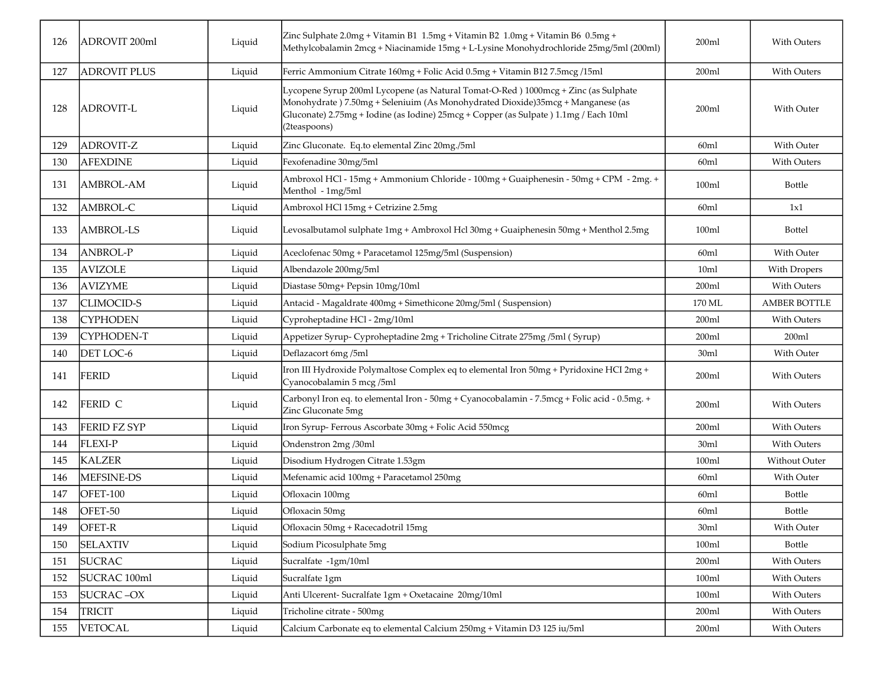| 126 | ADROVIT 200ml | Liquid | Zinc Sulphate 2.0mg + Vitamin B1 1.5mg + Vitamin B2 1.0mg + Vitamin B6 0.5mg + Methylcobalamin 2mcg + Niacinamide 15mg + L-Lysine Monohydrochloride 25mg/5ml (200ml) | 200ml | With Outers |
|---|---|---|---|---|---|
| 127 | ADROVIT PLUS | Liquid | Ferric Ammonium Citrate 160mg + Folic Acid 0.5mg + Vitamin B12 7.5mcg /15ml | 200ml | With Outers |
| 128 | ADROVIT-L | Liquid | Lycopene Syrup 200ml Lycopene (as Natural Tomat-O-Red ) 1000mcg + Zinc (as Sulphate Monohydrate ) 7.50mg + Seleniuim (As Monohydrated Dioxide)35mcg + Manganese (as Gluconate) 2.75mg + Iodine (as Iodine) 25mcg + Copper (as Sulpate ) 1.1mg / Each 10ml (2teaspoons) | 200ml | With Outer |
| 129 | ADROVIT-Z | Liquid | Zinc Gluconate. Eq.to elemental Zinc 20mg./5ml | 60ml | With Outer |
| 130 | AFEXDINE | Liquid | Fexofenadine 30mg/5ml | 60ml | With Outers |
| 131 | AMBROL-AM | Liquid | Ambroxol HCl - 15mg + Ammonium Chloride - 100mg + Guaiphenesin - 50mg + CPM - 2mg. + Menthol - 1mg/5ml | 100ml | Bottle |
| 132 | AMBROL-C | Liquid | Ambroxol HCl 15mg + Cetrizine 2.5mg | 60ml | 1x1 |
| 133 | AMBROL-LS | Liquid | Levosalbutamol sulphate 1mg + Ambroxol Hcl 30mg + Guaiphenesin 50mg + Menthol 2.5mg | 100ml | Bottel |
| 134 | ANBROL-P | Liquid | Aceclofenac 50mg + Paracetamol 125mg/5ml (Suspension) | 60ml | With Outer |
| 135 | AVIZOLE | Liquid | Albendazole 200mg/5ml | 10ml | With Dropers |
| 136 | AVIZYME | Liquid | Diastase 50mg+ Pepsin 10mg/10ml | 200ml | With Outers |
| 137 | CLIMOCID-S | Liquid | Antacid - Magaldrate 400mg + Simethicone 20mg/5ml ( Suspension) | 170 ML | AMBER BOTTLE |
| 138 | CYPHODEN | Liquid | Cyproheptadine HCl - 2mg/10ml | 200ml | With Outers |
| 139 | CYPHODEN-T | Liquid | Appetizer Syrup- Cyproheptadine 2mg + Tricholine Citrate 275mg /5ml ( Syrup) | 200ml | 200ml |
| 140 | DET LOC-6 | Liquid | Deflazacort 6mg /5ml | 30ml | With Outer |
| 141 | FERID | Liquid | Iron III Hydroxide Polymaltose Complex eq to elemental Iron 50mg + Pyridoxine HCI 2mg + Cyanocobalamin 5 mcg /5ml | 200ml | With Outers |
| 142 | FERID C | Liquid | Carbonyl Iron eq. to elemental Iron - 50mg + Cyanocobalamin - 7.5mcg + Folic acid - 0.5mg. + Zinc Gluconate 5mg | 200ml | With Outers |
| 143 | FERID FZ SYP | Liquid | Iron Syrup- Ferrous Ascorbate 30mg + Folic Acid 550mcg | 200ml | With Outers |
| 144 | FLEXI-P | Liquid | Ondenstron 2mg /30ml | 30ml | With Outers |
| 145 | KALZER | Liquid | Disodium Hydrogen Citrate 1.53gm | 100ml | Without Outer |
| 146 | MEFSINE-DS | Liquid | Mefenamic acid 100mg + Paracetamol 250mg | 60ml | With Outer |
| 147 | OFET-100 | Liquid | Ofloxacin 100mg | 60ml | Bottle |
| 148 | OFET-50 | Liquid | Ofloxacin 50mg | 60ml | Bottle |
| 149 | OFET-R | Liquid | Ofloxacin 50mg + Racecadotril 15mg | 30ml | With Outer |
| 150 | SELAXTIV | Liquid | Sodium Picosulphate 5mg | 100ml | Bottle |
| 151 | SUCRAC | Liquid | Sucralfate -1gm/10ml | 200ml | With Outers |
| 152 | SUCRAC 100ml | Liquid | Sucralfate 1gm | 100ml | With Outers |
| 153 | SUCRAC –OX | Liquid | Anti Ulcerent- Sucralfate 1gm + Oxetacaine 20mg/10ml | 100ml | With Outers |
| 154 | TRICIT | Liquid | Tricholine citrate - 500mg | 200ml | With Outers |
| 155 | VETOCAL | Liquid | Calcium Carbonate eq to elemental Calcium 250mg + Vitamin D3 125 iu/5ml | 200ml | With Outers |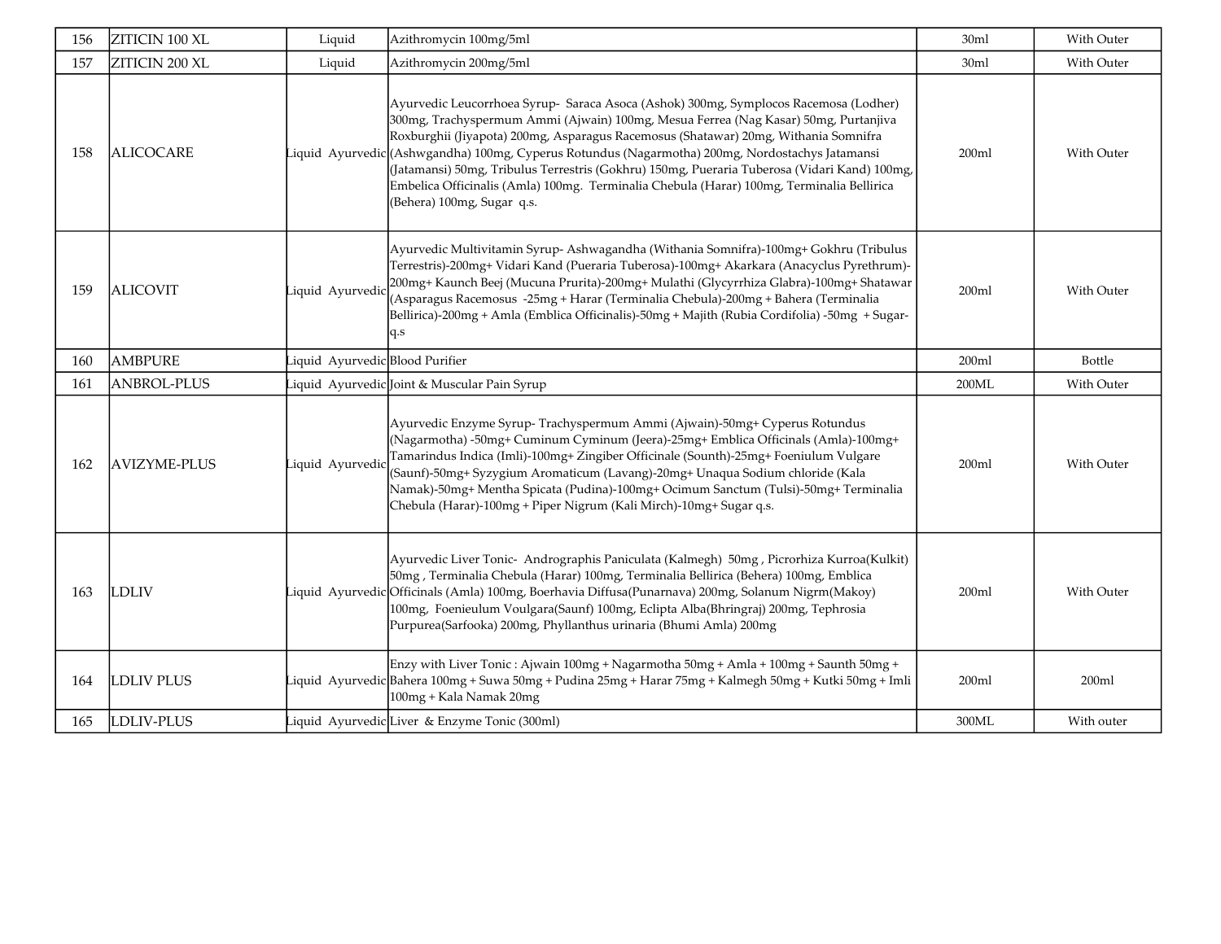| 156 | ZITICIN 100 XL | Liquid | Azithromycin 100mg/5ml | 30ml | With Outer |
|---|---|---|---|---|---|
| 157 | ZITICIN 200 XL | Liquid | Azithromycin 200mg/5ml | 30ml | With Outer |
| 158 | ALICOCARE | Liquid Ayurvedic | Ayurvedic Leucorrhoea Syrup- Saraca Asoca (Ashok) 300mg, Symplocos Racemosa (Lodher) 300mg, Trachyspermum Ammi (Ajwain) 100mg, Mesua Ferrea (Nag Kasar) 50mg, Purtanjiva Roxburghii (Jiyapota) 200mg, Asparagus Racemosus (Shatawar) 20mg, Withania Somnifra (Ashwgandha) 100mg, Cyperus Rotundus (Nagarmotha) 200mg, Nordostachys Jatamansi (Jatamansi) 50mg, Tribulus Terrestris (Gokhru) 150mg, Pueraria Tuberosa (Vidari Kand) 100mg, Embelica Officinalis (Amla) 100mg. Terminalia Chebula (Harar) 100mg, Terminalia Bellirica (Behera) 100mg, Sugar q.s. | 200ml | With Outer |
| 159 | ALICOVIT | Liquid Ayurvedic | Ayurvedic Multivitamin Syrup- Ashwagandha (Withania Somnifra)-100mg+ Gokhru (Tribulus Terrestris)-200mg+ Vidari Kand (Pueraria Tuberosa)-100mg+ Akarkara (Anacyclus Pyrethrum)-200mg+ Kaunch Beej (Mucuna Prurita)-200mg+ Mulathi (Glycyrrhiza Glabra)-100mg+ Shatawar (Asparagus Racemosus -25mg + Harar (Terminalia Chebula)-200mg + Bahera (Terminalia Bellirica)-200mg + Amla (Emblica Officinalis)-50mg + Majith (Rubia Cordifolia) -50mg + Sugar-q.s | 200ml | With Outer |
| 160 | AMBPURE | Liquid Ayurvedic | Blood Purifier | 200ml | Bottle |
| 161 | ANBROL-PLUS | Liquid Ayurvedic | Joint & Muscular Pain Syrup | 200ML | With Outer |
| 162 | AVIZYME-PLUS | Liquid Ayurvedic | Ayurvedic Enzyme Syrup- Trachyspermum Ammi (Ajwain)-50mg+ Cyperus Rotundus (Nagarmotha) -50mg+ Cuminum Cyminum (Jeera)-25mg+ Emblica Officinals (Amla)-100mg+ Tamarindus Indica (Imli)-100mg+ Zingiber Officinale (Sounth)-25mg+ Foeniulum Vulgare (Saunf)-50mg+ Syzygium Aromaticum (Lavang)-20mg+ Unaqua Sodium chloride (Kala Namak)-50mg+ Mentha Spicata (Pudina)-100mg+ Ocimum Sanctum (Tulsi)-50mg+ Terminalia Chebula (Harar)-100mg + Piper Nigrum (Kali Mirch)-10mg+ Sugar q.s. | 200ml | With Outer |
| 163 | LDLIV | Liquid Ayurvedic | Ayurvedic Liver Tonic- Andrographis Paniculata (Kalmegh) 50mg , Picrorhiza Kurroa(Kulkit) 50mg , Terminalia Chebula (Harar) 100mg, Terminalia Bellirica (Behera) 100mg, Emblica Officinals (Amla) 100mg, Boerhavia Diffusa(Punarnava) 200mg, Solanum Nigrm(Makoy) 100mg, Foenieulum Voulgara(Saunf) 100mg, Eclipta Alba(Bhringraj) 200mg, Tephrosia Purpurea(Sarfooka) 200mg, Phyllanthus urinaria (Bhumi Amla) 200mg | 200ml | With Outer |
| 164 | LDLIV PLUS | Liquid Ayurvedic | Enzy with Liver Tonic : Ajwain 100mg + Nagarmotha 50mg + Amla + 100mg + Saunth 50mg + Bahera 100mg + Suwa 50mg + Pudina 25mg + Harar 75mg + Kalmegh 50mg + Kutki 50mg + Imli 100mg + Kala Namak 20mg | 200ml | 200ml |
| 165 | LDLIV-PLUS | Liquid Ayurvedic | Liver & Enzyme Tonic (300ml) | 300ML | With outer |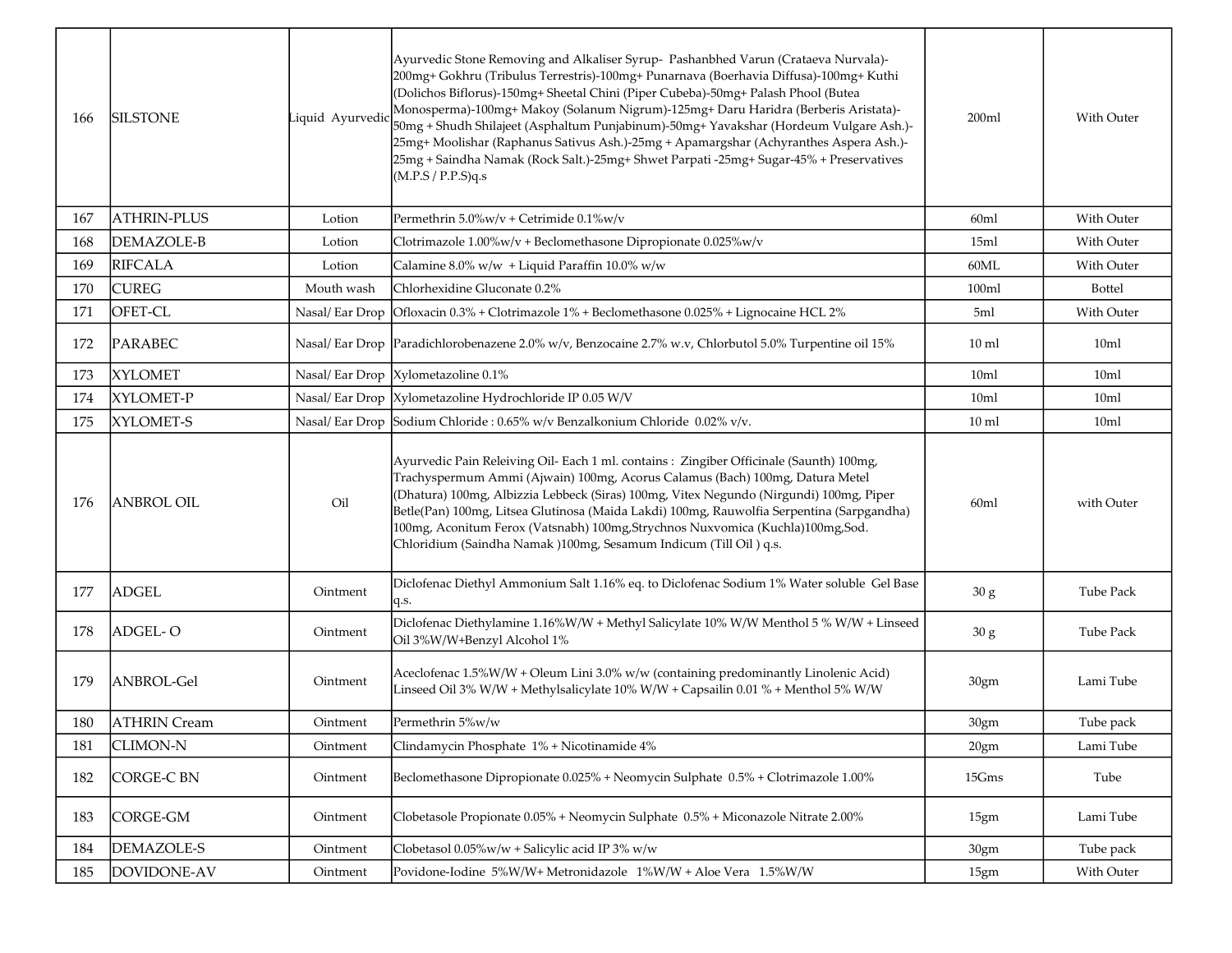| 166 | SILSTONE | Liquid Ayurvedic | Ayurvedic Stone Removing and Alkaliser Syrup- Pashanbhed Varun (Crataeva Nurvala)-200mg+ Gokhru (Tribulus Terrestris)-100mg+ Punarnava (Boerhavia Diffusa)-100mg+ Kuthi (Dolichos Biflorus)-150mg+ Sheetal Chini (Piper Cubeba)-50mg+ Palash Phool (Butea Monosperma)-100mg+ Makoy (Solanum Nigrum)-125mg+ Daru Haridra (Berberis Aristata)-50mg + Shudh Shilajeet (Asphaltum Punjabinum)-50mg+ Yavakshar (Hordeum Vulgare Ash.)-25mg+ Moolishar (Raphanus Sativus Ash.)-25mg + Apamargshar (Achyranthes Aspera Ash.)-25mg + Saindha Namak (Rock Salt.)-25mg+ Shwet Parpati -25mg+ Sugar-45% + Preservatives (M.P.S / P.P.S)q.s | 200ml | With Outer |
|---|---|---|---|---|---|
| 167 | ATHRIN-PLUS | Lotion | Permethrin 5.0%w/v + Cetrimide 0.1%w/v | 60ml | With Outer |
| 168 | DEMAZOLE-B | Lotion | Clotrimazole 1.00%w/v + Beclomethasone Dipropionate 0.025%w/v | 15ml | With Outer |
| 169 | RIFCALA | Lotion | Calamine 8.0% w/w + Liquid Paraffin 10.0% w/w | 60ML | With Outer |
| 170 | CUREG | Mouth wash | Chlorhexidine Gluconate 0.2% | 100ml | Bottel |
| 171 | OFET-CL | Nasal/ Ear Drop | Ofloxacin 0.3% + Clotrimazole 1% + Beclomethasone 0.025% + Lignocaine HCL 2% | 5ml | With Outer |
| 172 | PARABEC | Nasal/ Ear Drop | Paradichlorobenazene 2.0% w/v, Benzocaine 2.7% w.v, Chlorbutol 5.0% Turpentine oil 15% | 10 ml | 10ml |
| 173 | XYLOMET | Nasal/ Ear Drop | Xylometazoline 0.1% | 10ml | 10ml |
| 174 | XYLOMET-P | Nasal/ Ear Drop | Xylometazoline Hydrochloride IP 0.05 W/V | 10ml | 10ml |
| 175 | XYLOMET-S | Nasal/ Ear Drop | Sodium Chloride : 0.65% w/v Benzalkonium Chloride 0.02% v/v. | 10 ml | 10ml |
| 176 | ANBROL OIL | Oil | Ayurvedic Pain Releiving Oil- Each 1 ml. contains : Zingiber Officinale (Saunth) 100mg, Trachyspermum Ammi (Ajwain) 100mg, Acorus Calamus (Bach) 100mg, Datura Metel (Dhatura) 100mg, Albizzia Lebbeck (Siras) 100mg, Vitex Negundo (Nirgundi) 100mg, Piper Betle(Pan) 100mg, Litsea Glutinosa (Maida Lakdi) 100mg, Rauwolfia Serpentina (Sarpgandha) 100mg, Aconitum Ferox (Vatsnabh) 100mg,Strychnos Nuxvomica (Kuchla)100mg,Sod. Chloridium (Saindha Namak )100mg, Sesamum Indicum (Till Oil ) q.s. | 60ml | with Outer |
| 177 | ADGEL | Ointment | Diclofenac Diethyl Ammonium Salt 1.16% eq. to Diclofenac Sodium 1% Water soluble Gel Base q.s. | 30 g | Tube Pack |
| 178 | ADGEL- O | Ointment | Diclofenac Diethylamine 1.16%W/W + Methyl Salicylate 10% W/W Menthol 5 % W/W + Linseed Oil 3%W/W+Benzyl Alcohol 1% | 30 g | Tube Pack |
| 179 | ANBROL-Gel | Ointment | Aceclofenac 1.5%W/W + Oleum Lini 3.0% w/w (containing predominantly Linolenic Acid) Linseed Oil 3% W/W + Methylsalicylate 10% W/W + Capsailin 0.01 % + Menthol 5% W/W | 30gm | Lami Tube |
| 180 | ATHRIN Cream | Ointment | Permethrin 5%w/w | 30gm | Tube pack |
| 181 | CLIMON-N | Ointment | Clindamycin Phosphate 1% + Nicotinamide 4% | 20gm | Lami Tube |
| 182 | CORGE-C BN | Ointment | Beclomethasone Dipropionate 0.025% + Neomycin Sulphate 0.5% + Clotrimazole 1.00% | 15Gms | Tube |
| 183 | CORGE-GM | Ointment | Clobetasole Propionate 0.05% + Neomycin Sulphate 0.5% + Miconazole Nitrate 2.00% | 15gm | Lami Tube |
| 184 | DEMAZOLE-S | Ointment | Clobetasol 0.05%w/w + Salicylic acid IP 3% w/w | 30gm | Tube pack |
| 185 | DOVIDONE-AV | Ointment | Povidone-Iodine 5%W/W+ Metronidazole 1%W/W + Aloe Vera 1.5%W/W | 15gm | With Outer |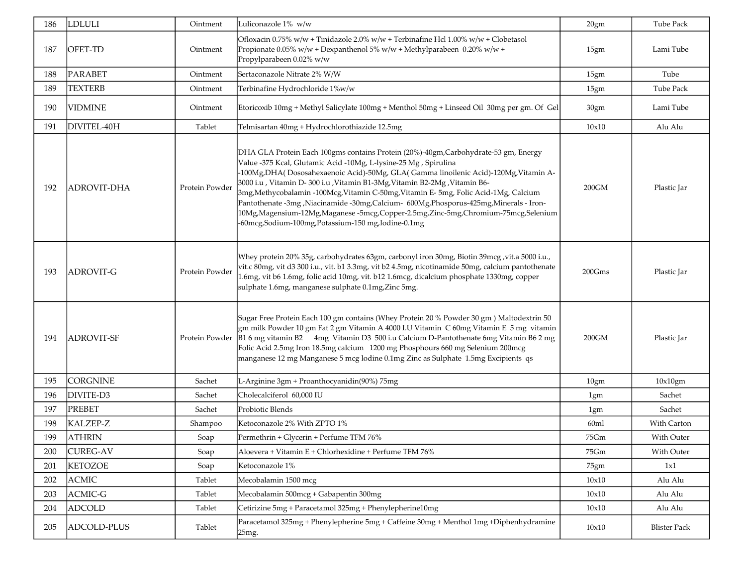| 186 | LDLULI | Ointment | Luliconazole 1% w/w | 20gm | Tube Pack |
|---|---|---|---|---|---|
| 187 | OFET-TD | Ointment | Ofloxacin 0.75% w/w + Tinidazole 2.0% w/w + Terbinafine Hcl 1.00% w/w + Clobetasol Propionate 0.05% w/w + Dexpanthenol 5% w/w + Methylparabeen 0.20% w/w + Propylparabeen 0.02% w/w | 15gm | Lami Tube |
| 188 | PARABET | Ointment | Sertaconazole Nitrate 2% W/W | 15gm | Tube |
| 189 | TEXTERB | Ointment | Terbinafine Hydrochloride 1%w/w | 15gm | Tube Pack |
| 190 | VIDMINE | Ointment | Etoricoxib 10mg + Methyl Salicylate 100mg + Menthol 50mg + Linseed Oil 30mg per gm. Of Gel | 30gm | Lami Tube |
| 191 | DIVITEL-40H | Tablet | Telmisartan 40mg + Hydrochlorothiazide 12.5mg | 10x10 | Alu Alu |
| 192 | ADROVIT-DHA | Protein Powder | DHA GLA Protein Each 100gms contains Protein (20%)-40gm,Carbohydrate-53 gm, Energy Value -375 Kcal, Glutamic Acid -10Mg, L-lysine-25 Mg , Spirulina -100Mg,DHA( Dososahexaenoic Acid)-50Mg, GLA( Gamma linoilenic Acid)-120Mg,Vitamin A-3000 i.u , Vitamin D- 300 i.u ,Vitamin B1-3Mg,Vitamin B2-2Mg ,Vitamin B6-3mg,Methycobalamin -100Mcg,Vitamin C-50mg,Vitamin E- 5mg, Folic Acid-1Mg, Calcium Pantothenate -3mg ,Niacinamide -30mg,Calcium- 600Mg,Phosporus-425mg,Minerals - Iron-10Mg,Magensium-12Mg,Maganese -5mcg,Copper-2.5mg,Zinc-5mg,Chromium-75mcg,Selenium -60mcg,Sodium-100mg,Potassium-150 mg,Iodine-0.1mg | 200GM | Plastic Jar |
| 193 | ADROVIT-G | Protein Powder | Whey protein 20% 35g, carbohydrates 63gm, carbonyl iron 30mg, Biotin 39mcg ,vit.a 5000 i.u., vit.c 80mg, vit d3 300 i.u., vit. b1 3.3mg, vit b2 4.5mg, nicotinamide 50mg, calcium pantothenate 1.6mg, vit b6 1.6mg, folic acid 10mg, vit. b12 1.6mcg, dicalcium phosphate 1330mg, copper sulphate 1.6mg, manganese sulphate 0.1mg,Zinc 5mg. | 200Gms | Plastic Jar |
| 194 | ADROVIT-SF | Protein Powder | Sugar Free Protein Each 100 gm contains (Whey Protein 20 % Powder 30 gm ) Maltodextrin 50 gm milk Powder 10 gm Fat 2 gm Vitamin A 4000 I.U Vitamin C 60mg Vitamin E 5 mg vitamin B1 6 mg vitamin B2 4mg Vitamin D3 500 i.u Calcium D-Pantothenate 6mg Vitamin B6 2 mg Folic Acid 2.5mg Iron 18.5mg calcium 1200 mg Phosphours 660 mg Selenium 200mcg manganese 12 mg Manganese 5 mcg Iodine 0.1mg Zinc as Sulphate 1.5mg Excipients qs | 200GM | Plastic Jar |
| 195 | CORGNINE | Sachet | L-Arginine 3gm + Proanthocyanidin(90%) 75mg | 10gm | 10x10gm |
| 196 | DIVITE-D3 | Sachet | Cholecalciferol 60,000 IU | 1gm | Sachet |
| 197 | PREBET | Sachet | Probiotic Blends | 1gm | Sachet |
| 198 | KALZEP-Z | Shampoo | Ketoconazole 2% With ZPTO 1% | 60ml | With Carton |
| 199 | ATHRIN | Soap | Permethrin + Glycerin + Perfume TFM 76% | 75Gm | With Outer |
| 200 | CUREG-AV | Soap | Aloevera + Vitamin E + Chlorhexidine + Perfume TFM 76% | 75Gm | With Outer |
| 201 | KETOZOE | Soap | Ketoconazole 1% | 75gm | 1x1 |
| 202 | ACMIC | Tablet | Mecobalamin 1500 mcg | 10x10 | Alu Alu |
| 203 | ACMIC-G | Tablet | Mecobalamin 500mcg + Gabapentin 300mg | 10x10 | Alu Alu |
| 204 | ADCOLD | Tablet | Cetirizine 5mg + Paracetamol 325mg + Phenylepherine10mg | 10x10 | Alu Alu |
| 205 | ADCOLD-PLUS | Tablet | Paracetamol 325mg + Phenylepherine 5mg + Caffeine 30mg + Menthol 1mg +Diphenhydramine 25mg. | 10x10 | Blister Pack |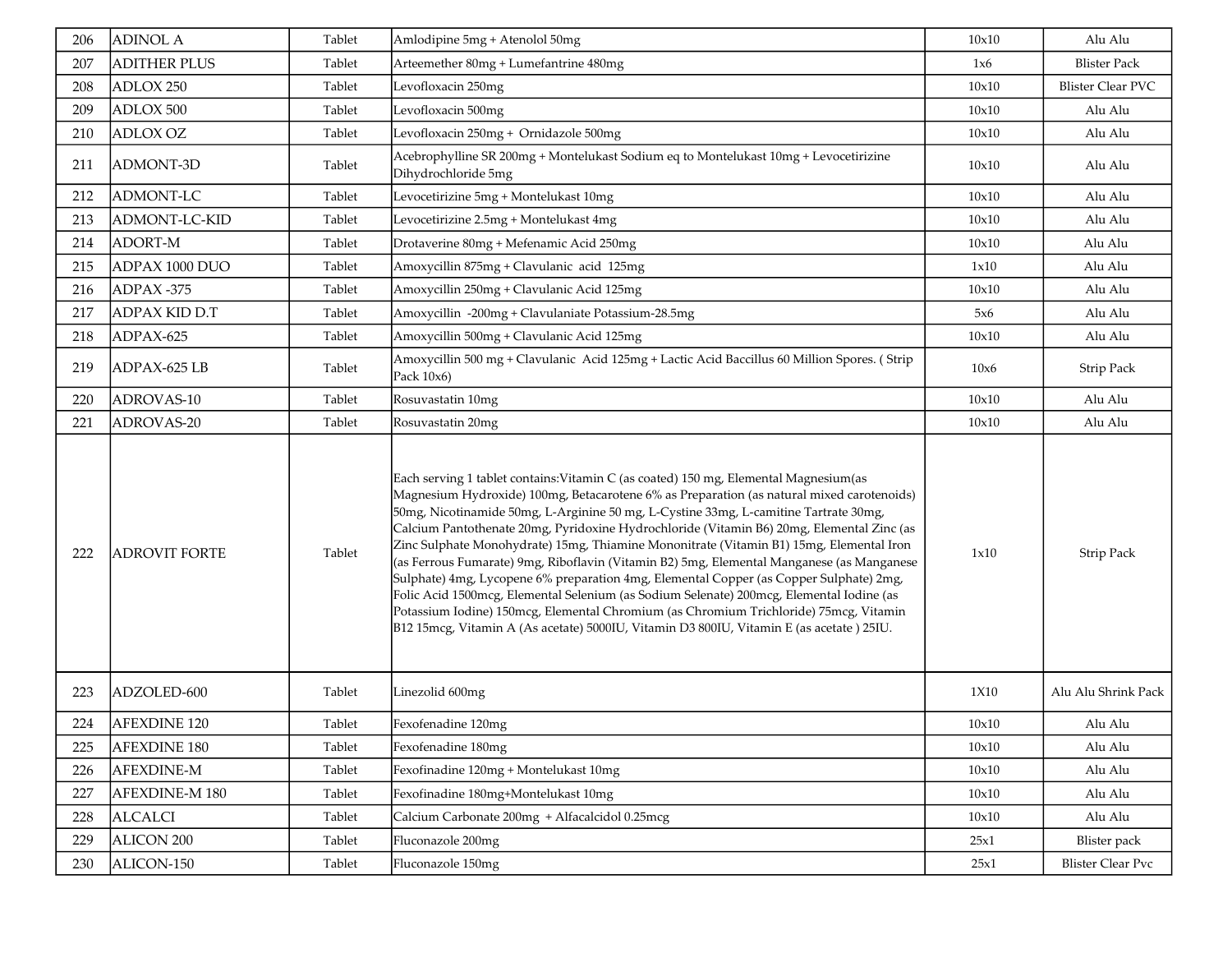| 206 | ADINOL A | Tablet | Amlodipine 5mg + Atenolol 50mg | 10x10 | Alu Alu |
|---|---|---|---|---|---|
| 207 | ADITHER PLUS | Tablet | Arteemether 80mg + Lumefantrine 480mg | 1x6 | Blister Pack |
| 208 | ADLOX 250 | Tablet | Levofloxacin 250mg | 10x10 | Blister Clear PVC |
| 209 | ADLOX 500 | Tablet | Levofloxacin 500mg | 10x10 | Alu Alu |
| 210 | ADLOX OZ | Tablet | Levofloxacin 250mg + Ornidazole 500mg | 10x10 | Alu Alu |
| 211 | ADMONT-3D | Tablet | Acebrophylline SR 200mg + Montelukast Sodium eq to Montelukast 10mg + Levocetirizine Dihydrochloride 5mg | 10x10 | Alu Alu |
| 212 | ADMONT-LC | Tablet | Levocetirizine 5mg + Montelukast 10mg | 10x10 | Alu Alu |
| 213 | ADMONT-LC-KID | Tablet | Levocetirizine 2.5mg + Montelukast 4mg | 10x10 | Alu Alu |
| 214 | ADORT-M | Tablet | Drotaverine 80mg + Mefenamic Acid 250mg | 10x10 | Alu Alu |
| 215 | ADPAX 1000 DUO | Tablet | Amoxycillin 875mg + Clavulanic acid 125mg | 1x10 | Alu Alu |
| 216 | ADPAX -375 | Tablet | Amoxycillin 250mg + Clavulanic Acid 125mg | 10x10 | Alu Alu |
| 217 | ADPAX KID D.T | Tablet | Amoxycillin -200mg + Clavulaniate Potassium-28.5mg | 5x6 | Alu Alu |
| 218 | ADPAX-625 | Tablet | Amoxycillin 500mg + Clavulanic Acid 125mg | 10x10 | Alu Alu |
| 219 | ADPAX-625 LB | Tablet | Amoxycillin 500 mg + Clavulanic Acid 125mg + Lactic Acid Baccillus 60 Million Spores. ( Strip Pack 10x6) | 10x6 | Strip Pack |
| 220 | ADROVAS-10 | Tablet | Rosuvastatin 10mg | 10x10 | Alu Alu |
| 221 | ADROVAS-20 | Tablet | Rosuvastatin 20mg | 10x10 | Alu Alu |
| 222 | ADROVIT FORTE | Tablet | Each serving 1 tablet contains:Vitamin C (as coated) 150 mg, Elemental Magnesium(as Magnesium Hydroxide) 100mg, Betacarotene 6% as Preparation (as natural mixed carotenoids) 50mg, Nicotinamide 50mg, L-Arginine 50 mg, L-Cystine 33mg, L-camitine Tartrate 30mg, Calcium Pantothenate 20mg, Pyridoxine Hydrochloride (Vitamin B6) 20mg, Elemental Zinc (as Zinc Sulphate Monohydrate) 15mg, Thiamine Mononitrate (Vitamin B1) 15mg, Elemental Iron (as Ferrous Fumarate) 9mg, Riboflavin (Vitamin B2) 5mg, Elemental Manganese (as Manganese Sulphate) 4mg, Lycopene 6% preparation 4mg, Elemental Copper (as Copper Sulphate) 2mg, Folic Acid 1500mcg, Elemental Selenium (as Sodium Selenate) 200mcg, Elemental Iodine (as Potassium Iodine) 150mcg, Elemental Chromium (as Chromium Trichloride) 75mcg, Vitamin B12 15mcg, Vitamin A (As acetate) 5000IU, Vitamin D3 800IU, Vitamin E (as acetate ) 25IU. | 1x10 | Strip Pack |
| 223 | ADZOLED-600 | Tablet | Linezolid 600mg | 1X10 | Alu Alu Shrink Pack |
| 224 | AFEXDINE 120 | Tablet | Fexofenadine 120mg | 10x10 | Alu Alu |
| 225 | AFEXDINE 180 | Tablet | Fexofenadine 180mg | 10x10 | Alu Alu |
| 226 | AFEXDINE-M | Tablet | Fexofinadine 120mg + Montelukast 10mg | 10x10 | Alu Alu |
| 227 | AFEXDINE-M 180 | Tablet | Fexofinadine 180mg+Montelukast 10mg | 10x10 | Alu Alu |
| 228 | ALCALCI | Tablet | Calcium Carbonate 200mg + Alfacalcidol 0.25mcg | 10x10 | Alu Alu |
| 229 | ALICON 200 | Tablet | Fluconazole 200mg | 25x1 | Blister pack |
| 230 | ALICON-150 | Tablet | Fluconazole 150mg | 25x1 | Blister Clear Pvc |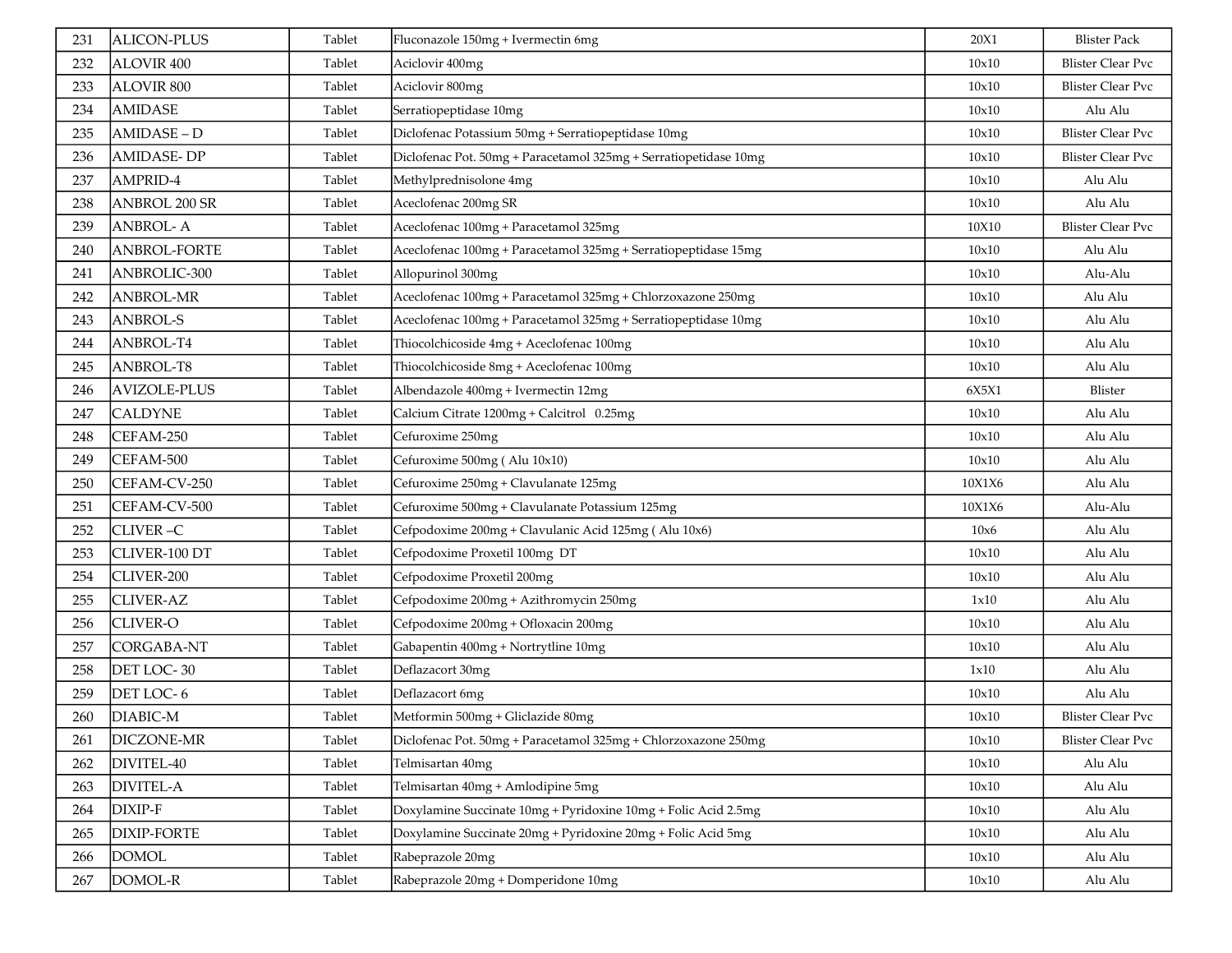| 231 | ALICON-PLUS | Tablet | Fluconazole 150mg + Ivermectin 6mg | 20X1 | Blister Pack |
|---|---|---|---|---|---|
| 232 | ALOVIR 400 | Tablet | Aciclovir 400mg | 10x10 | Blister Clear Pvc |
| 233 | ALOVIR 800 | Tablet | Aciclovir 800mg | 10x10 | Blister Clear Pvc |
| 234 | AMIDASE | Tablet | Serratiopeptidase 10mg | 10x10 | Alu Alu |
| 235 | AMIDASE – D | Tablet | Diclofenac Potassium 50mg + Serratiopeptidase 10mg | 10x10 | Blister Clear Pvc |
| 236 | AMIDASE- DP | Tablet | Diclofenac Pot. 50mg + Paracetamol 325mg + Serratiopetidase 10mg | 10x10 | Blister Clear Pvc |
| 237 | AMPRID-4 | Tablet | Methylprednisolone 4mg | 10x10 | Alu Alu |
| 238 | ANBROL 200 SR | Tablet | Aceclofenac 200mg SR | 10x10 | Alu Alu |
| 239 | ANBROL- A | Tablet | Aceclofenac 100mg + Paracetamol 325mg | 10X10 | Blister Clear Pvc |
| 240 | ANBROL-FORTE | Tablet | Aceclofenac 100mg + Paracetamol 325mg + Serratiopeptidase 15mg | 10x10 | Alu Alu |
| 241 | ANBROLIC-300 | Tablet | Allopurinol 300mg | 10x10 | Alu-Alu |
| 242 | ANBROL-MR | Tablet | Aceclofenac 100mg + Paracetamol 325mg + Chlorzoxazone 250mg | 10x10 | Alu Alu |
| 243 | ANBROL-S | Tablet | Aceclofenac 100mg + Paracetamol 325mg + Serratiopeptidase 10mg | 10x10 | Alu Alu |
| 244 | ANBROL-T4 | Tablet | Thiocolchicoside 4mg + Aceclofenac 100mg | 10x10 | Alu Alu |
| 245 | ANBROL-T8 | Tablet | Thiocolchicoside 8mg + Aceclofenac 100mg | 10x10 | Alu Alu |
| 246 | AVIZOLE-PLUS | Tablet | Albendazole 400mg + Ivermectin 12mg | 6X5X1 | Blister |
| 247 | CALDYNE | Tablet | Calcium Citrate 1200mg + Calcitrol 0.25mg | 10x10 | Alu Alu |
| 248 | CEFAM-250 | Tablet | Cefuroxime 250mg | 10x10 | Alu Alu |
| 249 | CEFAM-500 | Tablet | Cefuroxime 500mg ( Alu 10x10) | 10x10 | Alu Alu |
| 250 | CEFAM-CV-250 | Tablet | Cefuroxime 250mg + Clavulanate 125mg | 10X1X6 | Alu Alu |
| 251 | CEFAM-CV-500 | Tablet | Cefuroxime 500mg + Clavulanate Potassium 125mg | 10X1X6 | Alu-Alu |
| 252 | CLIVER –C | Tablet | Cefpodoxime 200mg + Clavulanic Acid 125mg ( Alu 10x6) | 10x6 | Alu Alu |
| 253 | CLIVER-100 DT | Tablet | Cefpodoxime Proxetil 100mg DT | 10x10 | Alu Alu |
| 254 | CLIVER-200 | Tablet | Cefpodoxime Proxetil 200mg | 10x10 | Alu Alu |
| 255 | CLIVER-AZ | Tablet | Cefpodoxime 200mg + Azithromycin 250mg | 1x10 | Alu Alu |
| 256 | CLIVER-O | Tablet | Cefpodoxime 200mg + Ofloxacin 200mg | 10x10 | Alu Alu |
| 257 | CORGABA-NT | Tablet | Gabapentin 400mg + Nortrytline 10mg | 10x10 | Alu Alu |
| 258 | DET LOC- 30 | Tablet | Deflazacort 30mg | 1x10 | Alu Alu |
| 259 | DET LOC- 6 | Tablet | Deflazacort 6mg | 10x10 | Alu Alu |
| 260 | DIABIC-M | Tablet | Metformin 500mg + Gliclazide 80mg | 10x10 | Blister Clear Pvc |
| 261 | DICZONE-MR | Tablet | Diclofenac Pot. 50mg + Paracetamol 325mg + Chlorzoxazone 250mg | 10x10 | Blister Clear Pvc |
| 262 | DIVITEL-40 | Tablet | Telmisartan 40mg | 10x10 | Alu Alu |
| 263 | DIVITEL-A | Tablet | Telmisartan 40mg + Amlodipine 5mg | 10x10 | Alu Alu |
| 264 | DIXIP-F | Tablet | Doxylamine Succinate 10mg + Pyridoxine 10mg + Folic Acid 2.5mg | 10x10 | Alu Alu |
| 265 | DIXIP-FORTE | Tablet | Doxylamine Succinate 20mg + Pyridoxine 20mg + Folic Acid 5mg | 10x10 | Alu Alu |
| 266 | DOMOL | Tablet | Rabeprazole 20mg | 10x10 | Alu Alu |
| 267 | DOMOL-R | Tablet | Rabeprazole 20mg + Domperidone 10mg | 10x10 | Alu Alu |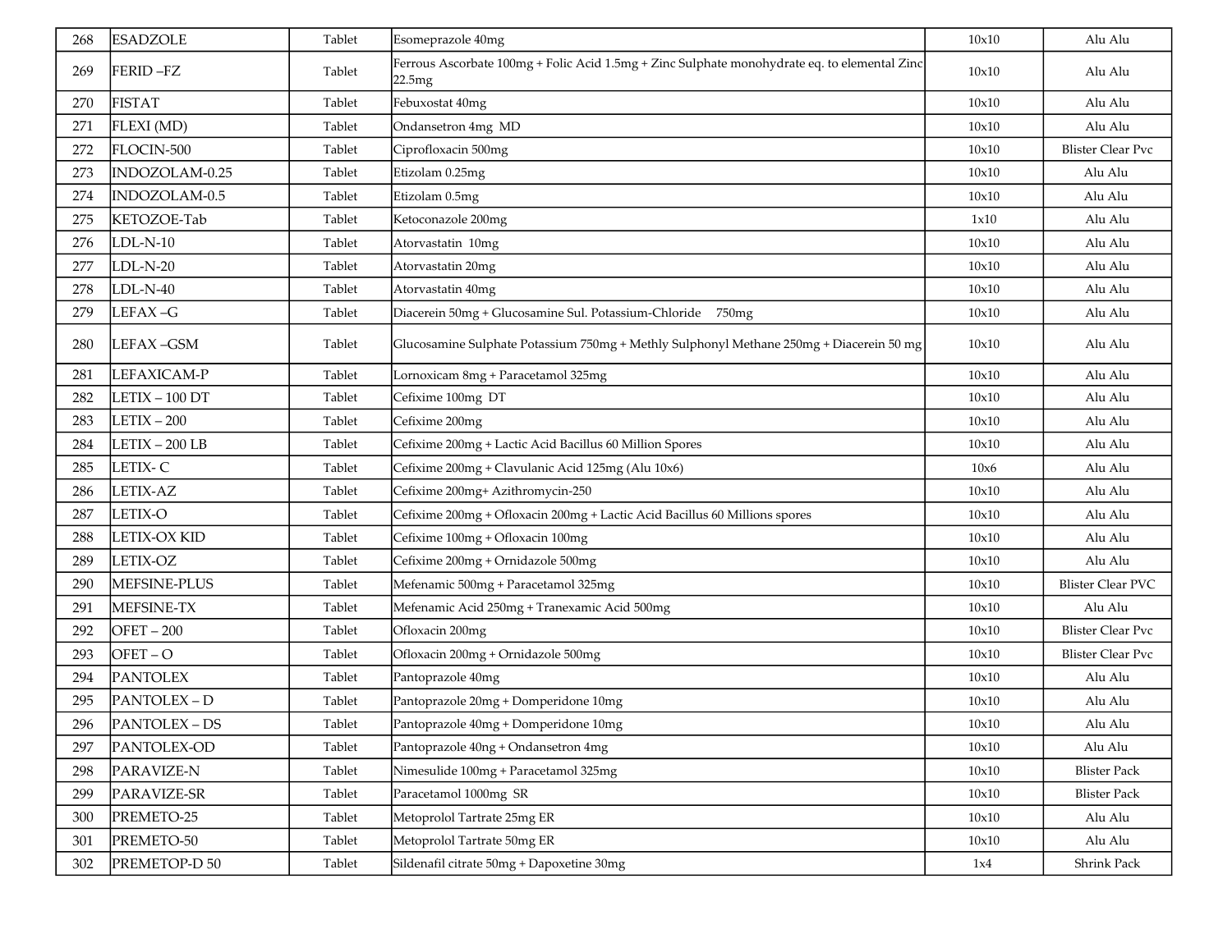| | | | | | |
|---|---|---|---|---|---|
| 268 | ESADZOLE | Tablet | Esomeprazole 40mg | 10x10 | Alu Alu |
| 269 | FERID –FZ | Tablet | Ferrous Ascorbate 100mg + Folic Acid 1.5mg + Zinc Sulphate monohydrate eq. to elemental Zinc 22.5mg | 10x10 | Alu Alu |
| 270 | FISTAT | Tablet | Febuxostat 40mg | 10x10 | Alu Alu |
| 271 | FLEXI (MD) | Tablet | Ondansetron 4mg MD | 10x10 | Alu Alu |
| 272 | FLOCIN-500 | Tablet | Ciprofloxacin 500mg | 10x10 | Blister Clear Pvc |
| 273 | INDOZOLAM-0.25 | Tablet | Etizolam 0.25mg | 10x10 | Alu Alu |
| 274 | INDOZOLAM-0.5 | Tablet | Etizolam 0.5mg | 10x10 | Alu Alu |
| 275 | KETOZOE-Tab | Tablet | Ketoconazole 200mg | 1x10 | Alu Alu |
| 276 | LDL-N-10 | Tablet | Atorvastatin 10mg | 10x10 | Alu Alu |
| 277 | LDL-N-20 | Tablet | Atorvastatin 20mg | 10x10 | Alu Alu |
| 278 | LDL-N-40 | Tablet | Atorvastatin 40mg | 10x10 | Alu Alu |
| 279 | LEFAX –G | Tablet | Diacerein 50mg + Glucosamine Sul. Potassium-Chloride 750mg | 10x10 | Alu Alu |
| 280 | LEFAX –GSM | Tablet | Glucosamine Sulphate Potassium 750mg + Methly Sulphonyl Methane 250mg + Diacerein 50 mg | 10x10 | Alu Alu |
| 281 | LEFAXICAM-P | Tablet | Lornoxicam 8mg + Paracetamol 325mg | 10x10 | Alu Alu |
| 282 | LETIX – 100 DT | Tablet | Cefixime 100mg DT | 10x10 | Alu Alu |
| 283 | LETIX – 200 | Tablet | Cefixime 200mg | 10x10 | Alu Alu |
| 284 | LETIX – 200 LB | Tablet | Cefixime 200mg + Lactic Acid Bacillus 60 Million Spores | 10x10 | Alu Alu |
| 285 | LETIX- C | Tablet | Cefixime 200mg + Clavulanic Acid 125mg (Alu 10x6) | 10x6 | Alu Alu |
| 286 | LETIX-AZ | Tablet | Cefixime 200mg+ Azithromycin-250 | 10x10 | Alu Alu |
| 287 | LETIX-O | Tablet | Cefixime 200mg + Ofloxacin 200mg + Lactic Acid Bacillus 60 Millions spores | 10x10 | Alu Alu |
| 288 | LETIX-OX KID | Tablet | Cefixime 100mg + Ofloxacin 100mg | 10x10 | Alu Alu |
| 289 | LETIX-OZ | Tablet | Cefixime 200mg + Ornidazole 500mg | 10x10 | Alu Alu |
| 290 | MEFSINE-PLUS | Tablet | Mefenamic 500mg + Paracetamol 325mg | 10x10 | Blister Clear PVC |
| 291 | MEFSINE-TX | Tablet | Mefenamic Acid 250mg + Tranexamic Acid 500mg | 10x10 | Alu Alu |
| 292 | OFET – 200 | Tablet | Ofloxacin 200mg | 10x10 | Blister Clear Pvc |
| 293 | OFET – O | Tablet | Ofloxacin 200mg + Ornidazole 500mg | 10x10 | Blister Clear Pvc |
| 294 | PANTOLEX | Tablet | Pantoprazole 40mg | 10x10 | Alu Alu |
| 295 | PANTOLEX – D | Tablet | Pantoprazole 20mg + Domperidone 10mg | 10x10 | Alu Alu |
| 296 | PANTOLEX – DS | Tablet | Pantoprazole 40mg + Domperidone 10mg | 10x10 | Alu Alu |
| 297 | PANTOLEX-OD | Tablet | Pantoprazole 40ng + Ondansetron 4mg | 10x10 | Alu Alu |
| 298 | PARAVIZE-N | Tablet | Nimesulide 100mg + Paracetamol 325mg | 10x10 | Blister Pack |
| 299 | PARAVIZE-SR | Tablet | Paracetamol 1000mg SR | 10x10 | Blister Pack |
| 300 | PREMETO-25 | Tablet | Metoprolol Tartrate 25mg ER | 10x10 | Alu Alu |
| 301 | PREMETO-50 | Tablet | Metoprolol Tartrate 50mg ER | 10x10 | Alu Alu |
| 302 | PREMETOP-D 50 | Tablet | Sildenafil citrate 50mg + Dapoxetine 30mg | 1x4 | Shrink Pack |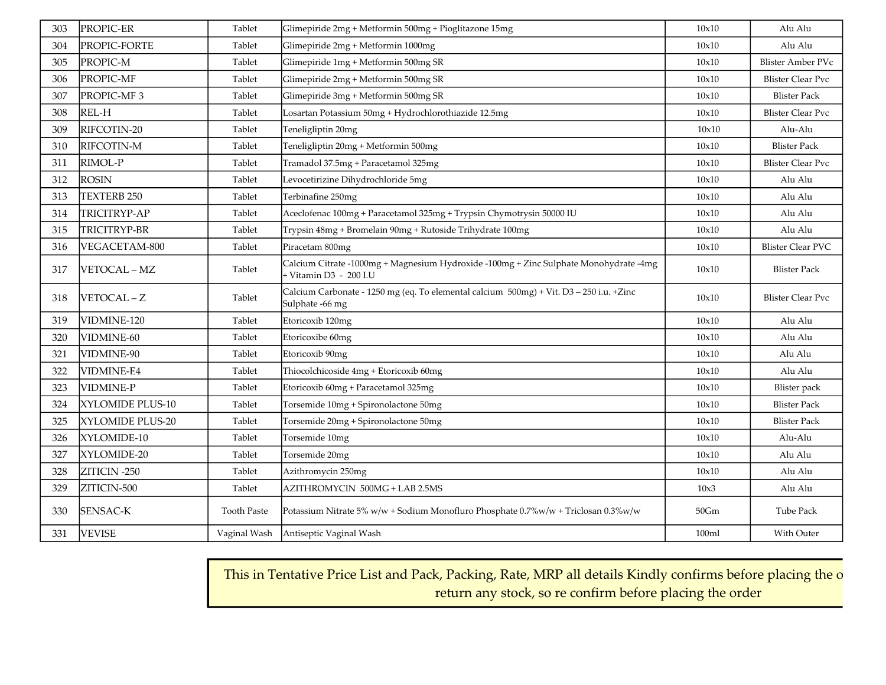| 303 | PROPIC-ER | Tablet | Glimepiride 2mg + Metformin 500mg + Pioglitazone 15mg | 10x10 | Alu Alu |
|---|---|---|---|---|---|
| 304 | PROPIC-FORTE | Tablet | Glimepiride 2mg + Metformin 1000mg | 10x10 | Alu Alu |
| 305 | PROPIC-M | Tablet | Glimepiride 1mg + Metformin 500mg SR | 10x10 | Blister Amber PVc |
| 306 | PROPIC-MF | Tablet | Glimepiride 2mg + Metformin 500mg SR | 10x10 | Blister Clear Pvc |
| 307 | PROPIC-MF 3 | Tablet | Glimepiride 3mg + Metformin 500mg SR | 10x10 | Blister Pack |
| 308 | REL-H | Tablet | Losartan Potassium 50mg + Hydrochlorothiazide 12.5mg | 10x10 | Blister Clear Pvc |
| 309 | RIFCOTIN-20 | Tablet | Teneligliptin 20mg | 10x10 | Alu-Alu |
| 310 | RIFCOTIN-M | Tablet | Teneligliptin 20mg + Metformin 500mg | 10x10 | Blister Pack |
| 311 | RIMOL-P | Tablet | Tramadol 37.5mg + Paracetamol 325mg | 10x10 | Blister Clear Pvc |
| 312 | ROSIN | Tablet | Levocetirizine Dihydrochloride 5mg | 10x10 | Alu Alu |
| 313 | TEXTERB 250 | Tablet | Terbinafine 250mg | 10x10 | Alu Alu |
| 314 | TRICITRYP-AP | Tablet | Aceclofenac 100mg + Paracetamol 325mg + Trypsin Chymotrysin 50000 IU | 10x10 | Alu Alu |
| 315 | TRICITRYP-BR | Tablet | Trypsin 48mg + Bromelain 90mg + Rutoside Trihydrate 100mg | 10x10 | Alu Alu |
| 316 | VEGACETAM-800 | Tablet | Piracetam 800mg | 10x10 | Blister Clear PVC |
| 317 | VETOCAL – MZ | Tablet | Calcium Citrate -1000mg + Magnesium Hydroxide -100mg + Zinc Sulphate Monohydrate -4mg + Vitamin D3 - 200 I.U | 10x10 | Blister Pack |
| 318 | VETOCAL – Z | Tablet | Calcium Carbonate - 1250 mg (eq. To elemental calcium 500mg) + Vit. D3 – 250 i.u. +Zinc Sulphate -66 mg | 10x10 | Blister Clear Pvc |
| 319 | VIDMINE-120 | Tablet | Etoricoxib 120mg | 10x10 | Alu Alu |
| 320 | VIDMINE-60 | Tablet | Etoricoxibe 60mg | 10x10 | Alu Alu |
| 321 | VIDMINE-90 | Tablet | Etoricoxib 90mg | 10x10 | Alu Alu |
| 322 | VIDMINE-E4 | Tablet | Thiocolchicoside 4mg + Etoricoxib 60mg | 10x10 | Alu Alu |
| 323 | VIDMINE-P | Tablet | Etoricoxib 60mg + Paracetamol 325mg | 10x10 | Blister pack |
| 324 | XYLOMIDE PLUS-10 | Tablet | Torsemide 10mg + Spironolactone 50mg | 10x10 | Blister Pack |
| 325 | XYLOMIDE PLUS-20 | Tablet | Torsemide 20mg + Spironolactone 50mg | 10x10 | Blister Pack |
| 326 | XYLOMIDE-10 | Tablet | Torsemide 10mg | 10x10 | Alu-Alu |
| 327 | XYLOMIDE-20 | Tablet | Torsemide 20mg | 10x10 | Alu Alu |
| 328 | ZITICIN -250 | Tablet | Azithromycin 250mg | 10x10 | Alu Alu |
| 329 | ZITICIN-500 | Tablet | AZITHROMYCIN 500MG + LAB 2.5MS | 10x3 | Alu Alu |
| 330 | SENSAC-K | Tooth Paste | Potassium Nitrate 5% w/w + Sodium Monofluro Phosphate 0.7%w/w + Triclosan 0.3%w/w | 50Gm | Tube Pack |
| 331 | VEVISE | Vaginal Wash | Antiseptic Vaginal Wash | 100ml | With Outer |

This in Tentative Price List and Pack, Packing, Rate, MRP all details Kindly confirms before placing the o
return any stock, so re confirm before placing the order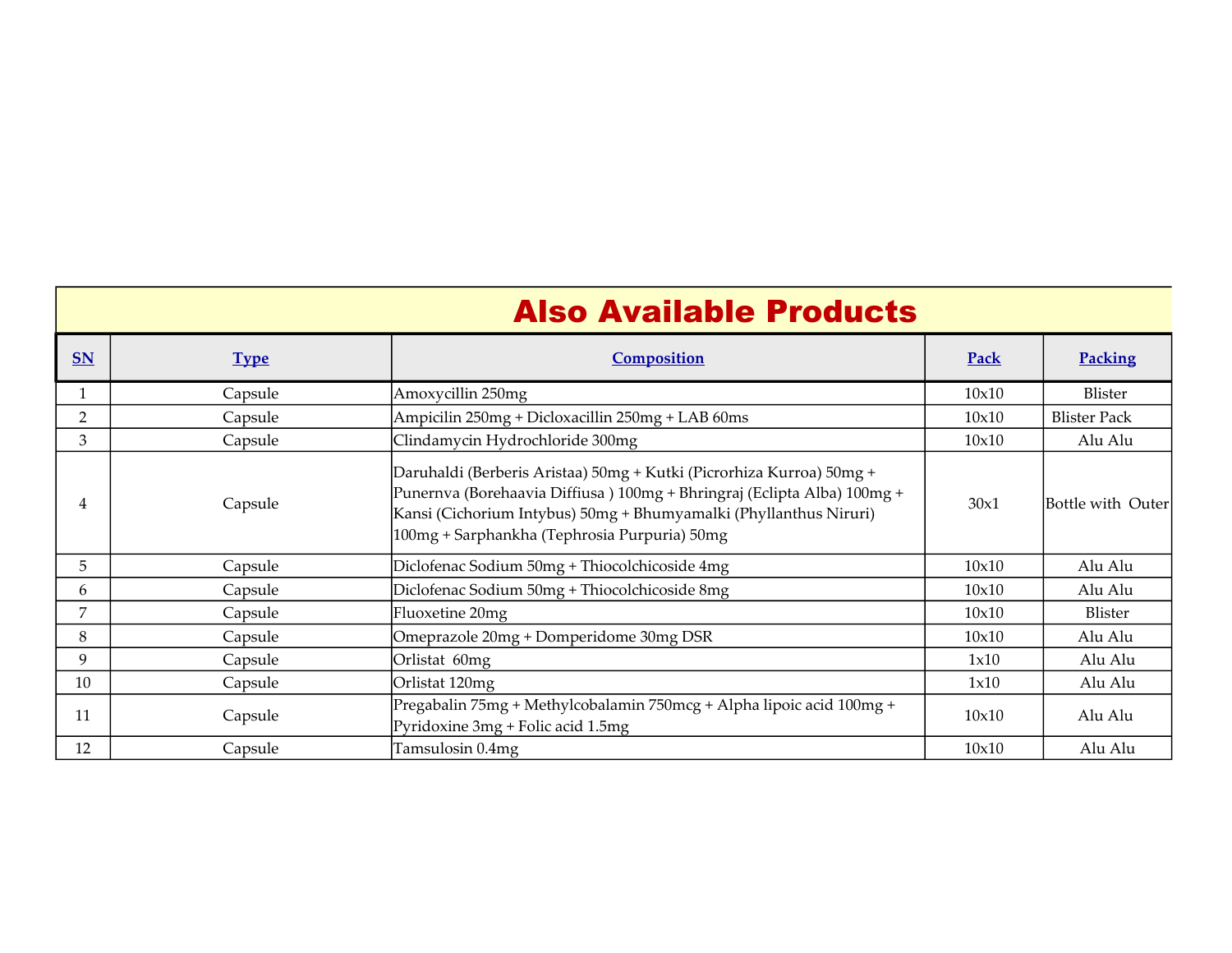## Also Available Products

| SN | Type | Composition | Pack | Packing |
|---|---|---|---|---|
| 1 | Capsule | Amoxycillin 250mg | 10x10 | Blister |
| 2 | Capsule | Ampicilin 250mg + Dicloxacillin 250mg + LAB 60ms | 10x10 | Blister Pack |
| 3 | Capsule | Clindamycin Hydrochloride 300mg | 10x10 | Alu Alu |
| 4 | Capsule | Daruhaldi (Berberis Aristaa) 50mg + Kutki (Picrorhiza Kurroa) 50mg + Punernva (Borehaavia Diffiusa ) 100mg + Bhringraj (Eclipta Alba) 100mg + Kansi (Cichorium Intybus) 50mg + Bhumyamalki (Phyllanthus Niruri) 100mg + Sarphankha (Tephrosia Purpuria) 50mg | 30x1 | Bottle with Outer |
| 5 | Capsule | Diclofenac Sodium 50mg + Thiocolchicoside 4mg | 10x10 | Alu Alu |
| 6 | Capsule | Diclofenac Sodium 50mg + Thiocolchicoside 8mg | 10x10 | Alu Alu |
| 7 | Capsule | Fluoxetine 20mg | 10x10 | Blister |
| 8 | Capsule | Omeprazole 20mg + Domperidome 30mg DSR | 10x10 | Alu Alu |
| 9 | Capsule | Orlistat 60mg | 1x10 | Alu Alu |
| 10 | Capsule | Orlistat 120mg | 1x10 | Alu Alu |
| 11 | Capsule | Pregabalin 75mg + Methylcobalamin 750mcg + Alpha lipoic acid 100mg + Pyridoxine 3mg + Folic acid 1.5mg | 10x10 | Alu Alu |
| 12 | Capsule | Tamsulosin 0.4mg | 10x10 | Alu Alu |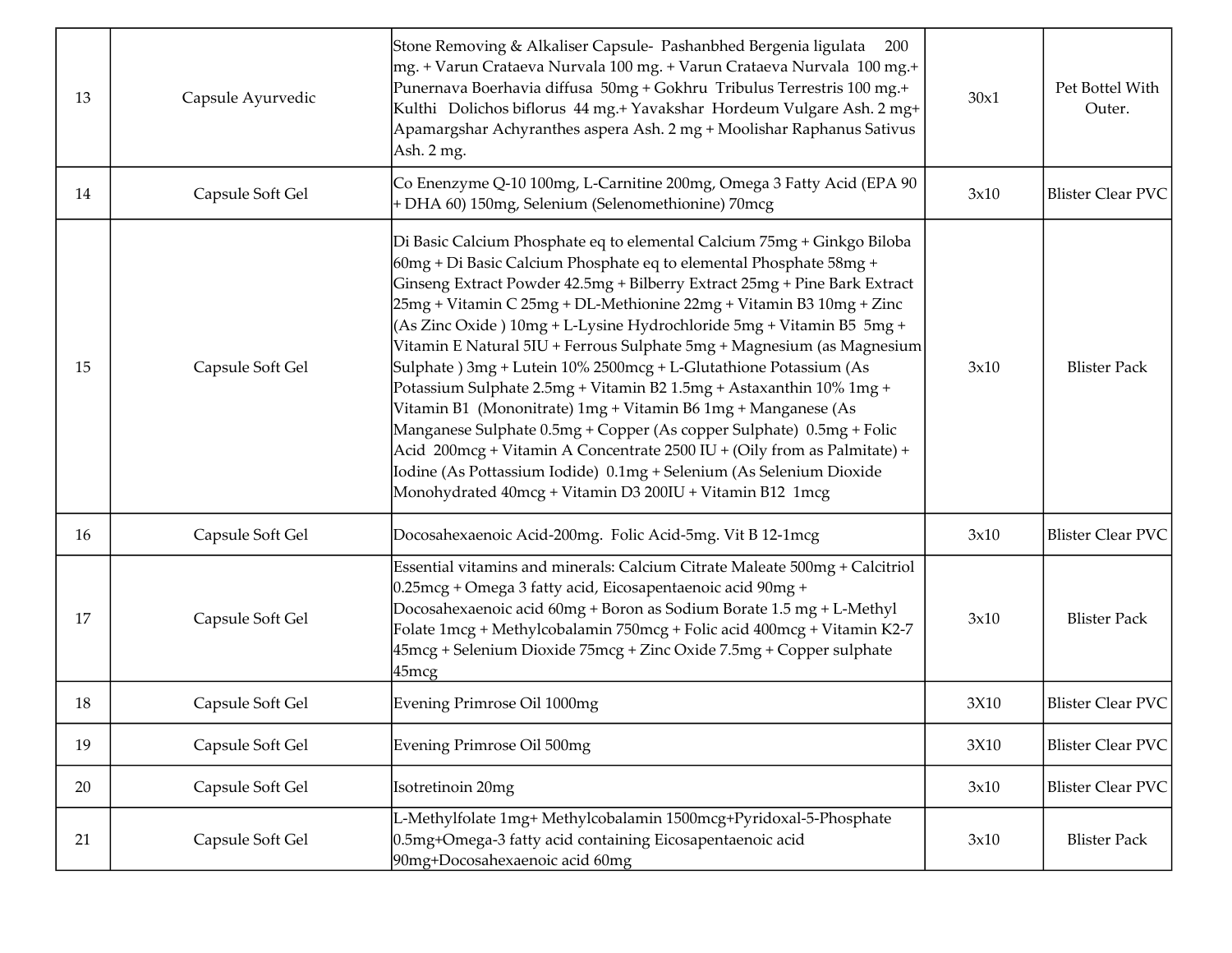| | | | | |
|---|---|---|---|---|
| 13 | Capsule Ayurvedic | Stone Removing & Alkaliser Capsule- Pashanbhed Bergenia ligulata 200 mg. + Varun Crataeva Nurvala 100 mg. + Varun Crataeva Nurvala 100 mg.+ Punernava Boerhavia diffusa 50mg + Gokhru Tribulus Terrestris 100 mg.+ Kulthi Dolichos biflorus 44 mg.+ Yavakshar Hordeum Vulgare Ash. 2 mg+ Apamargshar Achyranthes aspera Ash. 2 mg + Moolishar Raphanus Sativus Ash. 2 mg. | 30x1 | Pet Bottel With Outer. |
| 14 | Capsule Soft Gel | Co Enenzyme Q-10 100mg, L-Carnitine 200mg, Omega 3 Fatty Acid (EPA 90 + DHA 60) 150mg, Selenium (Selenomethionine) 70mcg | 3x10 | Blister Clear PVC |
| 15 | Capsule Soft Gel | Di Basic Calcium Phosphate eq to elemental Calcium 75mg + Ginkgo Biloba 60mg + Di Basic Calcium Phosphate eq to elemental Phosphate 58mg + Ginseng Extract Powder 42.5mg + Bilberry Extract 25mg + Pine Bark Extract 25mg + Vitamin C 25mg + DL-Methionine 22mg + Vitamin B3 10mg + Zinc (As Zinc Oxide ) 10mg + L-Lysine Hydrochloride 5mg + Vitamin B5 5mg + Vitamin E Natural 5IU + Ferrous Sulphate 5mg + Magnesium (as Magnesium Sulphate ) 3mg + Lutein 10% 2500mcg + L-Glutathione Potassium (As Potassium Sulphate 2.5mg + Vitamin B2 1.5mg + Astaxanthin 10% 1mg + Vitamin B1 (Mononitrate) 1mg + Vitamin B6 1mg + Manganese (As Manganese Sulphate 0.5mg + Copper (As copper Sulphate) 0.5mg + Folic Acid 200mcg + Vitamin A Concentrate 2500 IU + (Oily from as Palmitate) + Iodine (As Pottassium Iodide) 0.1mg + Selenium (As Selenium Dioxide Monohydrated 40mcg + Vitamin D3 200IU + Vitamin B12 1mcg | 3x10 | Blister Pack |
| 16 | Capsule Soft Gel | Docosahexaenoic Acid-200mg. Folic Acid-5mg. Vit B 12-1mcg | 3x10 | Blister Clear PVC |
| 17 | Capsule Soft Gel | Essential vitamins and minerals: Calcium Citrate Maleate 500mg + Calcitriol 0.25mcg + Omega 3 fatty acid, Eicosapentaenoic acid 90mg + Docosahexaenoic acid 60mg + Boron as Sodium Borate 1.5 mg + L-Methyl Folate 1mcg + Methylcobalamin 750mcg + Folic acid 400mcg + Vitamin K2-7 45mcg + Selenium Dioxide 75mcg + Zinc Oxide 7.5mg + Copper sulphate 45mcg | 3x10 | Blister Pack |
| 18 | Capsule Soft Gel | Evening Primrose Oil 1000mg | 3X10 | Blister Clear PVC |
| 19 | Capsule Soft Gel | Evening Primrose Oil 500mg | 3X10 | Blister Clear PVC |
| 20 | Capsule Soft Gel | Isotretinoin 20mg | 3x10 | Blister Clear PVC |
| 21 | Capsule Soft Gel | L-Methylfolate 1mg+ Methylcobalamin 1500mcg+Pyridoxal-5-Phosphate 0.5mg+Omega-3 fatty acid containing Eicosapentaenoic acid 90mg+Docosahexaenoic acid 60mg | 3x10 | Blister Pack |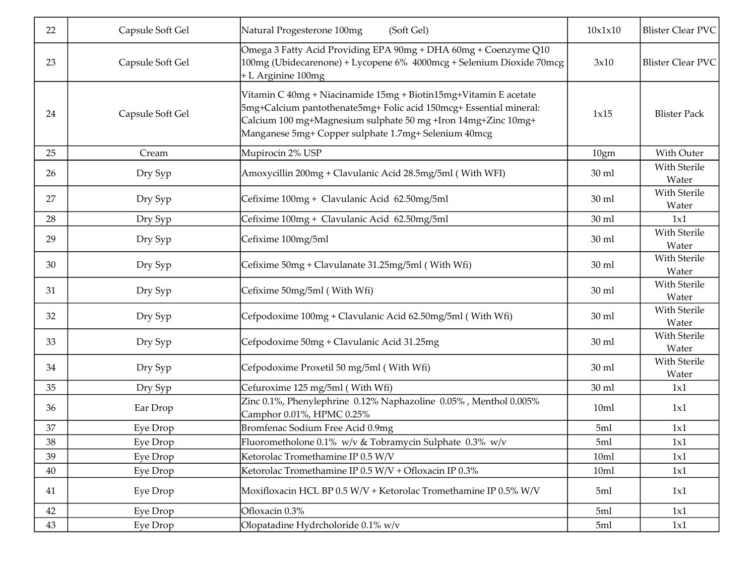| 22 | Capsule Soft Gel | Natural Progesterone 100mg (Soft Gel) | 10x1x10 | Blister Clear PVC |
|---|---|---|---|---|
| 23 | Capsule Soft Gel | Omega 3 Fatty Acid Providing EPA 90mg + DHA 60mg + Coenzyme Q10 100mg (Ubidecarenone) + Lycopene 6% 4000mcg + Selenium Dioxide 70mcg + L Arginine 100mg | 3x10 | Blister Clear PVC |
| 24 | Capsule Soft Gel | Vitamin C 40mg + Niacinamide 15mg + Biotin15mg+Vitamin E acetate 5mg+Calcium pantothenate5mg+ Folic acid 150mcg+ Essential mineral: Calcium 100 mg+Magnesium sulphate 50 mg +Iron 14mg+Zinc 10mg+ Manganese 5mg+ Copper sulphate 1.7mg+ Selenium 40mcg | 1x15 | Blister Pack |
| 25 | Cream | Mupirocin 2% USP | 10gm | With Outer |
| 26 | Dry Syp | Amoxycillin 200mg + Clavulanic Acid 28.5mg/5ml ( With WFI) | 30 ml | With Sterile Water |
| 27 | Dry Syp | Cefixime 100mg + Clavulanic Acid 62.50mg/5ml | 30 ml | With Sterile Water |
| 28 | Dry Syp | Cefixime 100mg + Clavulanic Acid 62.50mg/5ml | 30 ml | 1x1 |
| 29 | Dry Syp | Cefixime 100mg/5ml | 30 ml | With Sterile Water |
| 30 | Dry Syp | Cefixime 50mg + Clavulanate 31.25mg/5ml ( With Wfi) | 30 ml | With Sterile Water |
| 31 | Dry Syp | Cefixime 50mg/5ml ( With Wfi) | 30 ml | With Sterile Water |
| 32 | Dry Syp | Cefpodoxime 100mg + Clavulanic Acid 62.50mg/5ml ( With Wfi) | 30 ml | With Sterile Water |
| 33 | Dry Syp | Cefpodoxime 50mg + Clavulanic Acid 31.25mg | 30 ml | With Sterile Water |
| 34 | Dry Syp | Cefpodoxime Proxetil 50 mg/5ml ( With Wfi) | 30 ml | With Sterile Water |
| 35 | Dry Syp | Cefuroxime 125 mg/5ml ( With Wfi) | 30 ml | 1x1 |
| 36 | Ear Drop | Zinc 0.1%, Phenylephrine 0.12% Naphazoline 0.05% , Menthol 0.005% Camphor 0.01%, HPMC 0.25% | 10ml | 1x1 |
| 37 | Eye Drop | Bromfenac Sodium Free Acid 0.9mg | 5ml | 1x1 |
| 38 | Eye Drop | Fluorometholone 0.1% w/v & Tobramycin Sulphate 0.3% w/v | 5ml | 1x1 |
| 39 | Eye Drop | Ketorolac Tromethamine IP 0.5 W/V | 10ml | 1x1 |
| 40 | Eye Drop | Ketorolac Tromethamine IP 0.5 W/V + Ofloxacin IP 0.3% | 10ml | 1x1 |
| 41 | Eye Drop | Moxifloxacin HCL BP 0.5 W/V + Ketorolac Tromethamine IP 0.5% W/V | 5ml | 1x1 |
| 42 | Eye Drop | Ofloxacin 0.3% | 5ml | 1x1 |
| 43 | Eye Drop | Olopatadine Hydrcholoride 0.1% w/v | 5ml | 1x1 |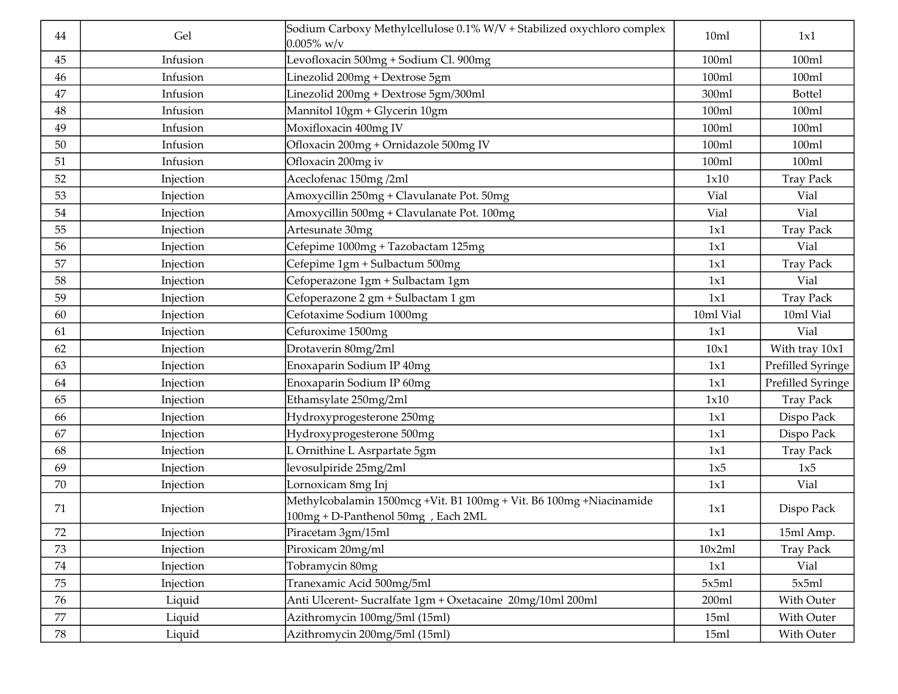| | | | | |
|---|---|---|---|---|
| 44 | Gel | Sodium Carboxy Methylcellulose 0.1% W/V + Stabilized oxychloro complex 0.005% w/v | 10ml | 1x1 |
| 45 | Infusion | Levofloxacin 500mg + Sodium Cl. 900mg | 100ml | 100ml |
| 46 | Infusion | Linezolid 200mg + Dextrose 5gm | 100ml | 100ml |
| 47 | Infusion | Linezolid 200mg + Dextrose 5gm/300ml | 300ml | Bottel |
| 48 | Infusion | Mannitol 10gm + Glycerin 10gm | 100ml | 100ml |
| 49 | Infusion | Moxifloxacin 400mg IV | 100ml | 100ml |
| 50 | Infusion | Ofloxacin 200mg + Ornidazole 500mg IV | 100ml | 100ml |
| 51 | Infusion | Ofloxacin 200mg iv | 100ml | 100ml |
| 52 | Injection | Aceclofenac 150mg /2ml | 1x10 | Tray Pack |
| 53 | Injection | Amoxycillin 250mg + Clavulanate Pot. 50mg | Vial | Vial |
| 54 | Injection | Amoxycillin 500mg + Clavulanate Pot. 100mg | Vial | Vial |
| 55 | Injection | Artesunate 30mg | 1x1 | Tray Pack |
| 56 | Injection | Cefepime 1000mg + Tazobactam 125mg | 1x1 | Vial |
| 57 | Injection | Cefepime 1gm + Sulbactum 500mg | 1x1 | Tray Pack |
| 58 | Injection | Cefoperazone 1gm + Sulbactam 1gm | 1x1 | Vial |
| 59 | Injection | Cefoperazone 2 gm + Sulbactam 1 gm | 1x1 | Tray Pack |
| 60 | Injection | Cefotaxime Sodium 1000mg | 10ml Vial | 10ml Vial |
| 61 | Injection | Cefuroxime 1500mg | 1x1 | Vial |
| 62 | Injection | Drotaverin 80mg/2ml | 10x1 | With tray 10x1 |
| 63 | Injection | Enoxaparin Sodium IP 40mg | 1x1 | Prefilled Syringe |
| 64 | Injection | Enoxaparin Sodium IP 60mg | 1x1 | Prefilled Syringe |
| 65 | Injection | Ethamsylate 250mg/2ml | 1x10 | Tray Pack |
| 66 | Injection | Hydroxyprogesterone 250mg | 1x1 | Dispo Pack |
| 67 | Injection | Hydroxyprogesterone 500mg | 1x1 | Dispo Pack |
| 68 | Injection | L Ornithine L Asrpartate 5gm | 1x1 | Tray Pack |
| 69 | Injection | levosulpiride 25mg/2ml | 1x5 | 1x5 |
| 70 | Injection | Lornoxicam 8mg Inj | 1x1 | Vial |
| 71 | Injection | Methylcobalamin 1500mcg +Vit. B1 100mg + Vit. B6 100mg +Niacinamide 100mg + D-Panthenol 50mg , Each 2ML | 1x1 | Dispo Pack |
| 72 | Injection | Piracetam 3gm/15ml | 1x1 | 15ml Amp. |
| 73 | Injection | Piroxicam 20mg/ml | 10x2ml | Tray Pack |
| 74 | Injection | Tobramycin 80mg | 1x1 | Vial |
| 75 | Injection | Tranexamic Acid 500mg/5ml | 5x5ml | 5x5ml |
| 76 | Liquid | Anti Ulcerent- Sucralfate 1gm + Oxetacaine 20mg/10ml 200ml | 200ml | With Outer |
| 77 | Liquid | Azithromycin 100mg/5ml (15ml) | 15ml | With Outer |
| 78 | Liquid | Azithromycin 200mg/5ml (15ml) | 15ml | With Outer |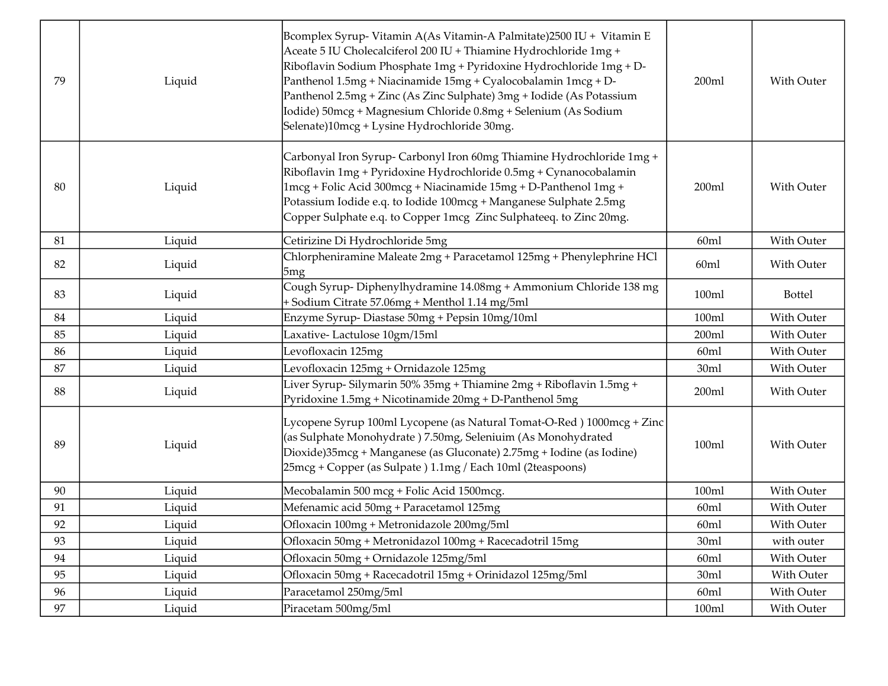| | | | | |
|---|---|---|---|---|
| 79 | Liquid | Bcomplex Syrup- Vitamin A(As Vitamin-A Palmitate)2500 IU + Vitamin E Aceate 5 IU Cholecalciferol 200 IU + Thiamine Hydrochloride 1mg + Riboflavin Sodium Phosphate 1mg + Pyridoxine Hydrochloride 1mg + D-Panthenol 1.5mg + Niacinamide 15mg + Cyalocobalamin 1mcg + D-Panthenol 2.5mg + Zinc (As Zinc Sulphate) 3mg + Iodide (As Potassium Iodide) 50mcg + Magnesium Chloride 0.8mg + Selenium (As Sodium Selenate)10mcg + Lysine Hydrochloride 30mg. | 200ml | With Outer |
| 80 | Liquid | Carbonyal Iron Syrup- Carbonyl Iron 60mg Thiamine Hydrochloride 1mg + Riboflavin 1mg + Pyridoxine Hydrochloride 0.5mg + Cynanocobalamin 1mcg + Folic Acid 300mcg + Niacinamide 15mg + D-Panthenol 1mg + Potassium Iodide e.q. to Iodide 100mcg + Manganese Sulphate 2.5mg Copper Sulphate e.q. to Copper 1mcg Zinc Sulphateeq. to Zinc 20mg. | 200ml | With Outer |
| 81 | Liquid | Cetirizine Di Hydrochloride 5mg | 60ml | With Outer |
| 82 | Liquid | Chlorpheniramine Maleate 2mg + Paracetamol 125mg + Phenylephrine HCl 5mg | 60ml | With Outer |
| 83 | Liquid | Cough Syrup- Diphenylhydramine 14.08mg + Ammonium Chloride 138 mg + Sodium Citrate 57.06mg + Menthol 1.14 mg/5ml | 100ml | Bottel |
| 84 | Liquid | Enzyme Syrup- Diastase 50mg + Pepsin 10mg/10ml | 100ml | With Outer |
| 85 | Liquid | Laxative- Lactulose 10gm/15ml | 200ml | With Outer |
| 86 | Liquid | Levofloxacin 125mg | 60ml | With Outer |
| 87 | Liquid | Levofloxacin 125mg + Ornidazole 125mg | 30ml | With Outer |
| 88 | Liquid | Liver Syrup- Silymarin 50% 35mg + Thiamine 2mg + Riboflavin 1.5mg + Pyridoxine 1.5mg + Nicotinamide 20mg + D-Panthenol 5mg | 200ml | With Outer |
| 89 | Liquid | Lycopene Syrup 100ml Lycopene (as Natural Tomat-O-Red ) 1000mcg + Zinc (as Sulphate Monohydrate ) 7.50mg, Seleniuim (As Monohydrated Dioxide)35mcg + Manganese (as Gluconate) 2.75mg + Iodine (as Iodine) 25mcg + Copper (as Sulpate ) 1.1mg / Each 10ml (2teaspoons) | 100ml | With Outer |
| 90 | Liquid | Mecobalamin 500 mcg + Folic Acid 1500mcg. | 100ml | With Outer |
| 91 | Liquid | Mefenamic acid 50mg + Paracetamol 125mg | 60ml | With Outer |
| 92 | Liquid | Ofloxacin 100mg + Metronidazole 200mg/5ml | 60ml | With Outer |
| 93 | Liquid | Ofloxacin 50mg + Metronidazol 100mg + Racecadotril 15mg | 30ml | with outer |
| 94 | Liquid | Ofloxacin 50mg + Ornidazole 125mg/5ml | 60ml | With Outer |
| 95 | Liquid | Ofloxacin 50mg + Racecadotril 15mg + Orinidazol 125mg/5ml | 30ml | With Outer |
| 96 | Liquid | Paracetamol 250mg/5ml | 60ml | With Outer |
| 97 | Liquid | Piracetam 500mg/5ml | 100ml | With Outer |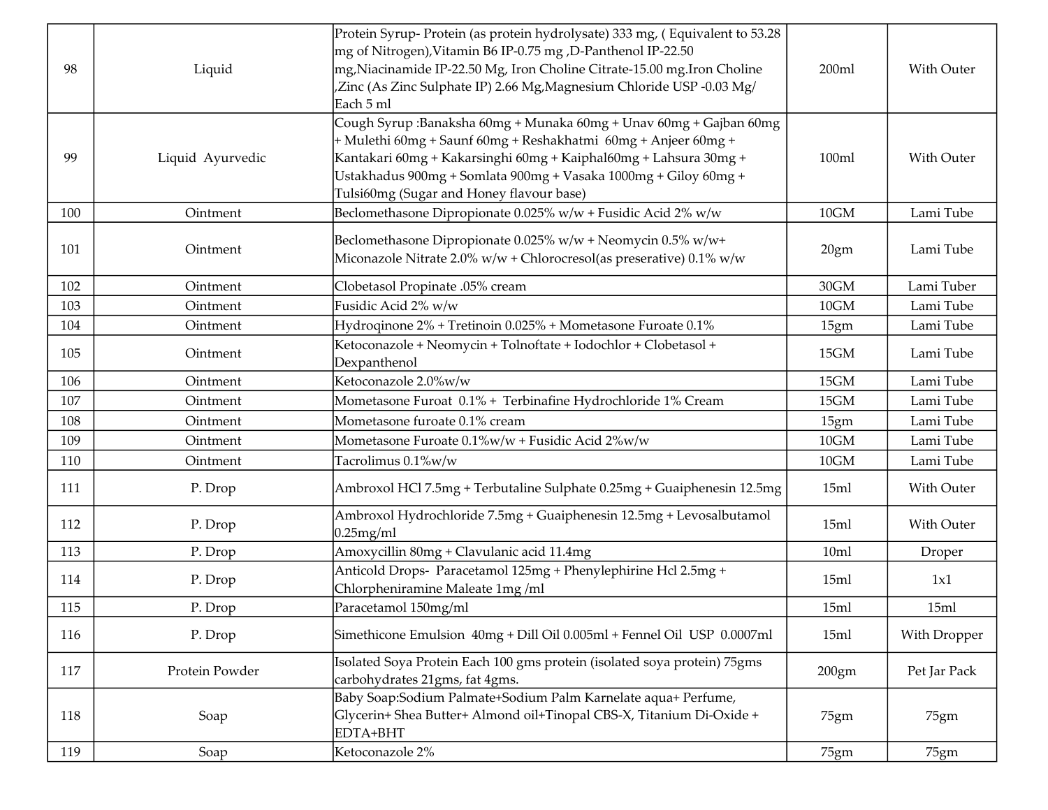| 98 | Liquid | Protein Syrup- Protein (as protein hydrolysate) 333 mg, ( Equivalent to 53.28 mg of Nitrogen),Vitamin B6 IP-0.75 mg ,D-Panthenol IP-22.50 mg,Niacinamide IP-22.50 Mg, Iron Choline Citrate-15.00 mg.Iron Choline ,Zinc (As Zinc Sulphate IP) 2.66 Mg,Magnesium Chloride USP -0.03 Mg/ Each 5 ml | 200ml | With Outer |
|---|---|---|---|---|
| 99 | Liquid Ayurvedic | Cough Syrup :Banaksha 60mg + Munaka 60mg + Unav 60mg + Gajban 60mg + Mulethi 60mg + Saunf 60mg + Reshakhatmi 60mg + Anjeer 60mg + Kantakari 60mg + Kakarsinghi 60mg + Kaiphal60mg + Lahsura 30mg + Ustakhadus 900mg + Somlata 900mg + Vasaka 1000mg + Giloy 60mg + Tulsi60mg (Sugar and Honey flavour base) | 100ml | With Outer |
| 100 | Ointment | Beclomethasone Dipropionate 0.025% w/w + Fusidic Acid 2% w/w | 10GM | Lami Tube |
| 101 | Ointment | Beclomethasone Dipropionate 0.025% w/w + Neomycin 0.5% w/w+ Miconazole Nitrate 2.0% w/w + Chlorocresol(as preserative) 0.1% w/w | 20gm | Lami Tube |
| 102 | Ointment | Clobetasol Propinate .05% cream | 30GM | Lami Tuber |
| 103 | Ointment | Fusidic Acid 2% w/w | 10GM | Lami Tube |
| 104 | Ointment | Hydroqinone 2% + Tretinoin 0.025% + Mometasone Furoate 0.1% | 15gm | Lami Tube |
| 105 | Ointment | Ketoconazole + Neomycin + Tolnoftate + Iodochlor + Clobetasol + Dexpanthenol | 15GM | Lami Tube |
| 106 | Ointment | Ketoconazole 2.0%w/w | 15GM | Lami Tube |
| 107 | Ointment | Mometasone Furoat 0.1% + Terbinafine Hydrochloride 1% Cream | 15GM | Lami Tube |
| 108 | Ointment | Mometasone furoate 0.1% cream | 15gm | Lami Tube |
| 109 | Ointment | Mometasone Furoate 0.1%w/w + Fusidic Acid 2%w/w | 10GM | Lami Tube |
| 110 | Ointment | Tacrolimus 0.1%w/w | 10GM | Lami Tube |
| 111 | P. Drop | Ambroxol HCl 7.5mg + Terbutaline Sulphate 0.25mg + Guaiphenesin 12.5mg | 15ml | With Outer |
| 112 | P. Drop | Ambroxol Hydrochloride 7.5mg + Guaiphenesin 12.5mg + Levosalbutamol 0.25mg/ml | 15ml | With Outer |
| 113 | P. Drop | Amoxycillin 80mg + Clavulanic acid 11.4mg | 10ml | Droper |
| 114 | P. Drop | Anticold Drops- Paracetamol 125mg + Phenylephirine Hcl 2.5mg + Chlorpheniramine Maleate 1mg /ml | 15ml | 1x1 |
| 115 | P. Drop | Paracetamol 150mg/ml | 15ml | 15ml |
| 116 | P. Drop | Simethicone Emulsion 40mg + Dill Oil 0.005ml + Fennel Oil USP 0.0007ml | 15ml | With Dropper |
| 117 | Protein Powder | Isolated Soya Protein Each 100 gms protein (isolated soya protein) 75gms carbohydrates 21gms, fat 4gms. | 200gm | Pet Jar Pack |
| 118 | Soap | Baby Soap:Sodium Palmate+Sodium Palm Karnelate aqua+ Perfume, Glycerin+ Shea Butter+ Almond oil+Tinopal CBS-X, Titanium Di-Oxide + EDTA+BHT | 75gm | 75gm |
| 119 | Soap | Ketoconazole 2% | 75gm | 75gm |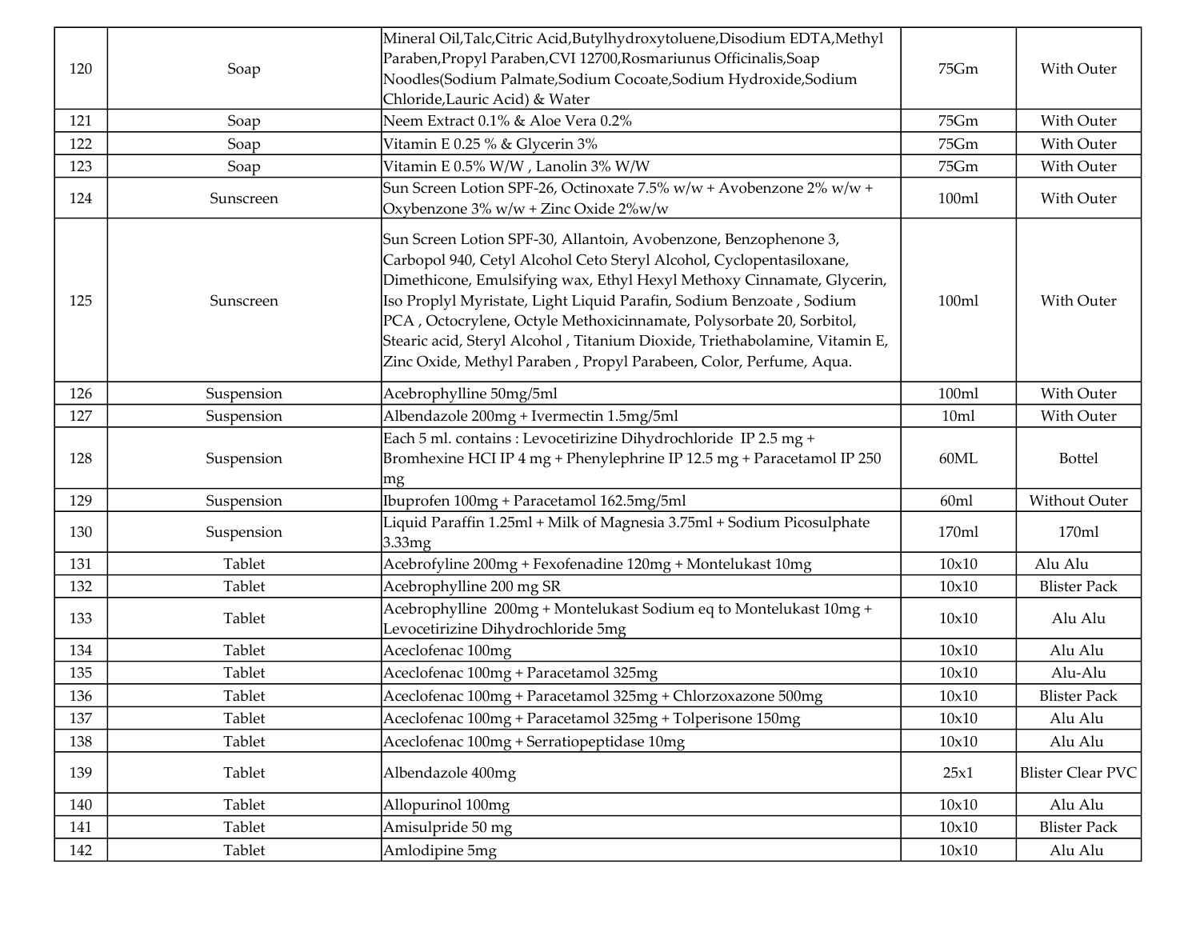| 120 | Soap | Mineral Oil,Talc,Citric Acid,Butylhydroxytoluene,Disodium EDTA,Methyl Paraben,Propyl Paraben,CVI 12700,Rosmariunus Officinalis,Soap Noodles(Sodium Palmate,Sodium Cocoate,Sodium Hydroxide,Sodium Chloride,Lauric Acid) & Water | 75Gm | With Outer |
|---|---|---|---|---|
| 121 | Soap | Neem Extract 0.1% & Aloe Vera 0.2% | 75Gm | With Outer |
| 122 | Soap | Vitamin E 0.25 % & Glycerin 3% | 75Gm | With Outer |
| 123 | Soap | Vitamin E 0.5% W/W , Lanolin 3% W/W | 75Gm | With Outer |
| 124 | Sunscreen | Sun Screen Lotion SPF-26, Octinoxate 7.5% w/w + Avobenzone 2% w/w + Oxybenzone 3% w/w + Zinc Oxide 2%w/w | 100ml | With Outer |
| 125 | Sunscreen | Sun Screen Lotion SPF-30, Allantoin, Avobenzone, Benzophenone 3, Carbopol 940, Cetyl Alcohol Ceto Steryl Alcohol, Cyclopentasiloxane, Dimethicone, Emulsifying wax, Ethyl Hexyl Methoxy Cinnamate, Glycerin, Iso Proplyl Myristate, Light Liquid Parafin, Sodium Benzoate , Sodium PCA , Octocrylene, Octyle Methoxicinnamate, Polysorbate 20, Sorbitol, Stearic acid, Steryl Alcohol , Titanium Dioxide, Triethabolamine, Vitamin E, Zinc Oxide, Methyl Paraben , Propyl Parabeen, Color, Perfume, Aqua. | 100ml | With Outer |
| 126 | Suspension | Acebrophylline 50mg/5ml | 100ml | With Outer |
| 127 | Suspension | Albendazole 200mg + Ivermectin 1.5mg/5ml | 10ml | With Outer |
| 128 | Suspension | Each 5 ml. contains : Levocetirizine Dihydrochloride IP 2.5 mg + Bromhexine HCI IP 4 mg + Phenylephrine IP 12.5 mg + Paracetamol IP 250 mg | 60ML | Bottel |
| 129 | Suspension | Ibuprofen 100mg + Paracetamol 162.5mg/5ml | 60ml | Without Outer |
| 130 | Suspension | Liquid Paraffin 1.25ml + Milk of Magnesia 3.75ml + Sodium Picosulphate 3.33mg | 170ml | 170ml |
| 131 | Tablet | Acebrofyline 200mg + Fexofenadine 120mg + Montelukast 10mg | 10x10 | Alu Alu |
| 132 | Tablet | Acebrophylline 200 mg SR | 10x10 | Blister Pack |
| 133 | Tablet | Acebrophylline 200mg + Montelukast Sodium eq to Montelukast 10mg + Levocetirizine Dihydrochloride 5mg | 10x10 | Alu Alu |
| 134 | Tablet | Aceclofenac 100mg | 10x10 | Alu Alu |
| 135 | Tablet | Aceclofenac 100mg + Paracetamol 325mg | 10x10 | Alu-Alu |
| 136 | Tablet | Aceclofenac 100mg + Paracetamol 325mg + Chlorzoxazone 500mg | 10x10 | Blister Pack |
| 137 | Tablet | Aceclofenac 100mg + Paracetamol 325mg + Tolperisone 150mg | 10x10 | Alu Alu |
| 138 | Tablet | Aceclofenac 100mg + Serratiopeptidase 10mg | 10x10 | Alu Alu |
| 139 | Tablet | Albendazole 400mg | 25x1 | Blister Clear PVC |
| 140 | Tablet | Allopurinol 100mg | 10x10 | Alu Alu |
| 141 | Tablet | Amisulpride 50 mg | 10x10 | Blister Pack |
| 142 | Tablet | Amlodipine 5mg | 10x10 | Alu Alu |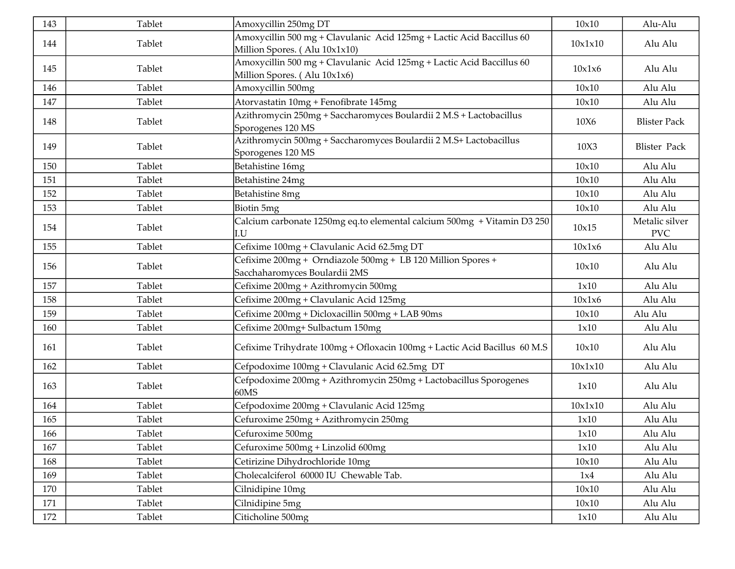| 143 | Tablet | Amoxycillin 250mg DT | 10x10 | Alu-Alu |
|---|---|---|---|---|
| 144 | Tablet | Amoxycillin 500 mg + Clavulanic Acid 125mg + Lactic Acid Baccillus 60 Million Spores. ( Alu 10x1x10) | 10x1x10 | Alu Alu |
| 145 | Tablet | Amoxycillin 500 mg + Clavulanic Acid 125mg + Lactic Acid Baccillus 60 Million Spores. ( Alu 10x1x6) | 10x1x6 | Alu Alu |
| 146 | Tablet | Amoxycillin 500mg | 10x10 | Alu Alu |
| 147 | Tablet | Atorvastatin 10mg + Fenofibrate 145mg | 10x10 | Alu Alu |
| 148 | Tablet | Azithromycin 250mg + Saccharomyces Boulardii 2 M.S + Lactobacillus Sporogenes 120 MS | 10X6 | Blister Pack |
| 149 | Tablet | Azithromycin 500mg + Saccharomyces Boulardii 2 M.S+ Lactobacillus Sporogenes 120 MS | 10X3 | Blister Pack |
| 150 | Tablet | Betahistine 16mg | 10x10 | Alu Alu |
| 151 | Tablet | Betahistine 24mg | 10x10 | Alu Alu |
| 152 | Tablet | Betahistine 8mg | 10x10 | Alu Alu |
| 153 | Tablet | Biotin 5mg | 10x10 | Alu Alu |
| 154 | Tablet | Calcium carbonate 1250mg eq.to elemental calcium 500mg + Vitamin D3 250 I.U | 10x15 | Metalic silver PVC |
| 155 | Tablet | Cefixime 100mg + Clavulanic Acid 62.5mg DT | 10x1x6 | Alu Alu |
| 156 | Tablet | Cefixime 200mg + Orndiazole 500mg + LB 120 Million Spores + Sacchaharomyces Boulardii 2MS | 10x10 | Alu Alu |
| 157 | Tablet | Cefixime 200mg + Azithromycin 500mg | 1x10 | Alu Alu |
| 158 | Tablet | Cefixime 200mg + Clavulanic Acid 125mg | 10x1x6 | Alu Alu |
| 159 | Tablet | Cefixime 200mg + Dicloxacillin 500mg + LAB 90ms | 10x10 | Alu Alu |
| 160 | Tablet | Cefixime 200mg+ Sulbactum 150mg | 1x10 | Alu Alu |
| 161 | Tablet | Cefixime Trihydrate 100mg + Ofloxacin 100mg + Lactic Acid Bacillus 60 M.S | 10x10 | Alu Alu |
| 162 | Tablet | Cefpodoxime 100mg + Clavulanic Acid 62.5mg DT | 10x1x10 | Alu Alu |
| 163 | Tablet | Cefpodoxime 200mg + Azithromycin 250mg + Lactobacillus Sporogenes 60MS | 1x10 | Alu Alu |
| 164 | Tablet | Cefpodoxime 200mg + Clavulanic Acid 125mg | 10x1x10 | Alu Alu |
| 165 | Tablet | Cefuroxime 250mg + Azithromycin 250mg | 1x10 | Alu Alu |
| 166 | Tablet | Cefuroxime 500mg | 1x10 | Alu Alu |
| 167 | Tablet | Cefuroxime 500mg + Linzolid 600mg | 1x10 | Alu Alu |
| 168 | Tablet | Cetirizine Dihydrochloride 10mg | 10x10 | Alu Alu |
| 169 | Tablet | Cholecalciferol 60000 IU Chewable Tab. | 1x4 | Alu Alu |
| 170 | Tablet | Cilnidipine 10mg | 10x10 | Alu Alu |
| 171 | Tablet | Cilnidipine 5mg | 10x10 | Alu Alu |
| 172 | Tablet | Citicholine 500mg | 1x10 | Alu Alu |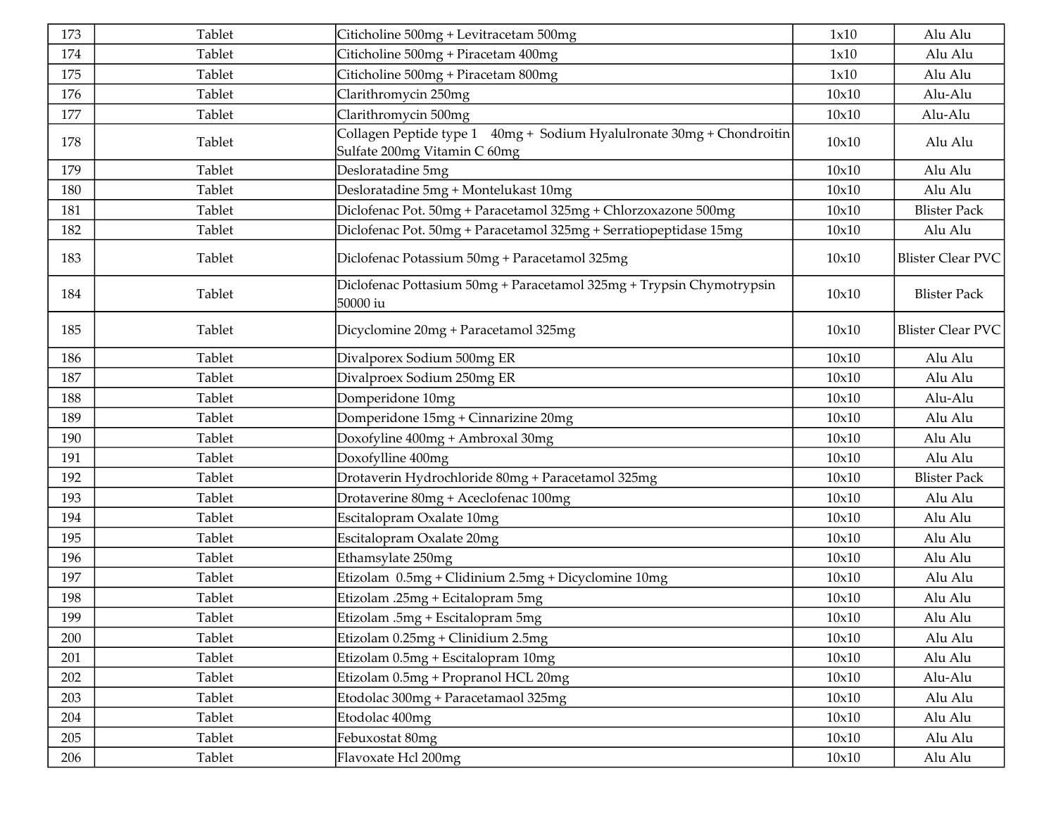| 173 | Tablet | Citicholine 500mg + Levitracetam 500mg | 1x10 | Alu Alu |
|---|---|---|---|---|
| 174 | Tablet | Citicholine 500mg + Piracetam 400mg | 1x10 | Alu Alu |
| 175 | Tablet | Citicholine 500mg + Piracetam 800mg | 1x10 | Alu Alu |
| 176 | Tablet | Clarithromycin 250mg | 10x10 | Alu-Alu |
| 177 | Tablet | Clarithromycin 500mg | 10x10 | Alu-Alu |
| 178 | Tablet | Collagen Peptide type 1 40mg + Sodium Hyalulronate 30mg + Chondroitin Sulfate 200mg Vitamin C 60mg | 10x10 | Alu Alu |
| 179 | Tablet | Desloratadine 5mg | 10x10 | Alu Alu |
| 180 | Tablet | Desloratadine 5mg + Montelukast 10mg | 10x10 | Alu Alu |
| 181 | Tablet | Diclofenac Pot. 50mg + Paracetamol 325mg + Chlorzoxazone 500mg | 10x10 | Blister Pack |
| 182 | Tablet | Diclofenac Pot. 50mg + Paracetamol 325mg + Serratiopeptidase 15mg | 10x10 | Alu Alu |
| 183 | Tablet | Diclofenac Potassium 50mg + Paracetamol 325mg | 10x10 | Blister Clear PVC |
| 184 | Tablet | Diclofenac Pottasium 50mg + Paracetamol 325mg + Trypsin Chymotrypsin 50000 iu | 10x10 | Blister Pack |
| 185 | Tablet | Dicyclomine 20mg + Paracetamol 325mg | 10x10 | Blister Clear PVC |
| 186 | Tablet | Divalporex Sodium 500mg ER | 10x10 | Alu Alu |
| 187 | Tablet | Divalproex Sodium 250mg ER | 10x10 | Alu Alu |
| 188 | Tablet | Domperidone 10mg | 10x10 | Alu-Alu |
| 189 | Tablet | Domperidone 15mg + Cinnarizine 20mg | 10x10 | Alu Alu |
| 190 | Tablet | Doxofyline 400mg + Ambroxal 30mg | 10x10 | Alu Alu |
| 191 | Tablet | Doxofylline 400mg | 10x10 | Alu Alu |
| 192 | Tablet | Drotaverin Hydrochloride 80mg + Paracetamol 325mg | 10x10 | Blister Pack |
| 193 | Tablet | Drotaverine 80mg + Aceclofenac 100mg | 10x10 | Alu Alu |
| 194 | Tablet | Escitalopram Oxalate 10mg | 10x10 | Alu Alu |
| 195 | Tablet | Escitalopram Oxalate 20mg | 10x10 | Alu Alu |
| 196 | Tablet | Ethamsylate 250mg | 10x10 | Alu Alu |
| 197 | Tablet | Etizolam 0.5mg + Clidinium 2.5mg + Dicyclomine 10mg | 10x10 | Alu Alu |
| 198 | Tablet | Etizolam .25mg + Ecitalopram 5mg | 10x10 | Alu Alu |
| 199 | Tablet | Etizolam .5mg + Escitalopram 5mg | 10x10 | Alu Alu |
| 200 | Tablet | Etizolam 0.25mg + Clinidium 2.5mg | 10x10 | Alu Alu |
| 201 | Tablet | Etizolam 0.5mg + Escitalopram 10mg | 10x10 | Alu Alu |
| 202 | Tablet | Etizolam 0.5mg + Propranol HCL 20mg | 10x10 | Alu-Alu |
| 203 | Tablet | Etodolac 300mg + Paracetamaol 325mg | 10x10 | Alu Alu |
| 204 | Tablet | Etodolac 400mg | 10x10 | Alu Alu |
| 205 | Tablet | Febuxostat 80mg | 10x10 | Alu Alu |
| 206 | Tablet | Flavoxate Hcl 200mg | 10x10 | Alu Alu |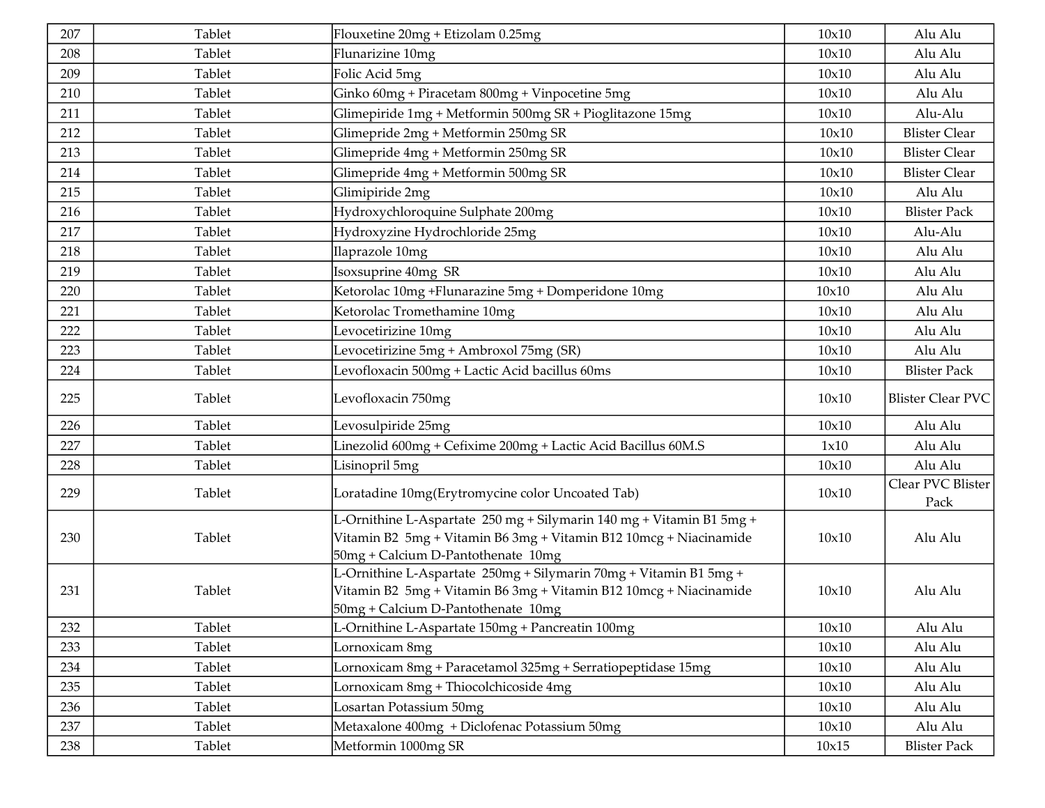| 207 | Tablet | Flouxetine 20mg + Etizolam 0.25mg | 10x10 | Alu Alu |
|---|---|---|---|---|
| 208 | Tablet | Flunarizine 10mg | 10x10 | Alu Alu |
| 209 | Tablet | Folic Acid 5mg | 10x10 | Alu Alu |
| 210 | Tablet | Ginko 60mg + Piracetam 800mg + Vinpocetine 5mg | 10x10 | Alu Alu |
| 211 | Tablet | Glimepiride 1mg + Metformin 500mg SR + Pioglitazone 15mg | 10x10 | Alu-Alu |
| 212 | Tablet | Glimepride 2mg + Metformin 250mg SR | 10x10 | Blister Clear |
| 213 | Tablet | Glimepride 4mg + Metformin 250mg SR | 10x10 | Blister Clear |
| 214 | Tablet | Glimepride 4mg + Metformin 500mg SR | 10x10 | Blister Clear |
| 215 | Tablet | Glimipiride 2mg | 10x10 | Alu Alu |
| 216 | Tablet | Hydroxychloroquine Sulphate 200mg | 10x10 | Blister Pack |
| 217 | Tablet | Hydroxyzine Hydrochloride 25mg | 10x10 | Alu-Alu |
| 218 | Tablet | Ilaprazole 10mg | 10x10 | Alu Alu |
| 219 | Tablet | Isoxsuprine 40mg SR | 10x10 | Alu Alu |
| 220 | Tablet | Ketorolac 10mg +Flunarazine 5mg + Domperidone 10mg | 10x10 | Alu Alu |
| 221 | Tablet | Ketorolac Tromethamine 10mg | 10x10 | Alu Alu |
| 222 | Tablet | Levocetirizine 10mg | 10x10 | Alu Alu |
| 223 | Tablet | Levocetirizine 5mg + Ambroxol 75mg (SR) | 10x10 | Alu Alu |
| 224 | Tablet | Levofloxacin 500mg + Lactic Acid bacillus 60ms | 10x10 | Blister Pack |
| 225 | Tablet | Levofloxacin 750mg | 10x10 | Blister Clear PVC |
| 226 | Tablet | Levosulpiride 25mg | 10x10 | Alu Alu |
| 227 | Tablet | Linezolid 600mg + Cefixime 200mg + Lactic Acid Bacillus 60M.S | 1x10 | Alu Alu |
| 228 | Tablet | Lisinopril 5mg | 10x10 | Alu Alu |
| 229 | Tablet | Loratadine 10mg(Erytromycine color Uncoated Tab) | 10x10 | Clear PVC Blister Pack |
| 230 | Tablet | L-Ornithine L-Aspartate 250 mg + Silymarin 140 mg + Vitamin B1 5mg + Vitamin B2 5mg + Vitamin B6 3mg + Vitamin B12 10mcg + Niacinamide 50mg + Calcium D-Pantothenate 10mg | 10x10 | Alu Alu |
| 231 | Tablet | L-Ornithine L-Aspartate 250mg + Silymarin 70mg + Vitamin B1 5mg + Vitamin B2 5mg + Vitamin B6 3mg + Vitamin B12 10mcg + Niacinamide 50mg + Calcium D-Pantothenate 10mg | 10x10 | Alu Alu |
| 232 | Tablet | L-Ornithine L-Aspartate 150mg + Pancreatin 100mg | 10x10 | Alu Alu |
| 233 | Tablet | Lornoxicam 8mg | 10x10 | Alu Alu |
| 234 | Tablet | Lornoxicam 8mg + Paracetamol 325mg + Serratiopeptidase 15mg | 10x10 | Alu Alu |
| 235 | Tablet | Lornoxicam 8mg + Thiocolchicoside 4mg | 10x10 | Alu Alu |
| 236 | Tablet | Losartan Potassium 50mg | 10x10 | Alu Alu |
| 237 | Tablet | Metaxalone 400mg + Diclofenac Potassium 50mg | 10x10 | Alu Alu |
| 238 | Tablet | Metformin 1000mg SR | 10x15 | Blister Pack |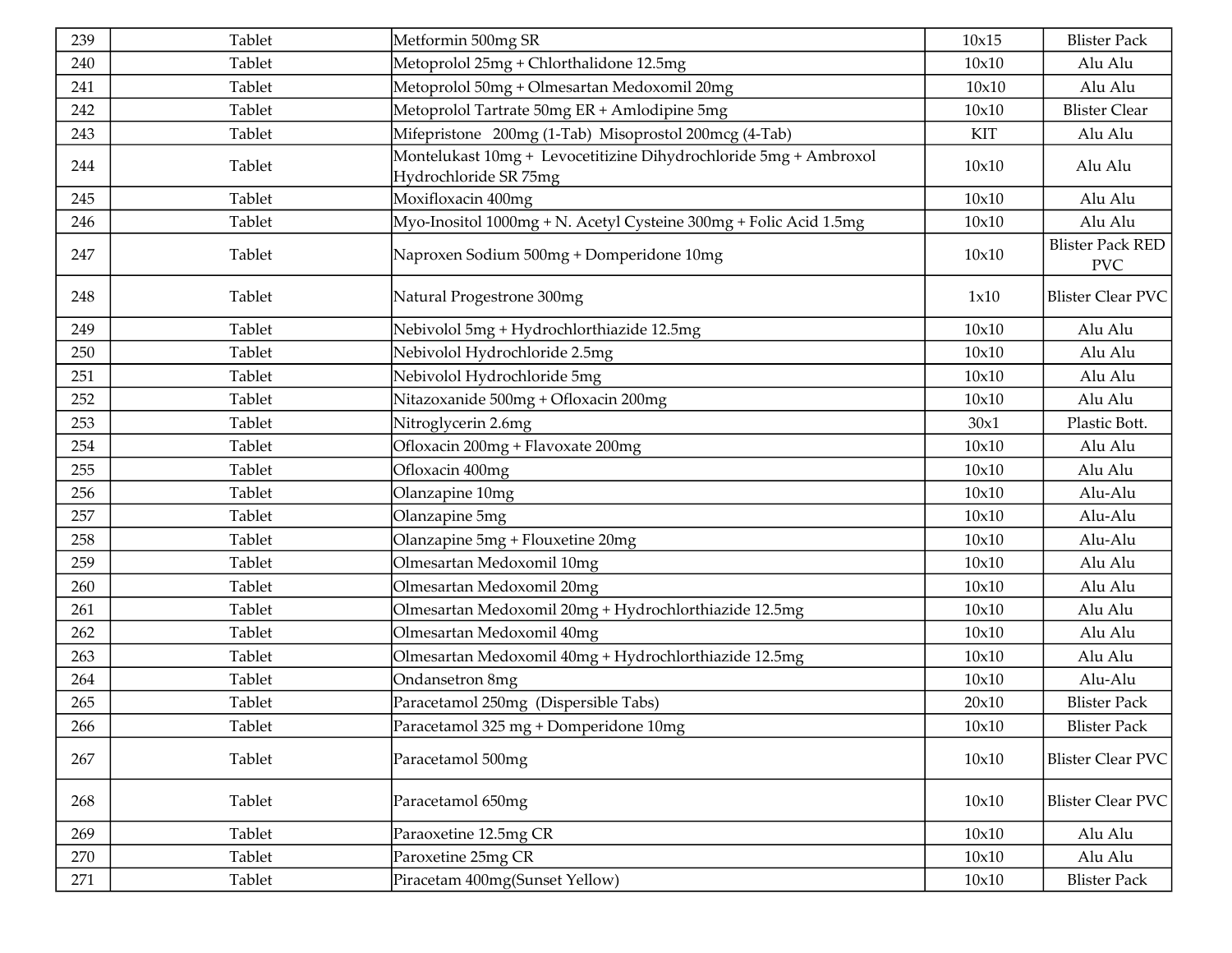| 239 | Tablet | Metformin 500mg SR | 10x15 | Blister Pack |
|---|---|---|---|---|
| 240 | Tablet | Metoprolol 25mg + Chlorthalidone 12.5mg | 10x10 | Alu Alu |
| 241 | Tablet | Metoprolol 50mg + Olmesartan Medoxomil 20mg | 10x10 | Alu Alu |
| 242 | Tablet | Metoprolol Tartrate 50mg ER + Amlodipine 5mg | 10x10 | Blister Clear |
| 243 | Tablet | Mifepristone 200mg (1-Tab) Misoprostol 200mcg (4-Tab) | KIT | Alu Alu |
| 244 | Tablet | Montelukast 10mg + Levocetitizine Dihydrochloride 5mg + Ambroxol Hydrochloride SR 75mg | 10x10 | Alu Alu |
| 245 | Tablet | Moxifloxacin 400mg | 10x10 | Alu Alu |
| 246 | Tablet | Myo-Inositol 1000mg + N. Acetyl Cysteine 300mg + Folic Acid 1.5mg | 10x10 | Alu Alu |
| 247 | Tablet | Naproxen Sodium 500mg + Domperidone 10mg | 10x10 | Blister Pack RED PVC |
| 248 | Tablet | Natural Progestrone 300mg | 1x10 | Blister Clear PVC |
| 249 | Tablet | Nebivolol 5mg + Hydrochlorthiazide 12.5mg | 10x10 | Alu Alu |
| 250 | Tablet | Nebivolol Hydrochloride 2.5mg | 10x10 | Alu Alu |
| 251 | Tablet | Nebivolol Hydrochloride 5mg | 10x10 | Alu Alu |
| 252 | Tablet | Nitazoxanide 500mg + Ofloxacin 200mg | 10x10 | Alu Alu |
| 253 | Tablet | Nitroglycerin 2.6mg | 30x1 | Plastic Bott. |
| 254 | Tablet | Ofloxacin 200mg + Flavoxate 200mg | 10x10 | Alu Alu |
| 255 | Tablet | Ofloxacin 400mg | 10x10 | Alu Alu |
| 256 | Tablet | Olanzapine 10mg | 10x10 | Alu-Alu |
| 257 | Tablet | Olanzapine 5mg | 10x10 | Alu-Alu |
| 258 | Tablet | Olanzapine 5mg + Flouxetine 20mg | 10x10 | Alu-Alu |
| 259 | Tablet | Olmesartan Medoxomil 10mg | 10x10 | Alu Alu |
| 260 | Tablet | Olmesartan Medoxomil 20mg | 10x10 | Alu Alu |
| 261 | Tablet | Olmesartan Medoxomil 20mg + Hydrochlorthiazide 12.5mg | 10x10 | Alu Alu |
| 262 | Tablet | Olmesartan Medoxomil 40mg | 10x10 | Alu Alu |
| 263 | Tablet | Olmesartan Medoxomil 40mg + Hydrochlorthiazide 12.5mg | 10x10 | Alu Alu |
| 264 | Tablet | Ondansetron 8mg | 10x10 | Alu-Alu |
| 265 | Tablet | Paracetamol 250mg (Dispersible Tabs) | 20x10 | Blister Pack |
| 266 | Tablet | Paracetamol 325 mg + Domperidone 10mg | 10x10 | Blister Pack |
| 267 | Tablet | Paracetamol 500mg | 10x10 | Blister Clear PVC |
| 268 | Tablet | Paracetamol 650mg | 10x10 | Blister Clear PVC |
| 269 | Tablet | Paraoxetine 12.5mg CR | 10x10 | Alu Alu |
| 270 | Tablet | Paroxetine 25mg CR | 10x10 | Alu Alu |
| 271 | Tablet | Piracetam 400mg(Sunset Yellow) | 10x10 | Blister Pack |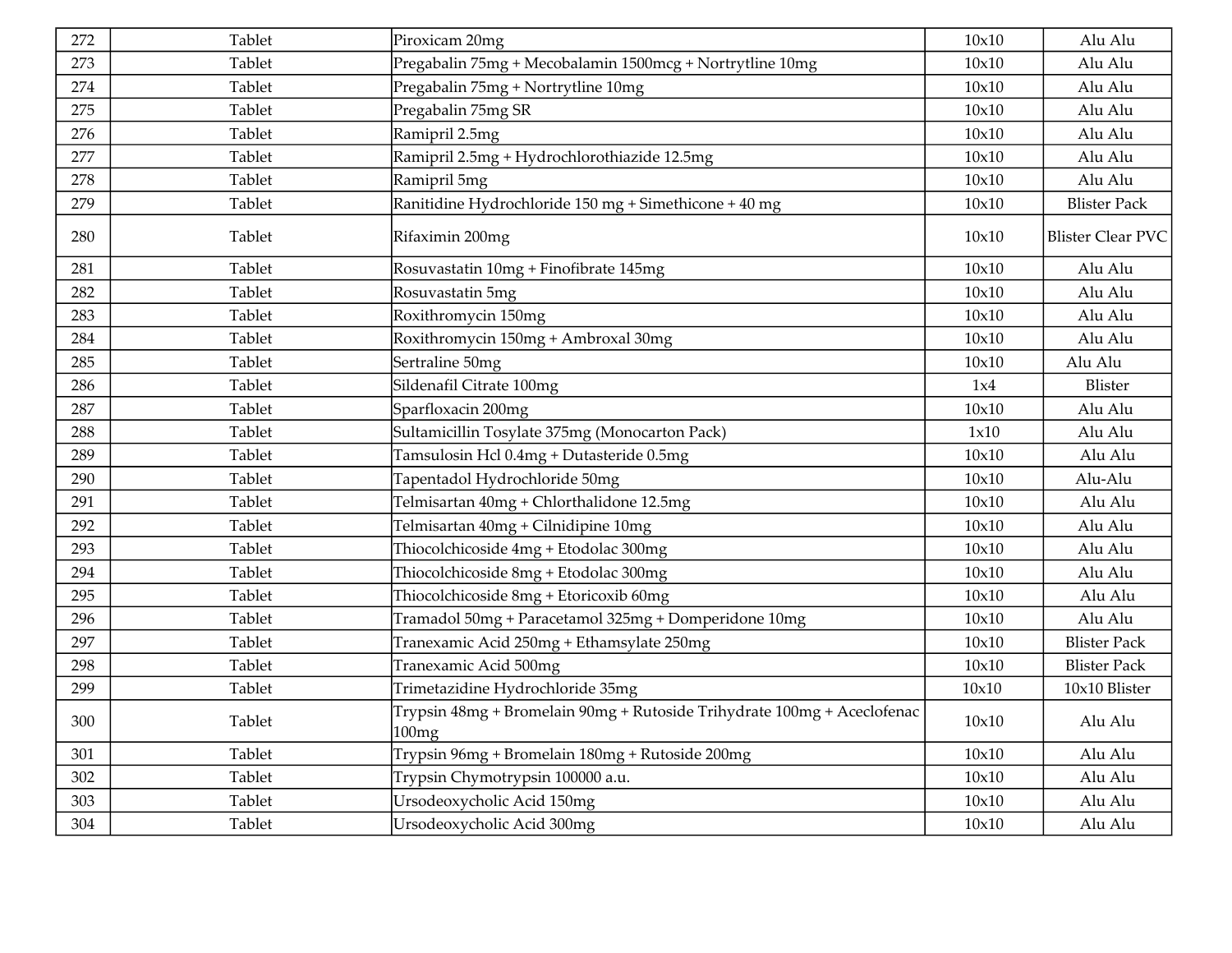| 272 | Tablet | Piroxicam 20mg | 10x10 | Alu Alu |
|---|---|---|---|---|
| 273 | Tablet | Pregabalin 75mg + Mecobalamin 1500mcg + Nortrytline 10mg | 10x10 | Alu Alu |
| 274 | Tablet | Pregabalin 75mg + Nortrytline 10mg | 10x10 | Alu Alu |
| 275 | Tablet | Pregabalin 75mg SR | 10x10 | Alu Alu |
| 276 | Tablet | Ramipril 2.5mg | 10x10 | Alu Alu |
| 277 | Tablet | Ramipril 2.5mg + Hydrochlorothiazide 12.5mg | 10x10 | Alu Alu |
| 278 | Tablet | Ramipril 5mg | 10x10 | Alu Alu |
| 279 | Tablet | Ranitidine Hydrochloride 150 mg + Simethicone + 40 mg | 10x10 | Blister Pack |
| 280 | Tablet | Rifaximin 200mg | 10x10 | Blister Clear PVC |
| 281 | Tablet | Rosuvastatin 10mg + Finofibrate 145mg | 10x10 | Alu Alu |
| 282 | Tablet | Rosuvastatin 5mg | 10x10 | Alu Alu |
| 283 | Tablet | Roxithromycin 150mg | 10x10 | Alu Alu |
| 284 | Tablet | Roxithromycin 150mg + Ambroxal 30mg | 10x10 | Alu Alu |
| 285 | Tablet | Sertraline 50mg | 10x10 | Alu Alu |
| 286 | Tablet | Sildenafil Citrate 100mg | 1x4 | Blister |
| 287 | Tablet | Sparfloxacin 200mg | 10x10 | Alu Alu |
| 288 | Tablet | Sultamicillin Tosylate 375mg (Monocarton Pack) | 1x10 | Alu Alu |
| 289 | Tablet | Tamsulosin Hcl 0.4mg + Dutasteride 0.5mg | 10x10 | Alu Alu |
| 290 | Tablet | Tapentadol Hydrochloride 50mg | 10x10 | Alu-Alu |
| 291 | Tablet | Telmisartan 40mg + Chlorthalidone 12.5mg | 10x10 | Alu Alu |
| 292 | Tablet | Telmisartan 40mg + Cilnidipine 10mg | 10x10 | Alu Alu |
| 293 | Tablet | Thiocolchicoside 4mg + Etodolac 300mg | 10x10 | Alu Alu |
| 294 | Tablet | Thiocolchicoside 8mg + Etodolac 300mg | 10x10 | Alu Alu |
| 295 | Tablet | Thiocolchicoside 8mg + Etoricoxib 60mg | 10x10 | Alu Alu |
| 296 | Tablet | Tramadol 50mg + Paracetamol 325mg + Domperidone 10mg | 10x10 | Alu Alu |
| 297 | Tablet | Tranexamic Acid 250mg + Ethamsylate 250mg | 10x10 | Blister Pack |
| 298 | Tablet | Tranexamic Acid 500mg | 10x10 | Blister Pack |
| 299 | Tablet | Trimetazidine Hydrochloride 35mg | 10x10 | 10x10 Blister |
| 300 | Tablet | Trypsin 48mg + Bromelain 90mg + Rutoside Trihydrate 100mg + Aceclofenac 100mg | 10x10 | Alu Alu |
| 301 | Tablet | Trypsin 96mg + Bromelain 180mg + Rutoside 200mg | 10x10 | Alu Alu |
| 302 | Tablet | Trypsin Chymotrypsin 100000 a.u. | 10x10 | Alu Alu |
| 303 | Tablet | Ursodeoxycholic Acid 150mg | 10x10 | Alu Alu |
| 304 | Tablet | Ursodeoxycholic Acid 300mg | 10x10 | Alu Alu |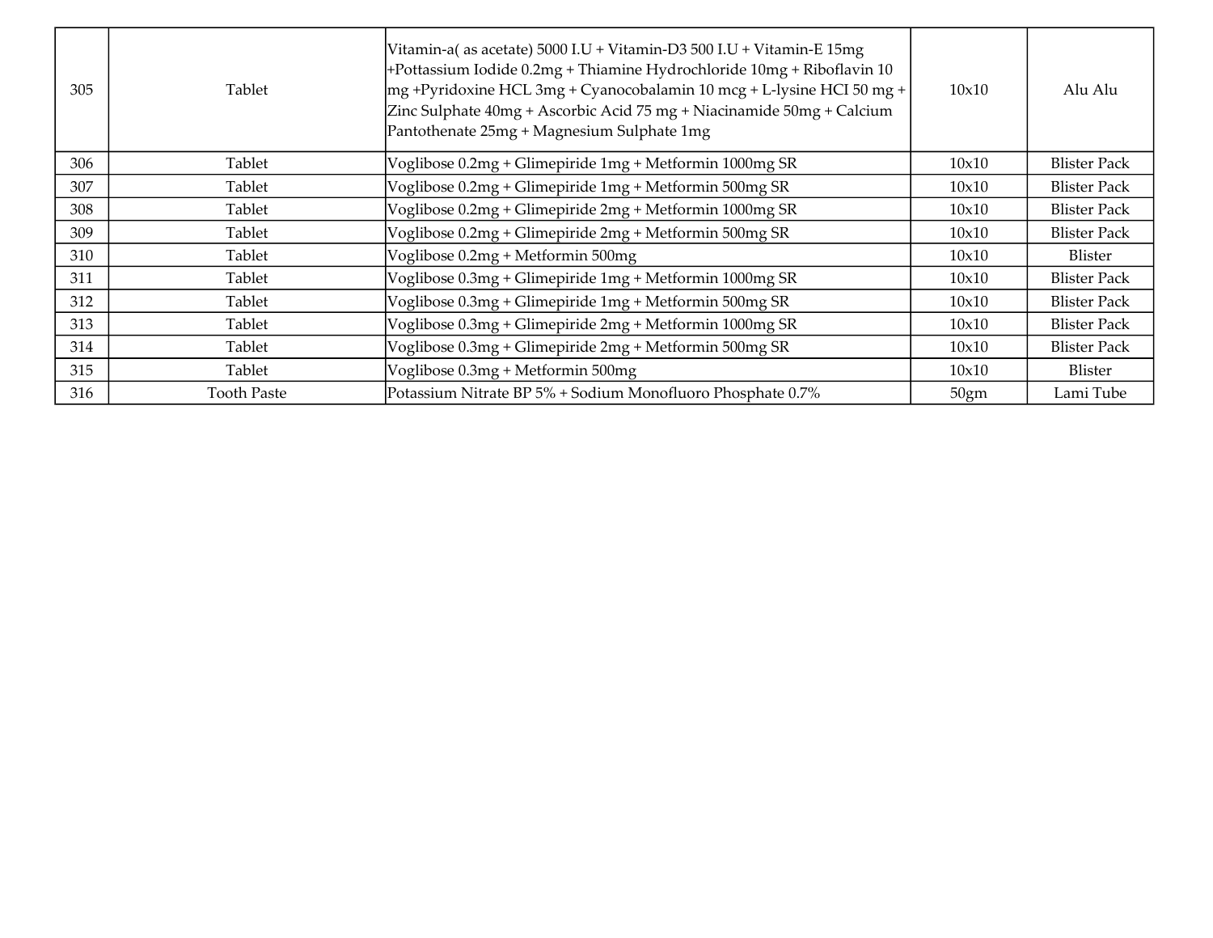| | | | | |
|---|---|---|---|---|
| 305 | Tablet | Vitamin-a( as acetate) 5000 I.U + Vitamin-D3 500 I.U + Vitamin-E 15mg +Pottassium Iodide 0.2mg + Thiamine Hydrochloride 10mg + Riboflavin 10 mg +Pyridoxine HCL 3mg + Cyanocobalamin 10 mcg + L-lysine HCI 50 mg + Zinc Sulphate 40mg + Ascorbic Acid 75 mg + Niacinamide 50mg + Calcium Pantothenate 25mg + Magnesium Sulphate 1mg | 10x10 | Alu Alu |
| 306 | Tablet | Voglibose 0.2mg + Glimepiride 1mg + Metformin 1000mg SR | 10x10 | Blister Pack |
| 307 | Tablet | Voglibose 0.2mg + Glimepiride 1mg + Metformin 500mg SR | 10x10 | Blister Pack |
| 308 | Tablet | Voglibose 0.2mg + Glimepiride 2mg + Metformin 1000mg SR | 10x10 | Blister Pack |
| 309 | Tablet | Voglibose 0.2mg + Glimepiride 2mg + Metformin 500mg SR | 10x10 | Blister Pack |
| 310 | Tablet | Voglibose 0.2mg + Metformin 500mg | 10x10 | Blister |
| 311 | Tablet | Voglibose 0.3mg + Glimepiride 1mg + Metformin 1000mg SR | 10x10 | Blister Pack |
| 312 | Tablet | Voglibose 0.3mg + Glimepiride 1mg + Metformin 500mg SR | 10x10 | Blister Pack |
| 313 | Tablet | Voglibose 0.3mg + Glimepiride 2mg + Metformin 1000mg SR | 10x10 | Blister Pack |
| 314 | Tablet | Voglibose 0.3mg + Glimepiride 2mg + Metformin 500mg SR | 10x10 | Blister Pack |
| 315 | Tablet | Voglibose 0.3mg + Metformin 500mg | 10x10 | Blister |
| 316 | Tooth Paste | Potassium Nitrate BP 5% + Sodium Monofluoro Phosphate 0.7% | 50gm | Lami Tube |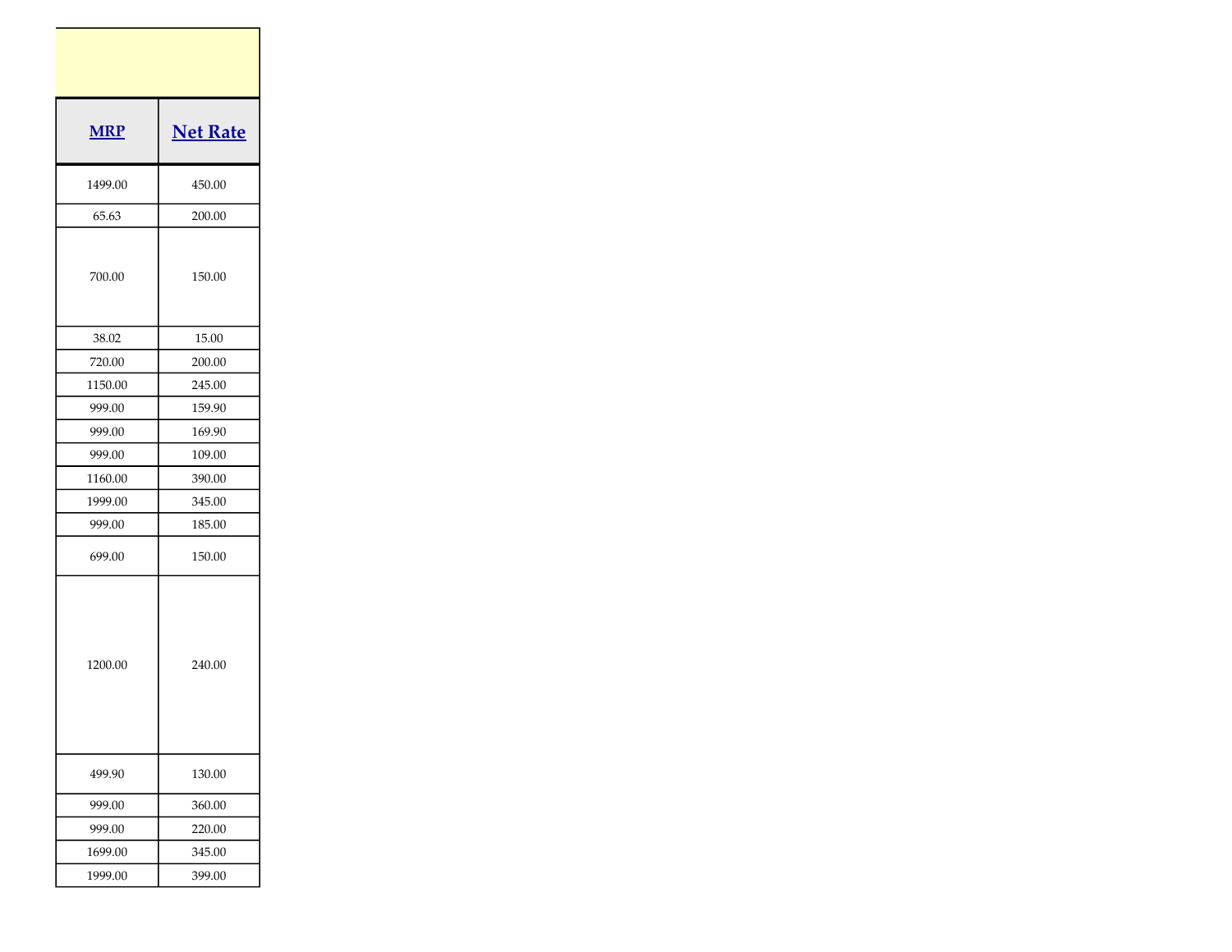| MRP | Net Rate |
|---|---|
| 1499.00 | 450.00 |
| 65.63 | 200.00 |
| 700.00 | 150.00 |
| 38.02 | 15.00 |
| 720.00 | 200.00 |
| 1150.00 | 245.00 |
| 999.00 | 159.90 |
| 999.00 | 169.90 |
| 999.00 | 109.00 |
| 1160.00 | 390.00 |
| 1999.00 | 345.00 |
| 999.00 | 185.00 |
| 699.00 | 150.00 |
| 1200.00 | 240.00 |
| 499.90 | 130.00 |
| 999.00 | 360.00 |
| 999.00 | 220.00 |
| 1699.00 | 345.00 |
| 1999.00 | 399.00 |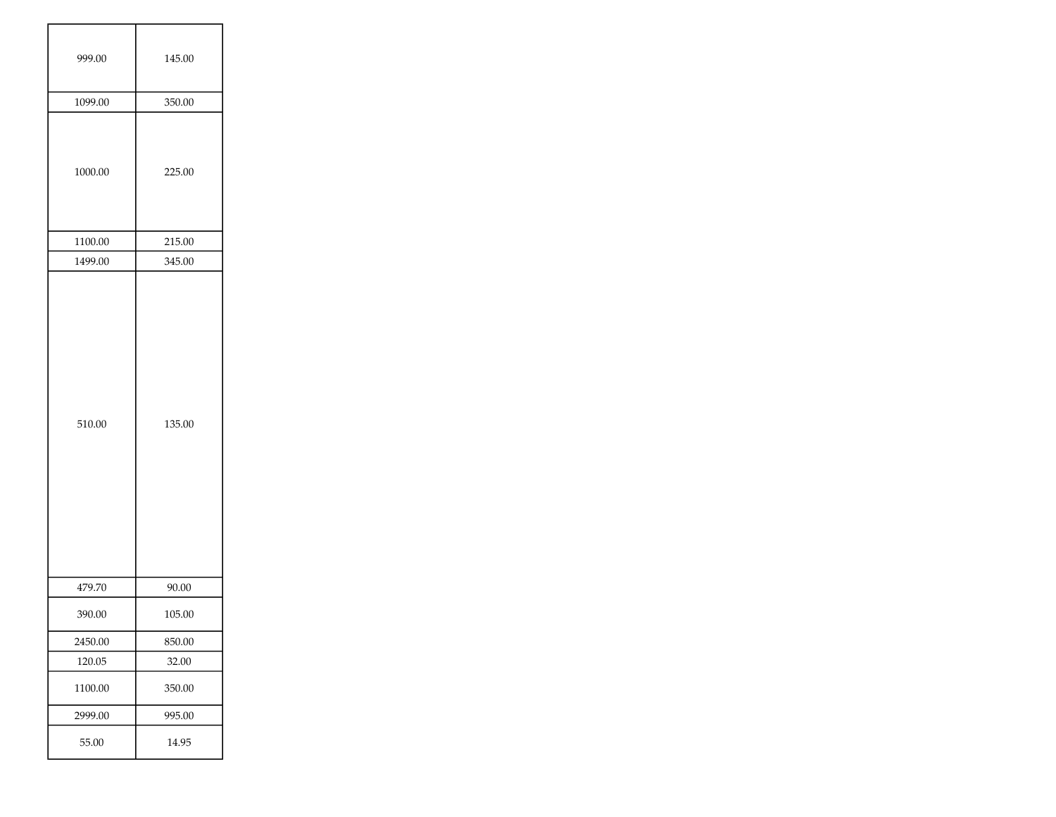| | |
|---|---|
| 999.00 | 145.00 |
| 1099.00 | 350.00 |
| 1000.00 | 225.00 |
| 1100.00 | 215.00 |
| 1499.00 | 345.00 |
| 510.00 | 135.00 |
| 479.70 | 90.00 |
| 390.00 | 105.00 |
| 2450.00 | 850.00 |
| 120.05 | 32.00 |
| 1100.00 | 350.00 |
| 2999.00 | 995.00 |
| 55.00 | 14.95 |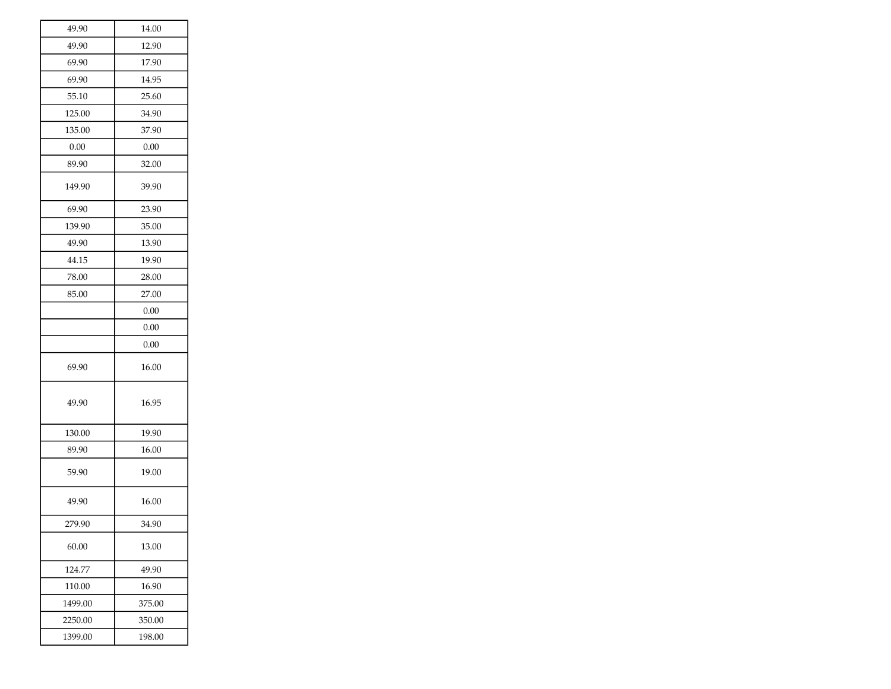| | |
|---|---|
| 49.90 | 14.00 |
| 49.90 | 12.90 |
| 69.90 | 17.90 |
| 69.90 | 14.95 |
| 55.10 | 25.60 |
| 125.00 | 34.90 |
| 135.00 | 37.90 |
| 0.00 | 0.00 |
| 89.90 | 32.00 |
| 149.90 | 39.90 |
| 69.90 | 23.90 |
| 139.90 | 35.00 |
| 49.90 | 13.90 |
| 44.15 | 19.90 |
| 78.00 | 28.00 |
| 85.00 | 27.00 |
| | 0.00 |
| | 0.00 |
| | 0.00 |
| 69.90 | 16.00 |
| 49.90 | 16.95 |
| 130.00 | 19.90 |
| 89.90 | 16.00 |
| 59.90 | 19.00 |
| 49.90 | 16.00 |
| 279.90 | 34.90 |
| 60.00 | 13.00 |
| 124.77 | 49.90 |
| 110.00 | 16.90 |
| 1499.00 | 375.00 |
| 2250.00 | 350.00 |
| 1399.00 | 198.00 |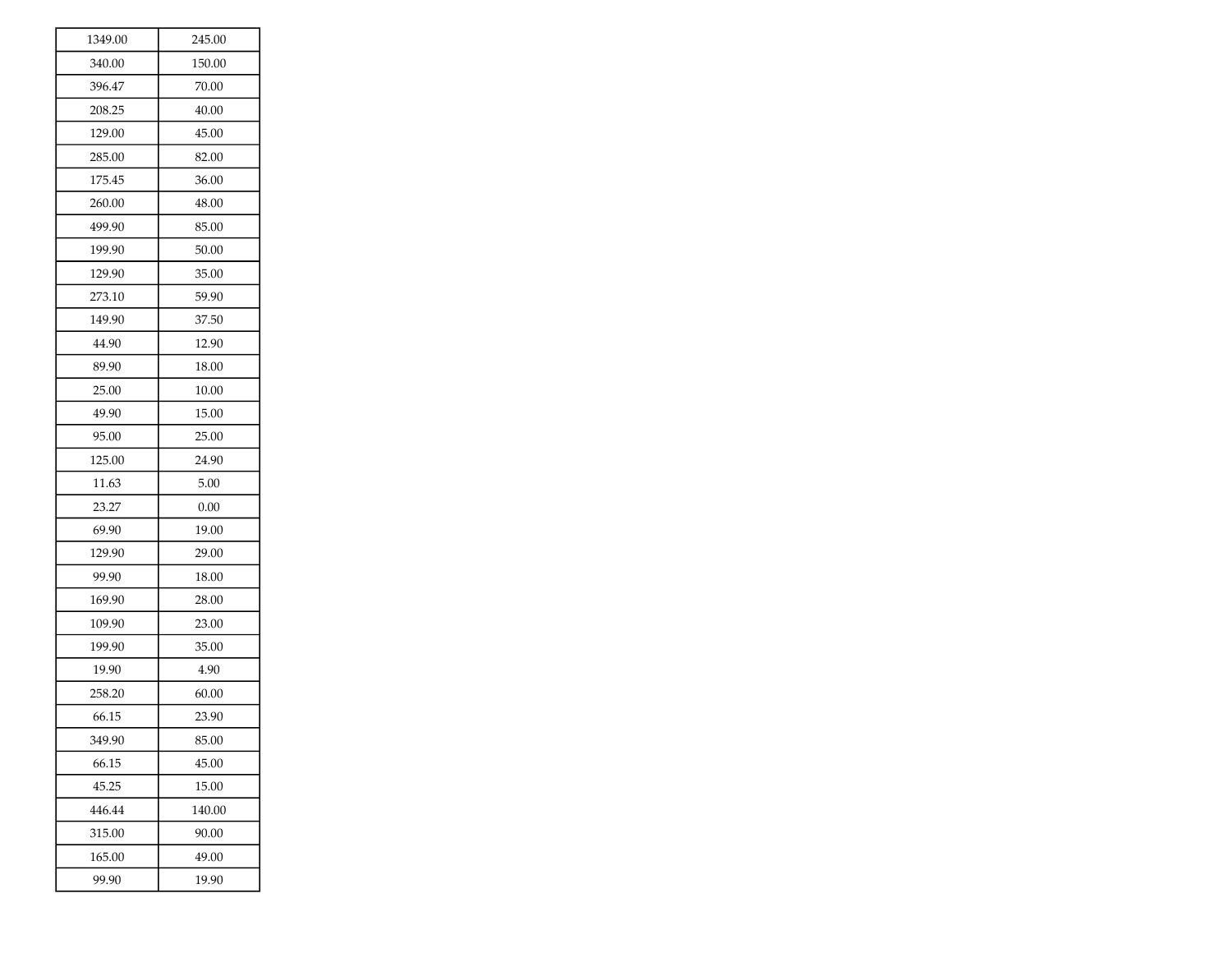| | |
|---|---|
| 1349.00 | 245.00 |
| 340.00 | 150.00 |
| 396.47 | 70.00 |
| 208.25 | 40.00 |
| 129.00 | 45.00 |
| 285.00 | 82.00 |
| 175.45 | 36.00 |
| 260.00 | 48.00 |
| 499.90 | 85.00 |
| 199.90 | 50.00 |
| 129.90 | 35.00 |
| 273.10 | 59.90 |
| 149.90 | 37.50 |
| 44.90 | 12.90 |
| 89.90 | 18.00 |
| 25.00 | 10.00 |
| 49.90 | 15.00 |
| 95.00 | 25.00 |
| 125.00 | 24.90 |
| 11.63 | 5.00 |
| 23.27 | 0.00 |
| 69.90 | 19.00 |
| 129.90 | 29.00 |
| 99.90 | 18.00 |
| 169.90 | 28.00 |
| 109.90 | 23.00 |
| 199.90 | 35.00 |
| 19.90 | 4.90 |
| 258.20 | 60.00 |
| 66.15 | 23.90 |
| 349.90 | 85.00 |
| 66.15 | 45.00 |
| 45.25 | 15.00 |
| 446.44 | 140.00 |
| 315.00 | 90.00 |
| 165.00 | 49.00 |
| 99.90 | 19.90 |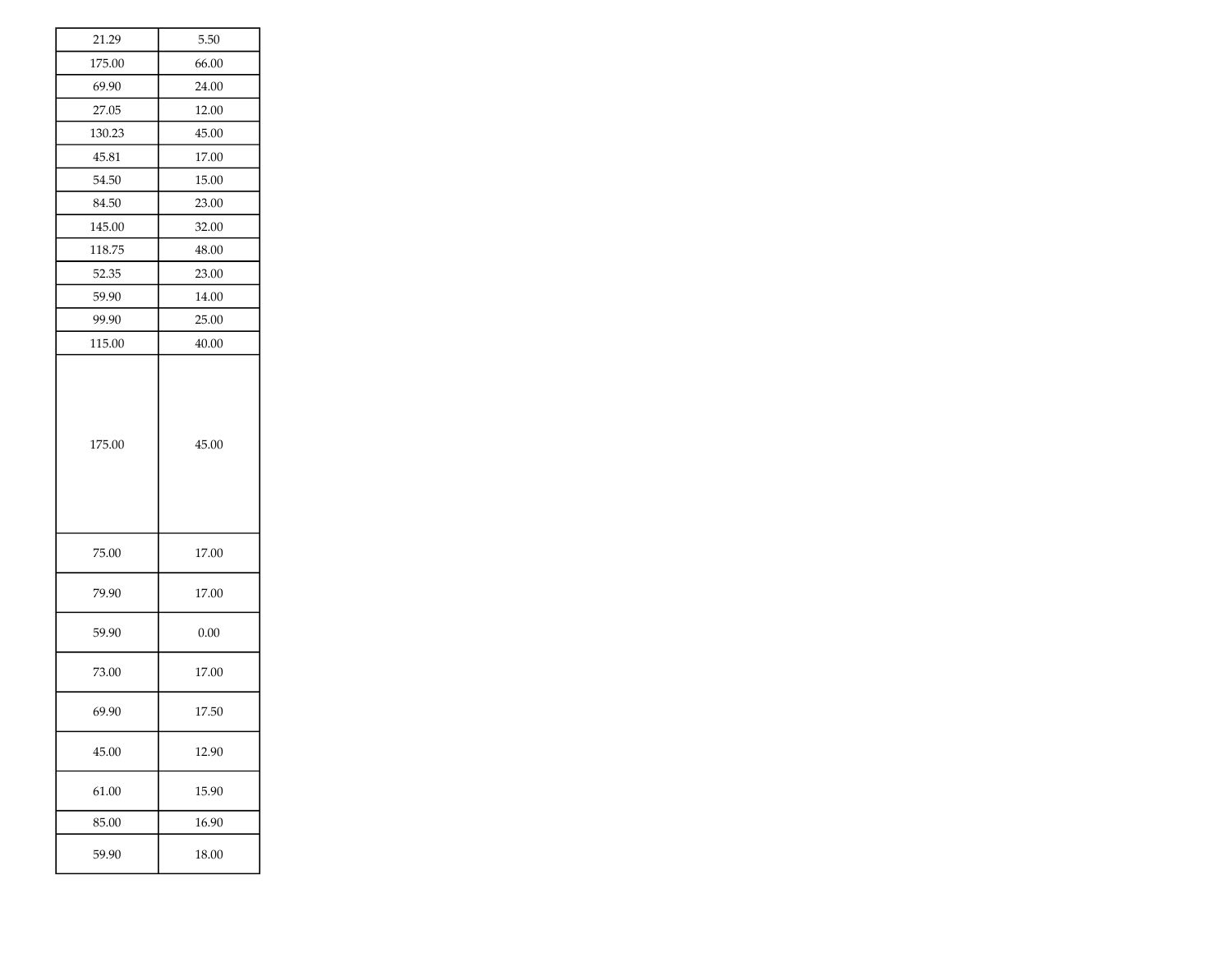| | |
|---|---|
| 21.29 | 5.50 |
| 175.00 | 66.00 |
| 69.90 | 24.00 |
| 27.05 | 12.00 |
| 130.23 | 45.00 |
| 45.81 | 17.00 |
| 54.50 | 15.00 |
| 84.50 | 23.00 |
| 145.00 | 32.00 |
| 118.75 | 48.00 |
| 52.35 | 23.00 |
| 59.90 | 14.00 |
| 99.90 | 25.00 |
| 115.00 | 40.00 |
| 175.00 | 45.00 |
| 75.00 | 17.00 |
| 79.90 | 17.00 |
| 59.90 | 0.00 |
| 73.00 | 17.00 |
| 69.90 | 17.50 |
| 45.00 | 12.90 |
| 61.00 | 15.90 |
| 85.00 | 16.90 |
| 59.90 | 18.00 |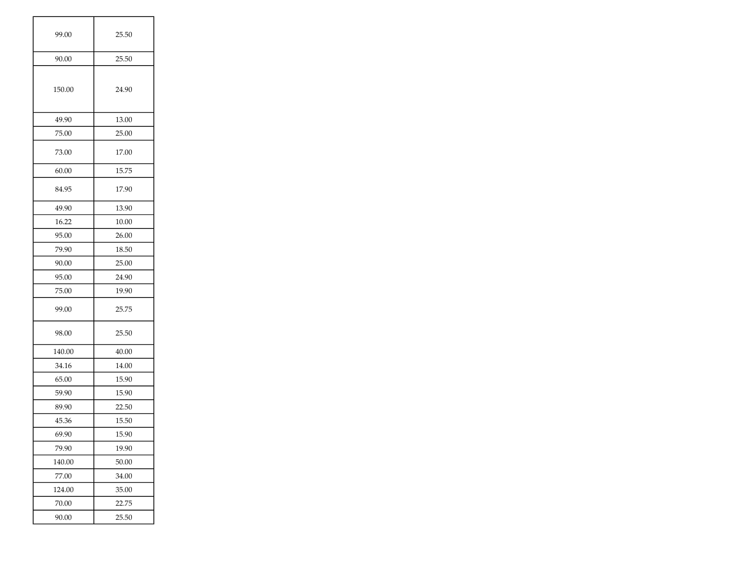| | |
|---|---|
| 99.00 | 25.50 |
| 90.00 | 25.50 |
| 150.00 | 24.90 |
| 49.90 | 13.00 |
| 75.00 | 25.00 |
| 73.00 | 17.00 |
| 60.00 | 15.75 |
| 84.95 | 17.90 |
| 49.90 | 13.90 |
| 16.22 | 10.00 |
| 95.00 | 26.00 |
| 79.90 | 18.50 |
| 90.00 | 25.00 |
| 95.00 | 24.90 |
| 75.00 | 19.90 |
| 99.00 | 25.75 |
| 98.00 | 25.50 |
| 140.00 | 40.00 |
| 34.16 | 14.00 |
| 65.00 | 15.90 |
| 59.90 | 15.90 |
| 89.90 | 22.50 |
| 45.36 | 15.50 |
| 69.90 | 15.90 |
| 79.90 | 19.90 |
| 140.00 | 50.00 |
| 77.00 | 34.00 |
| 124.00 | 35.00 |
| 70.00 | 22.75 |
| 90.00 | 25.50 |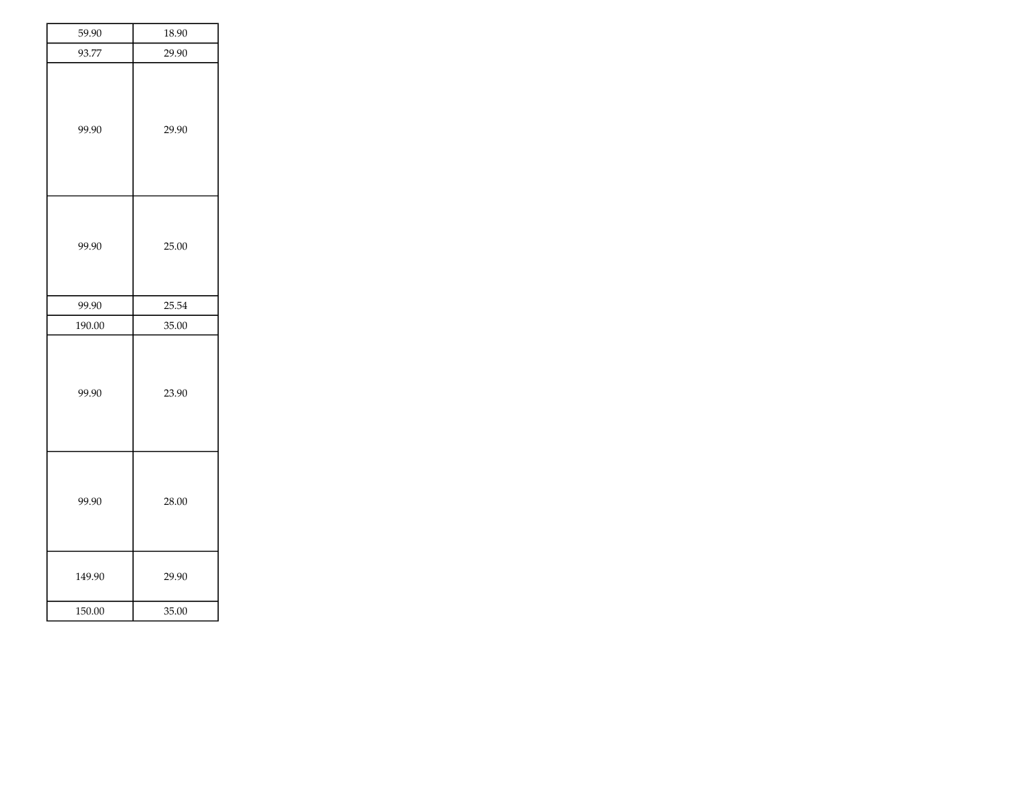| | |
|---|---|
| 59.90 | 18.90 |
| 93.77 | 29.90 |
| 99.90 | 29.90 |
| 99.90 | 25.00 |
| 99.90 | 25.54 |
| 190.00 | 35.00 |
| 99.90 | 23.90 |
| 99.90 | 28.00 |
| 149.90 | 29.90 |
| 150.00 | 35.00 |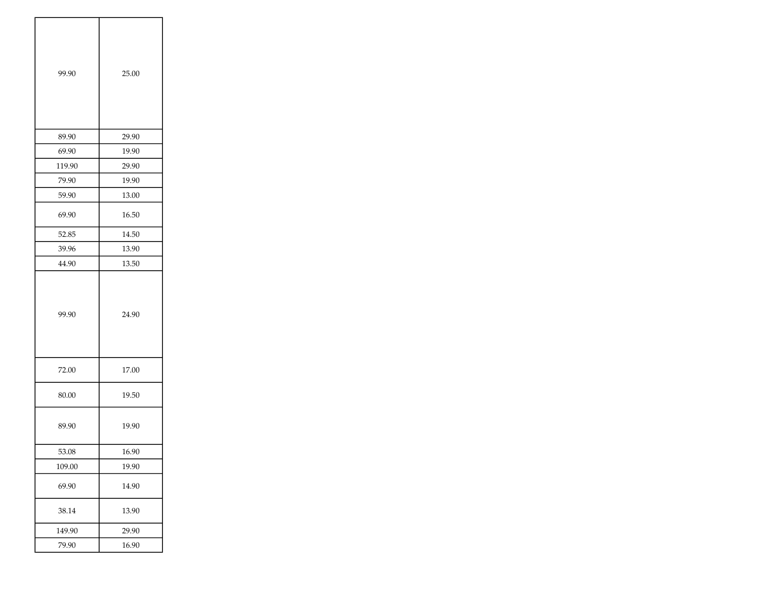| | |
|---|---|
| 99.90 | 25.00 |
| 89.90 | 29.90 |
| 69.90 | 19.90 |
| 119.90 | 29.90 |
| 79.90 | 19.90 |
| 59.90 | 13.00 |
| 69.90 | 16.50 |
| 52.85 | 14.50 |
| 39.96 | 13.90 |
| 44.90 | 13.50 |
| 99.90 | 24.90 |
| 72.00 | 17.00 |
| 80.00 | 19.50 |
| 89.90 | 19.90 |
| 53.08 | 16.90 |
| 109.00 | 19.90 |
| 69.90 | 14.90 |
| 38.14 | 13.90 |
| 149.90 | 29.90 |
| 79.90 | 16.90 |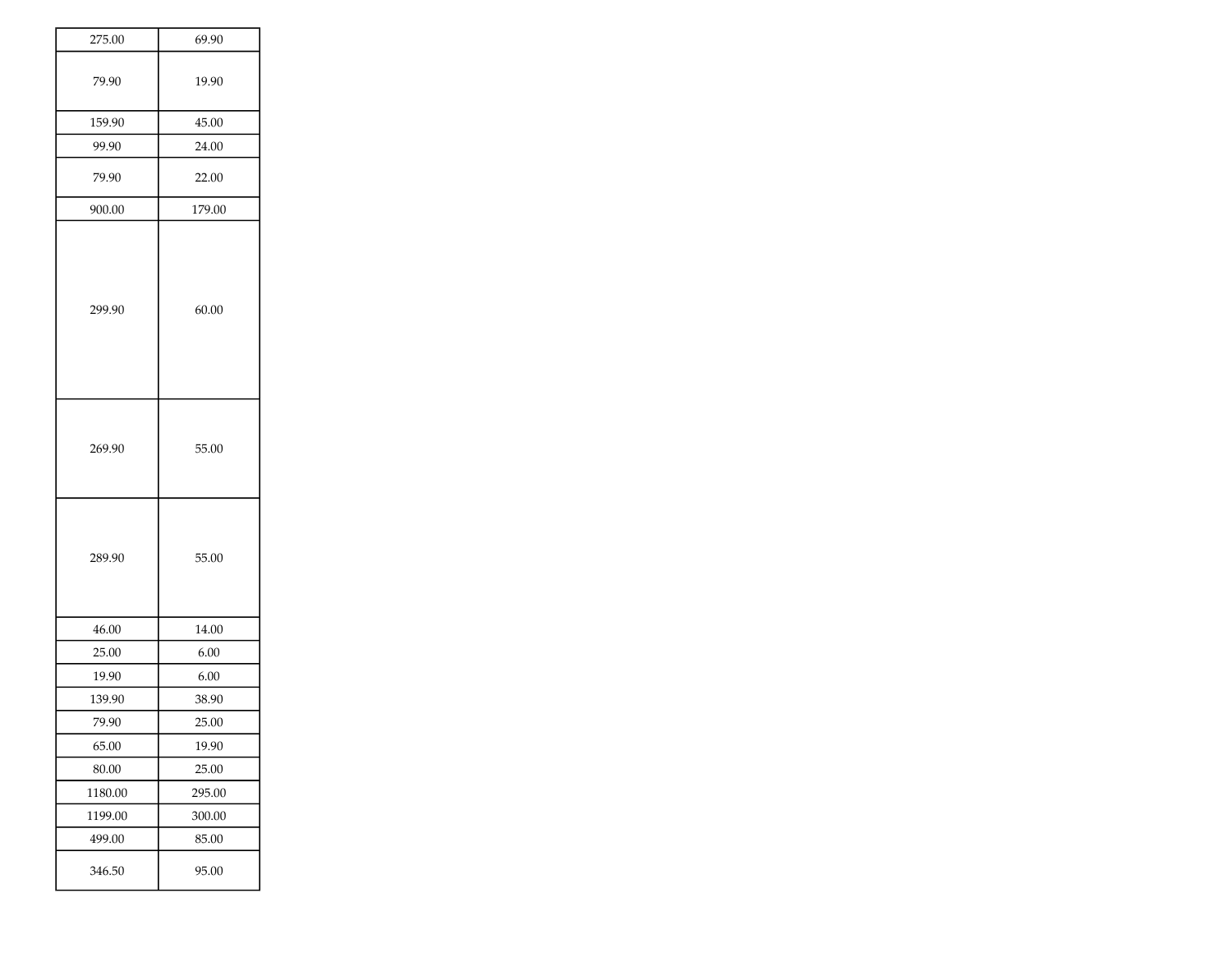| | |
|---|---|
| 275.00 | 69.90 |
| 79.90 | 19.90 |
| 159.90 | 45.00 |
| 99.90 | 24.00 |
| 79.90 | 22.00 |
| 900.00 | 179.00 |
| 299.90 | 60.00 |
| 269.90 | 55.00 |
| 289.90 | 55.00 |
| 46.00 | 14.00 |
| 25.00 | 6.00 |
| 19.90 | 6.00 |
| 139.90 | 38.90 |
| 79.90 | 25.00 |
| 65.00 | 19.90 |
| 80.00 | 25.00 |
| 1180.00 | 295.00 |
| 1199.00 | 300.00 |
| 499.00 | 85.00 |
| 346.50 | 95.00 |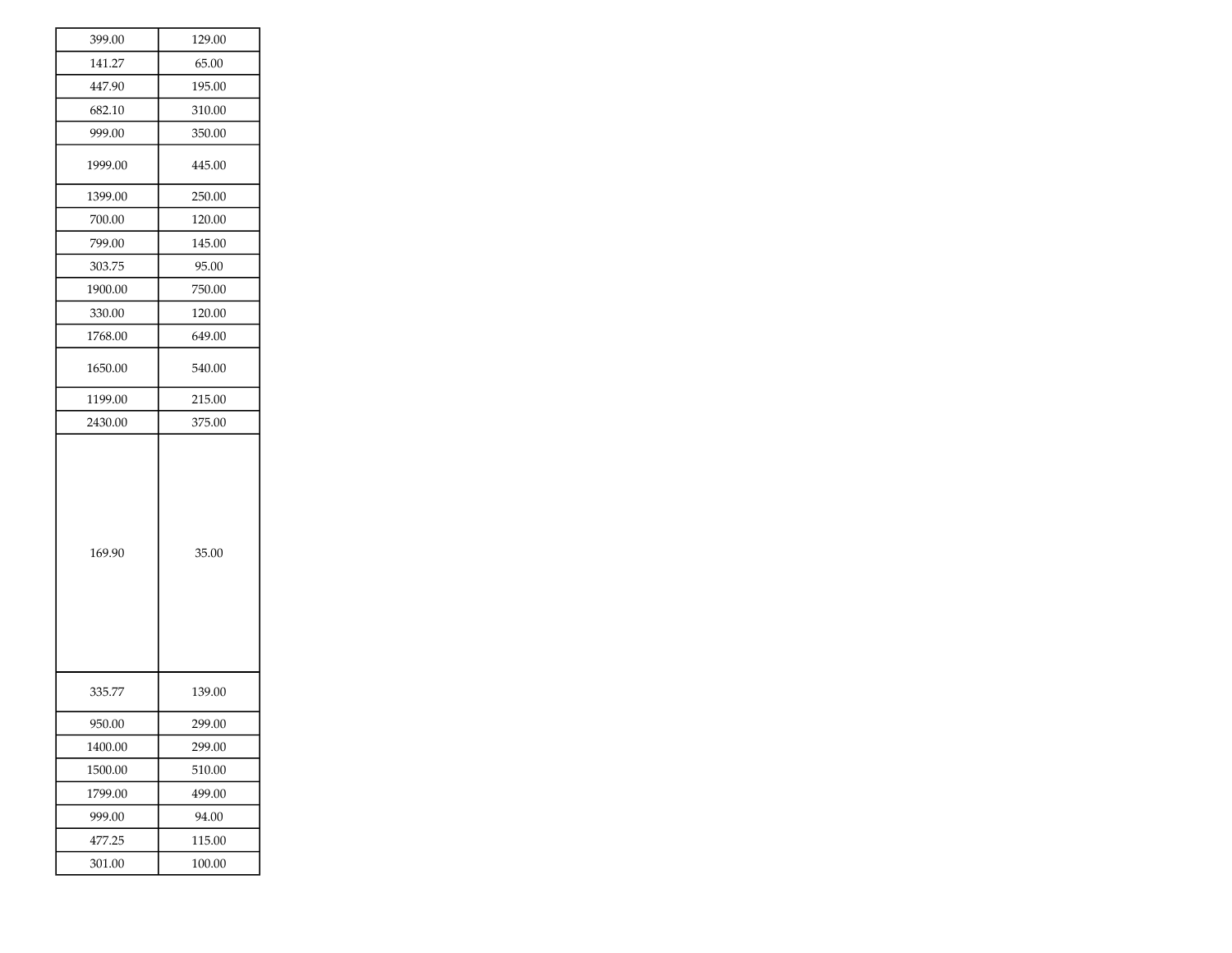| | |
|---|---|
| 399.00 | 129.00 |
| 141.27 | 65.00 |
| 447.90 | 195.00 |
| 682.10 | 310.00 |
| 999.00 | 350.00 |
| 1999.00 | 445.00 |
| 1399.00 | 250.00 |
| 700.00 | 120.00 |
| 799.00 | 145.00 |
| 303.75 | 95.00 |
| 1900.00 | 750.00 |
| 330.00 | 120.00 |
| 1768.00 | 649.00 |
| 1650.00 | 540.00 |
| 1199.00 | 215.00 |
| 2430.00 | 375.00 |
| 169.90 | 35.00 |
| 335.77 | 139.00 |
| 950.00 | 299.00 |
| 1400.00 | 299.00 |
| 1500.00 | 510.00 |
| 1799.00 | 499.00 |
| 999.00 | 94.00 |
| 477.25 | 115.00 |
| 301.00 | 100.00 |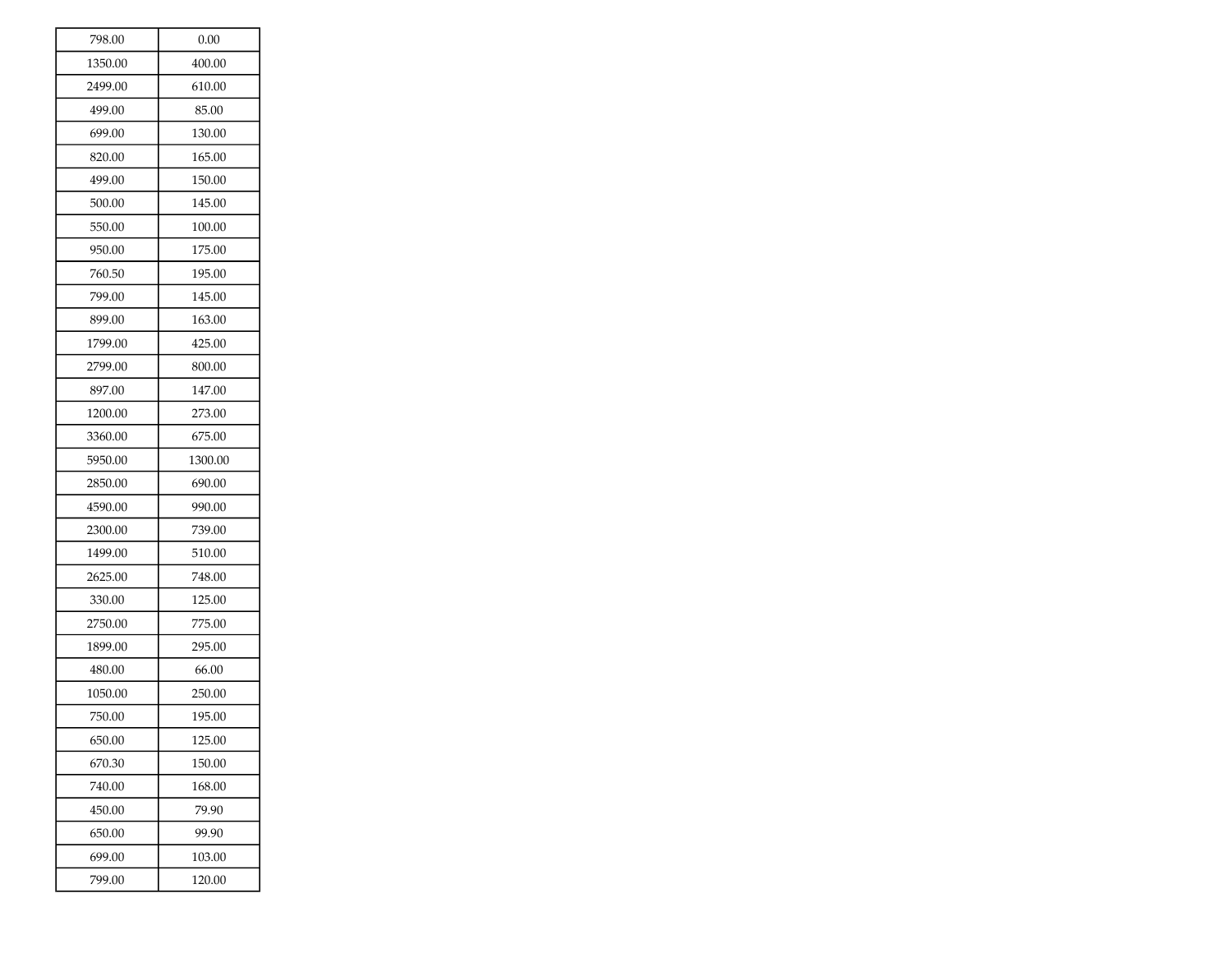| | |
|---|---|
| 798.00 | 0.00 |
| 1350.00 | 400.00 |
| 2499.00 | 610.00 |
| 499.00 | 85.00 |
| 699.00 | 130.00 |
| 820.00 | 165.00 |
| 499.00 | 150.00 |
| 500.00 | 145.00 |
| 550.00 | 100.00 |
| 950.00 | 175.00 |
| 760.50 | 195.00 |
| 799.00 | 145.00 |
| 899.00 | 163.00 |
| 1799.00 | 425.00 |
| 2799.00 | 800.00 |
| 897.00 | 147.00 |
| 1200.00 | 273.00 |
| 3360.00 | 675.00 |
| 5950.00 | 1300.00 |
| 2850.00 | 690.00 |
| 4590.00 | 990.00 |
| 2300.00 | 739.00 |
| 1499.00 | 510.00 |
| 2625.00 | 748.00 |
| 330.00 | 125.00 |
| 2750.00 | 775.00 |
| 1899.00 | 295.00 |
| 480.00 | 66.00 |
| 1050.00 | 250.00 |
| 750.00 | 195.00 |
| 650.00 | 125.00 |
| 670.30 | 150.00 |
| 740.00 | 168.00 |
| 450.00 | 79.90 |
| 650.00 | 99.90 |
| 699.00 | 103.00 |
| 799.00 | 120.00 |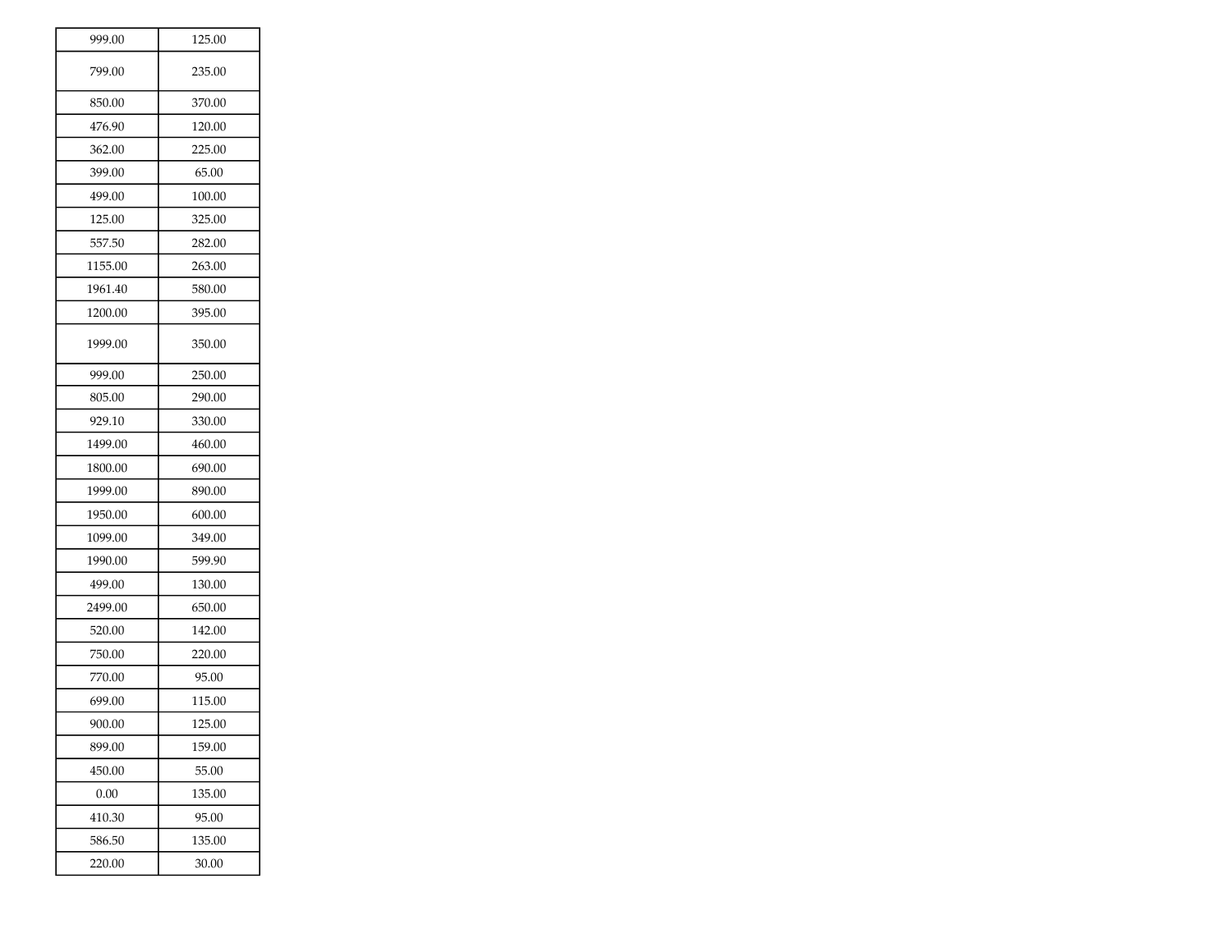| | |
|---|---|
| 999.00 | 125.00 |
| 799.00 | 235.00 |
| 850.00 | 370.00 |
| 476.90 | 120.00 |
| 362.00 | 225.00 |
| 399.00 | 65.00 |
| 499.00 | 100.00 |
| 125.00 | 325.00 |
| 557.50 | 282.00 |
| 1155.00 | 263.00 |
| 1961.40 | 580.00 |
| 1200.00 | 395.00 |
| 1999.00 | 350.00 |
| 999.00 | 250.00 |
| 805.00 | 290.00 |
| 929.10 | 330.00 |
| 1499.00 | 460.00 |
| 1800.00 | 690.00 |
| 1999.00 | 890.00 |
| 1950.00 | 600.00 |
| 1099.00 | 349.00 |
| 1990.00 | 599.90 |
| 499.00 | 130.00 |
| 2499.00 | 650.00 |
| 520.00 | 142.00 |
| 750.00 | 220.00 |
| 770.00 | 95.00 |
| 699.00 | 115.00 |
| 900.00 | 125.00 |
| 899.00 | 159.00 |
| 450.00 | 55.00 |
| 0.00 | 135.00 |
| 410.30 | 95.00 |
| 586.50 | 135.00 |
| 220.00 | 30.00 |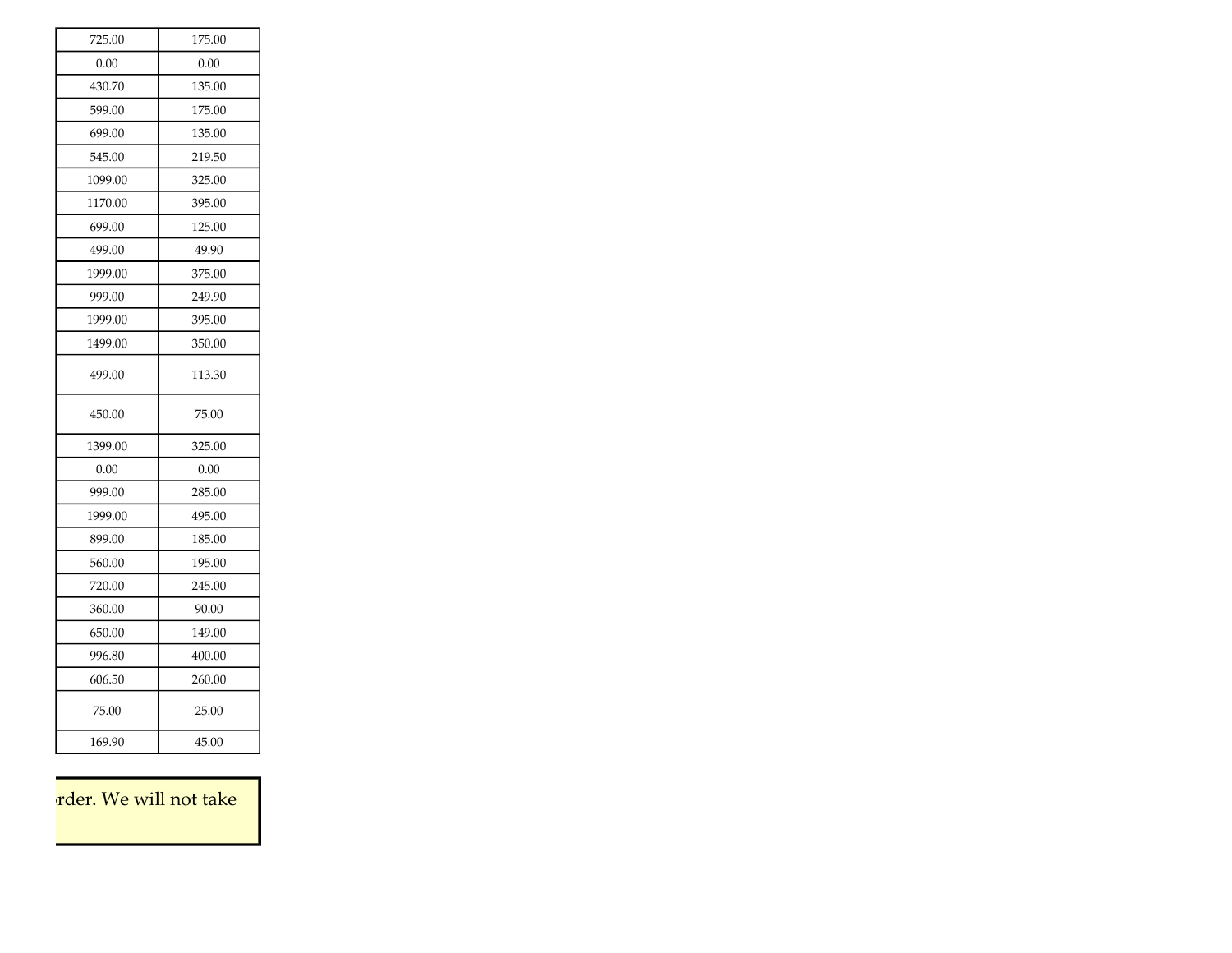| | |
|---|---|
| 725.00 | 175.00 |
| 0.00 | 0.00 |
| 430.70 | 135.00 |
| 599.00 | 175.00 |
| 699.00 | 135.00 |
| 545.00 | 219.50 |
| 1099.00 | 325.00 |
| 1170.00 | 395.00 |
| 699.00 | 125.00 |
| 499.00 | 49.90 |
| 1999.00 | 375.00 |
| 999.00 | 249.90 |
| 1999.00 | 395.00 |
| 1499.00 | 350.00 |
| 499.00 | 113.30 |
| 450.00 | 75.00 |
| 1399.00 | 325.00 |
| 0.00 | 0.00 |
| 999.00 | 285.00 |
| 1999.00 | 495.00 |
| 899.00 | 185.00 |
| 560.00 | 195.00 |
| 720.00 | 245.00 |
| 360.00 | 90.00 |
| 650.00 | 149.00 |
| 996.80 | 400.00 |
| 606.50 | 260.00 |
| 75.00 | 25.00 |
| 169.90 | 45.00 |

rder. We will not take